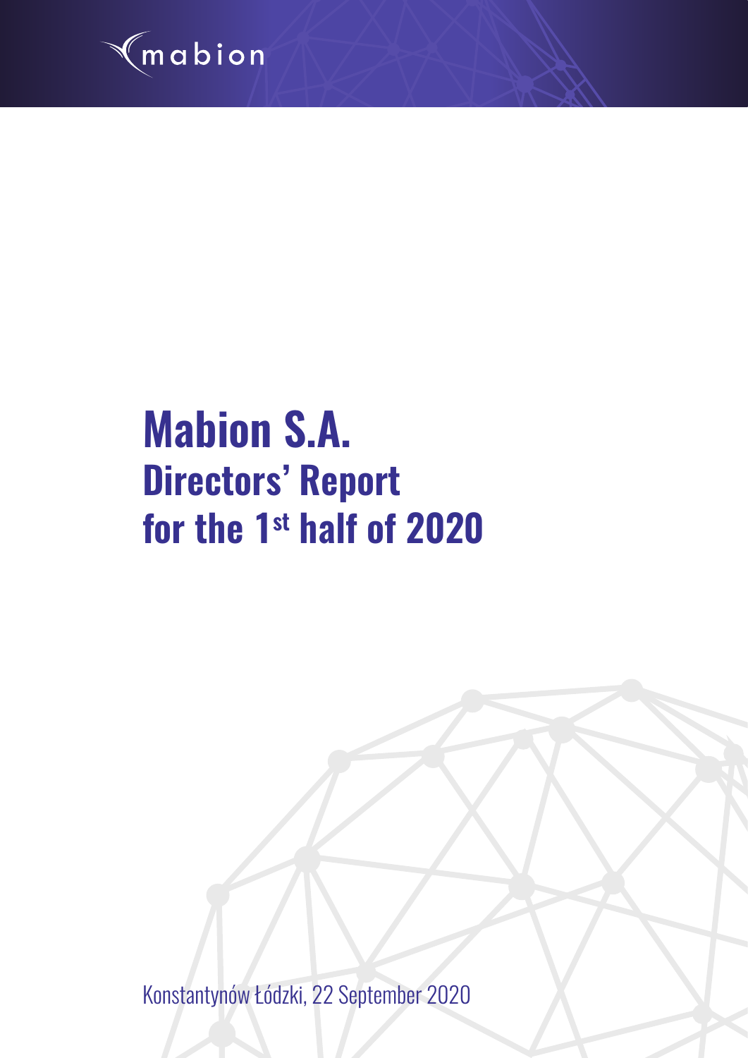mabion

# Mabion S.A.

## Directors' Report for the 1st half of 2020

Konstantynów Łódzki, 22 September 2020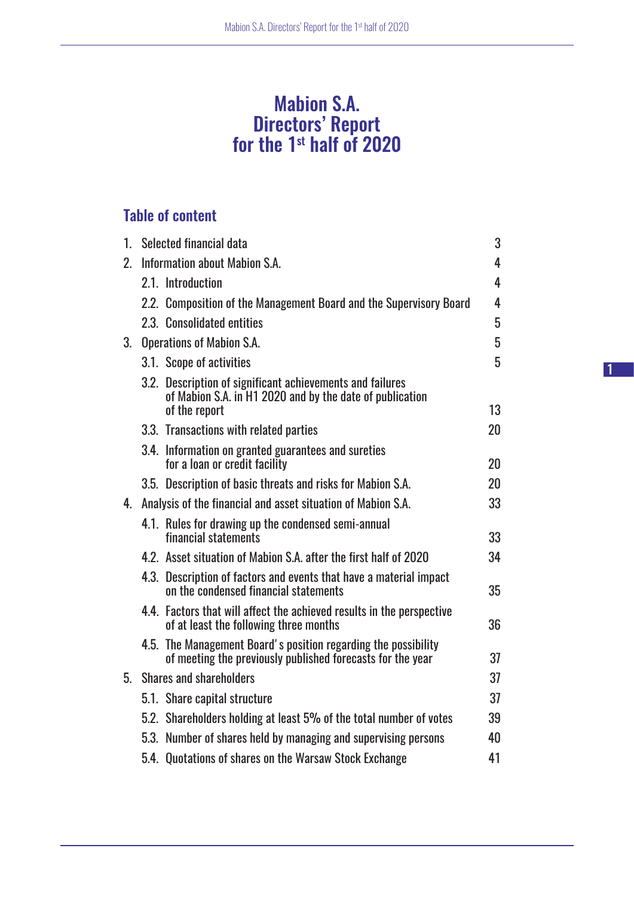# Mabion S.A. Directors' Report for the 1st half of 2020

## Table of content

| | | |
|---|---|---|
| 1. | Selected financial data | 3 |
| 2. | Information about Mabion S.A. | 4 |
| | 2.1. Introduction | 4 |
| | 2.2. Composition of the Management Board and the Supervisory Board | 4 |
| | 2.3. Consolidated entities | 5 |
| 3. | Operations of Mabion S.A. | 5 |
| | 3.1. Scope of activities | 5 |
| | 3.2. Description of significant achievements and failures of Mabion S.A. in H1 2020 and by the date of publication of the report | 13 |
| | 3.3. Transactions with related parties | 20 |
| | 3.4. Information on granted guarantees and sureties for a loan or credit facility | 20 |
| | 3.5. Description of basic threats and risks for Mabion S.A. | 20 |
| 4. | Analysis of the financial and asset situation of Mabion S.A. | 33 |
| | 4.1. Rules for drawing up the condensed semi-annual financial statements | 33 |
| | 4.2. Asset situation of Mabion S.A. after the first half of 2020 | 34 |
| | 4.3. Description of factors and events that have a material impact on the condensed financial statements | 35 |
| | 4.4. Factors that will affect the achieved results in the perspective of at least the following three months | 36 |
| | 4.5. The Management Board's position regarding the possibility of meeting the previously published forecasts for the year | 37 |
| 5. | Shares and shareholders | 37 |
| | 5.1. Share capital structure | 37 |
| | 5.2. Shareholders holding at least 5% of the total number of votes | 39 |
| | 5.3. Number of shares held by managing and supervising persons | 40 |
| | 5.4. Quotations of shares on the Warsaw Stock Exchange | 41 |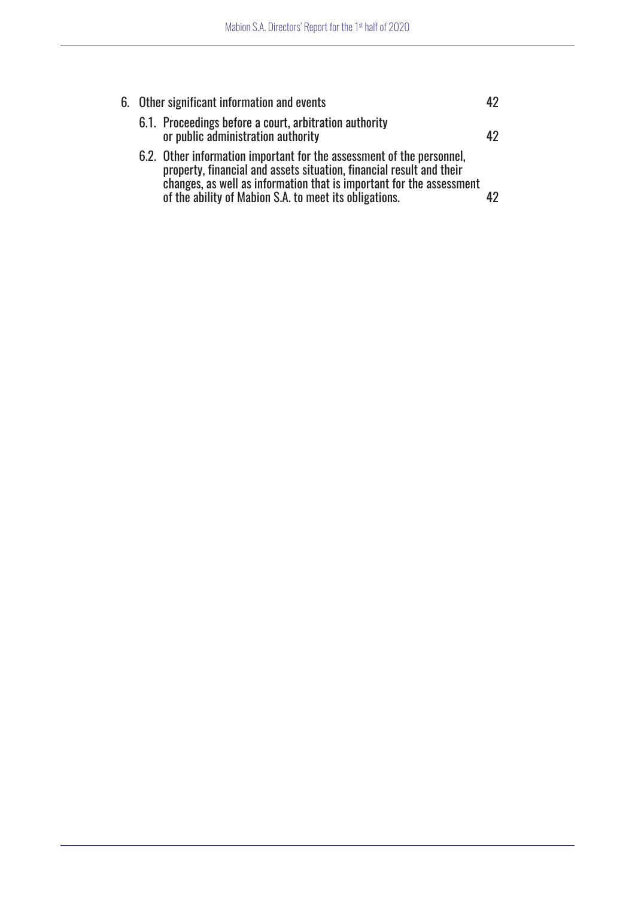6. Other significant information and events 42

    6.1. Proceedings before a court, arbitration authority or public administration authority 42

    6.2. Other information important for the assessment of the personnel, property, financial and assets situation, financial result and their changes, as well as information that is important for the assessment of the ability of Mabion S.A. to meet its obligations. 42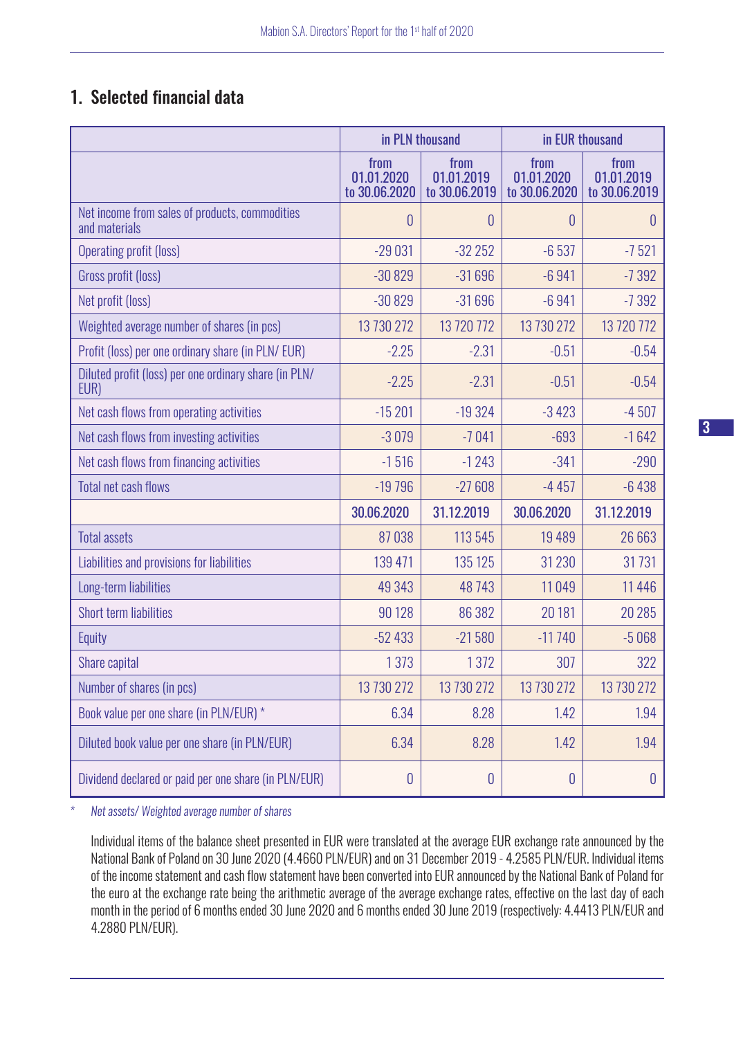## 1. Selected financial data

| | in PLN thousand | | in EUR thousand | |
|---|---|---|---|---|
| | from 01.01.2020 to 30.06.2020 | from 01.01.2019 to 30.06.2019 | from 01.01.2020 to 30.06.2020 | from 01.01.2019 to 30.06.2019 |
| Net income from sales of products, commodities and materials | 0 | 0 | 0 | 0 |
| Operating profit (loss) | -29 031 | -32 252 | -6 537 | -7 521 |
| Gross profit (loss) | -30 829 | -31 696 | -6 941 | -7 392 |
| Net profit (loss) | -30 829 | -31 696 | -6 941 | -7 392 |
| Weighted average number of shares (in pcs) | 13 730 272 | 13 720 772 | 13 730 272 | 13 720 772 |
| Profit (loss) per one ordinary share (in PLN/ EUR) | -2.25 | -2.31 | -0.51 | -0.54 |
| Diluted profit (loss) per one ordinary share (in PLN/ EUR) | -2.25 | -2.31 | -0.51 | -0.54 |
| Net cash flows from operating activities | -15 201 | -19 324 | -3 423 | -4 507 |
| Net cash flows from investing activities | -3 079 | -7 041 | -693 | -1 642 |
| Net cash flows from financing activities | -1 516 | -1 243 | -341 | -290 |
| Total net cash flows | -19 796 | -27 608 | -4 457 | -6 438 |
| | **30.06.2020** | **31.12.2019** | **30.06.2020** | **31.12.2019** |
| Total assets | 87 038 | 113 545 | 19 489 | 26 663 |
| Liabilities and provisions for liabilities | 139 471 | 135 125 | 31 230 | 31 731 |
| Long-term liabilities | 49 343 | 48 743 | 11 049 | 11 446 |
| Short term liabilities | 90 128 | 86 382 | 20 181 | 20 285 |
| Equity | -52 433 | -21 580 | -11 740 | -5 068 |
| Share capital | 1 373 | 1 372 | 307 | 322 |
| Number of shares (in pcs) | 13 730 272 | 13 730 272 | 13 730 272 | 13 730 272 |
| Book value per one share (in PLN/EUR) * | 6.34 | 8.28 | 1.42 | 1.94 |
| Diluted book value per one share (in PLN/EUR) | 6.34 | 8.28 | 1.42 | 1.94 |
| Dividend declared or paid per one share (in PLN/EUR) | 0 | 0 | 0 | 0 |

\* *Net assets/ Weighted average number of shares*

Individual items of the balance sheet presented in EUR were translated at the average EUR exchange rate announced by the National Bank of Poland on 30 June 2020 (4.4660 PLN/EUR) and on 31 December 2019 - 4.2585 PLN/EUR. Individual items of the income statement and cash flow statement have been converted into EUR announced by the National Bank of Poland for the euro at the exchange rate being the arithmetic average of the average exchange rates, effective on the last day of each month in the period of 6 months ended 30 June 2020 and 6 months ended 30 June 2019 (respectively: 4.4413 PLN/EUR and 4.2880 PLN/EUR).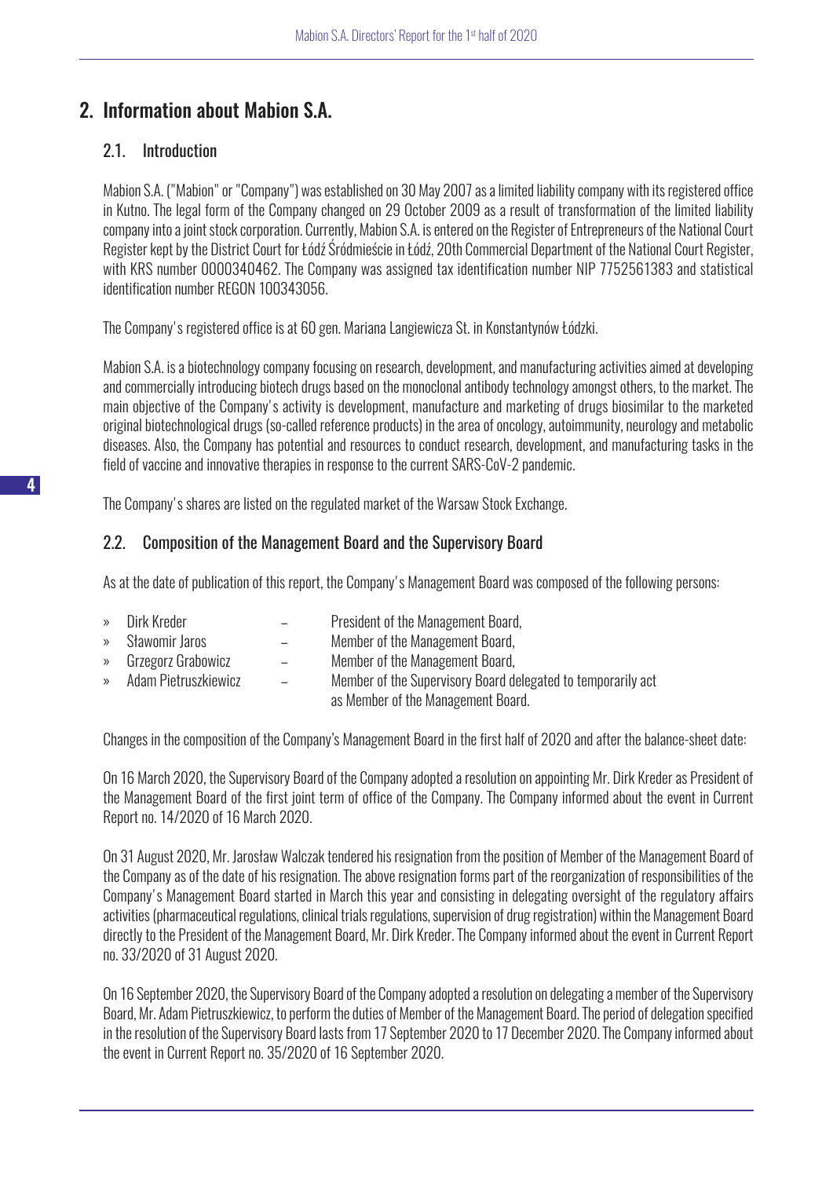## 2. Information about Mabion S.A.

### 2.1. Introduction

Mabion S.A. ("Mabion" or "Company") was established on 30 May 2007 as a limited liability company with its registered office in Kutno. The legal form of the Company changed on 29 October 2009 as a result of transformation of the limited liability company into a joint stock corporation. Currently, Mabion S.A. is entered on the Register of Entrepreneurs of the National Court Register kept by the District Court for Łódź Śródmieście in Łódź, 20th Commercial Department of the National Court Register, with KRS number 0000340462. The Company was assigned tax identification number NIP 7752561383 and statistical identification number REGON 100343056.

The Company's registered office is at 60 gen. Mariana Langiewicza St. in Konstantynów Łódzki.

Mabion S.A. is a biotechnology company focusing on research, development, and manufacturing activities aimed at developing and commercially introducing biotech drugs based on the monoclonal antibody technology amongst others, to the market. The main objective of the Company's activity is development, manufacture and marketing of drugs biosimilar to the marketed original biotechnological drugs (so-called reference products) in the area of oncology, autoimmunity, neurology and metabolic diseases. Also, the Company has potential and resources to conduct research, development, and manufacturing tasks in the field of vaccine and innovative therapies in response to the current SARS-CoV-2 pandemic.

The Company's shares are listed on the regulated market of the Warsaw Stock Exchange.

### 2.2. Composition of the Management Board and the Supervisory Board

As at the date of publication of this report, the Company's Management Board was composed of the following persons:

- Dirk Kreder – President of the Management Board,
- Sławomir Jaros – Member of the Management Board,
- Grzegorz Grabowicz – Member of the Management Board,
- Adam Pietruszkiewicz – Member of the Supervisory Board delegated to temporarily act as Member of the Management Board.

Changes in the composition of the Company's Management Board in the first half of 2020 and after the balance-sheet date:

On 16 March 2020, the Supervisory Board of the Company adopted a resolution on appointing Mr. Dirk Kreder as President of the Management Board of the first joint term of office of the Company. The Company informed about the event in Current Report no. 14/2020 of 16 March 2020.

On 31 August 2020, Mr. Jarosław Walczak tendered his resignation from the position of Member of the Management Board of the Company as of the date of his resignation. The above resignation forms part of the reorganization of responsibilities of the Company's Management Board started in March this year and consisting in delegating oversight of the regulatory affairs activities (pharmaceutical regulations, clinical trials regulations, supervision of drug registration) within the Management Board directly to the President of the Management Board, Mr. Dirk Kreder. The Company informed about the event in Current Report no. 33/2020 of 31 August 2020.

On 16 September 2020, the Supervisory Board of the Company adopted a resolution on delegating a member of the Supervisory Board, Mr. Adam Pietruszkiewicz, to perform the duties of Member of the Management Board. The period of delegation specified in the resolution of the Supervisory Board lasts from 17 September 2020 to 17 December 2020. The Company informed about the event in Current Report no. 35/2020 of 16 September 2020.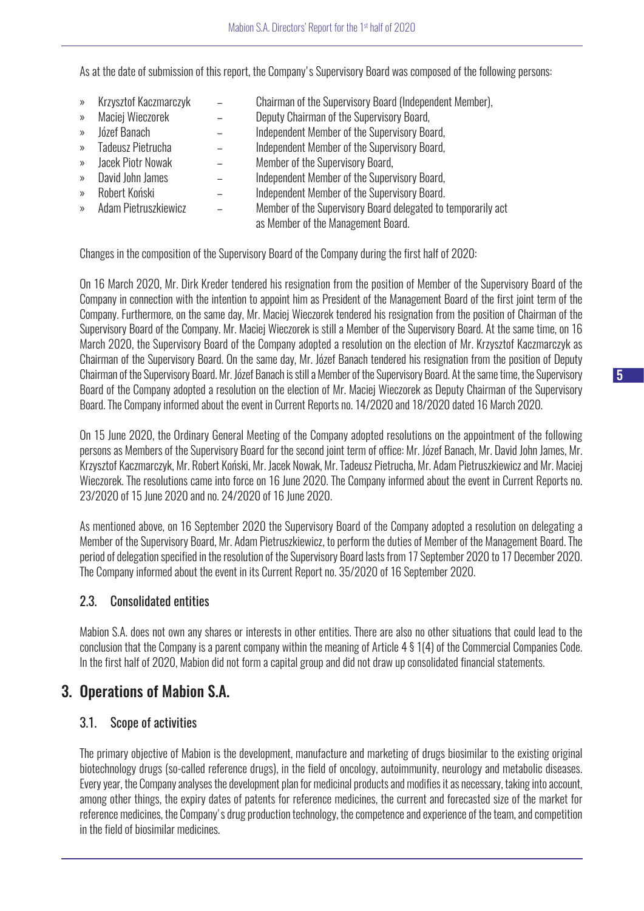As at the date of submission of this report, the Company's Supervisory Board was composed of the following persons:

- Krzysztof Kaczmarczyk – Chairman of the Supervisory Board (Independent Member),
- Maciej Wieczorek – Deputy Chairman of the Supervisory Board,
- Józef Banach – Independent Member of the Supervisory Board,
- Tadeusz Pietrucha – Independent Member of the Supervisory Board,
- Jacek Piotr Nowak – Member of the Supervisory Board,
- David John James – Independent Member of the Supervisory Board,
- Robert Koński – Independent Member of the Supervisory Board.
- Adam Pietruszkiewicz – Member of the Supervisory Board delegated to temporarily act as Member of the Management Board.

Changes in the composition of the Supervisory Board of the Company during the first half of 2020:

On 16 March 2020, Mr. Dirk Kreder tendered his resignation from the position of Member of the Supervisory Board of the Company in connection with the intention to appoint him as President of the Management Board of the first joint term of the Company. Furthermore, on the same day, Mr. Maciej Wieczorek tendered his resignation from the position of Chairman of the Supervisory Board of the Company. Mr. Maciej Wieczorek is still a Member of the Supervisory Board. At the same time, on 16 March 2020, the Supervisory Board of the Company adopted a resolution on the election of Mr. Krzysztof Kaczmarczyk as Chairman of the Supervisory Board. On the same day, Mr. Józef Banach tendered his resignation from the position of Deputy Chairman of the Supervisory Board. Mr. Józef Banach is still a Member of the Supervisory Board. At the same time, the Supervisory Board of the Company adopted a resolution on the election of Mr. Maciej Wieczorek as Deputy Chairman of the Supervisory Board. The Company informed about the event in Current Reports no. 14/2020 and 18/2020 dated 16 March 2020.

On 15 June 2020, the Ordinary General Meeting of the Company adopted resolutions on the appointment of the following persons as Members of the Supervisory Board for the second joint term of office: Mr. Józef Banach, Mr. David John James, Mr. Krzysztof Kaczmarczyk, Mr. Robert Koński, Mr. Jacek Nowak, Mr. Tadeusz Pietrucha, Mr. Adam Pietruszkiewicz and Mr. Maciej Wieczorek. The resolutions came into force on 16 June 2020. The Company informed about the event in Current Reports no. 23/2020 of 15 June 2020 and no. 24/2020 of 16 June 2020.

As mentioned above, on 16 September 2020 the Supervisory Board of the Company adopted a resolution on delegating a Member of the Supervisory Board, Mr. Adam Pietruszkiewicz, to perform the duties of Member of the Management Board. The period of delegation specified in the resolution of the Supervisory Board lasts from 17 September 2020 to 17 December 2020. The Company informed about the event in its Current Report no. 35/2020 of 16 September 2020.

### 2.3. Consolidated entities

Mabion S.A. does not own any shares or interests in other entities. There are also no other situations that could lead to the conclusion that the Company is a parent company within the meaning of Article 4 § 1(4) of the Commercial Companies Code. In the first half of 2020, Mabion did not form a capital group and did not draw up consolidated financial statements.

## 3. Operations of Mabion S.A.

### 3.1. Scope of activities

The primary objective of Mabion is the development, manufacture and marketing of drugs biosimilar to the existing original biotechnology drugs (so-called reference drugs), in the field of oncology, autoimmunity, neurology and metabolic diseases. Every year, the Company analyses the development plan for medicinal products and modifies it as necessary, taking into account, among other things, the expiry dates of patents for reference medicines, the current and forecasted size of the market for reference medicines, the Company's drug production technology, the competence and experience of the team, and competition in the field of biosimilar medicines.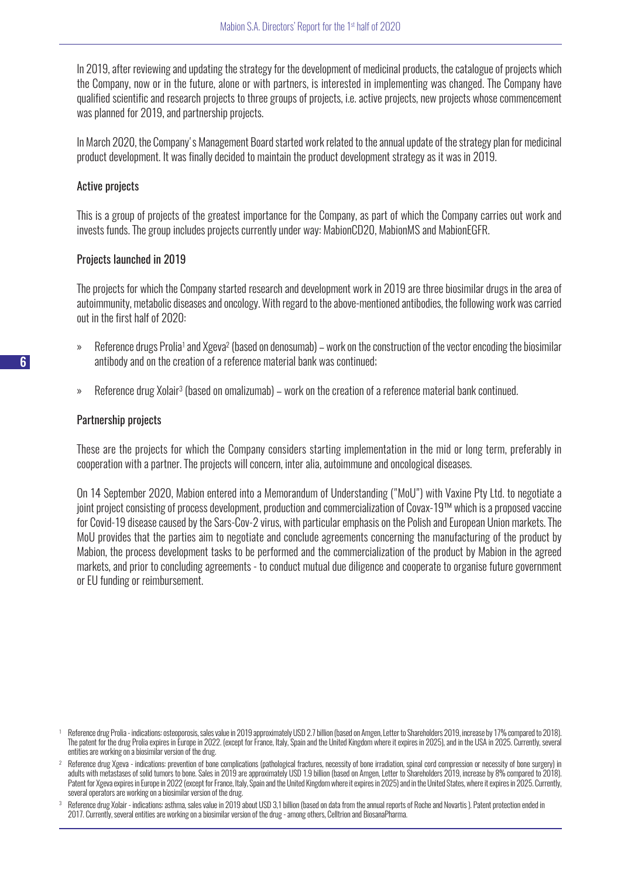In 2019, after reviewing and updating the strategy for the development of medicinal products, the catalogue of projects which the Company, now or in the future, alone or with partners, is interested in implementing was changed. The Company have qualified scientific and research projects to three groups of projects, i.e. active projects, new projects whose commencement was planned for 2019, and partnership projects.

In March 2020, the Company's Management Board started work related to the annual update of the strategy plan for medicinal product development. It was finally decided to maintain the product development strategy as it was in 2019.

### Active projects

This is a group of projects of the greatest importance for the Company, as part of which the Company carries out work and invests funds. The group includes projects currently under way: MabionCD20, MabionMS and MabionEGFR.

### Projects launched in 2019

The projects for which the Company started research and development work in 2019 are three biosimilar drugs in the area of autoimmunity, metabolic diseases and oncology. With regard to the above-mentioned antibodies, the following work was carried out in the first half of 2020:

» Reference drugs Prolia[1] and Xgeva[2] (based on denosumab) – work on the construction of the vector encoding the biosimilar antibody and on the creation of a reference material bank was continued;

» Reference drug Xolair[3] (based on omalizumab) – work on the creation of a reference material bank continued.

### Partnership projects

These are the projects for which the Company considers starting implementation in the mid or long term, preferably in cooperation with a partner. The projects will concern, inter alia, autoimmune and oncological diseases.

On 14 September 2020, Mabion entered into a Memorandum of Understanding ("MoU") with Vaxine Pty Ltd. to negotiate a joint project consisting of process development, production and commercialization of Covax-19™ which is a proposed vaccine for Covid-19 disease caused by the Sars-Cov-2 virus, with particular emphasis on the Polish and European Union markets. The MoU provides that the parties aim to negotiate and conclude agreements concerning the manufacturing of the product by Mabion, the process development tasks to be performed and the commercialization of the product by Mabion in the agreed markets, and prior to concluding agreements - to conduct mutual due diligence and cooperate to organise future government or EU funding or reimbursement.

---

[1] Reference drug Prolia - indications: osteoporosis, sales value in 2019 approximately USD 2.7 billion (based on Amgen, Letter to Shareholders 2019, increase by 17% compared to 2018). The patent for the drug Prolia expires in Europe in 2022. (except for France, Italy, Spain and the United Kingdom where it expires in 2025), and in the USA in 2025. Currently, several entities are working on a biosimilar version of the drug.

[2] Reference drug Xgeva - indications: prevention of bone complications (pathological fractures, necessity of bone irradiation, spinal cord compression or necessity of bone surgery) in adults with metastases of solid tumors to bone. Sales in 2019 are approximately USD 1.9 billion (based on Amgen, Letter to Shareholders 2019, increase by 8% compared to 2018). Patent for Xgeva expires in Europe in 2022 (except for France, Italy, Spain and the United Kingdom where it expires in 2025) and in the United States, where it expires in 2025. Currently, several operators are working on a biosimilar version of the drug.

[3] Reference drug Xolair - indications: asthma, sales value in 2019 about USD 3,1 billion (based on data from the annual reports of Roche and Novartis ). Patent protection ended in 2017. Currently, several entities are working on a biosimilar version of the drug - among others, Celltrion and BiosanaPharma.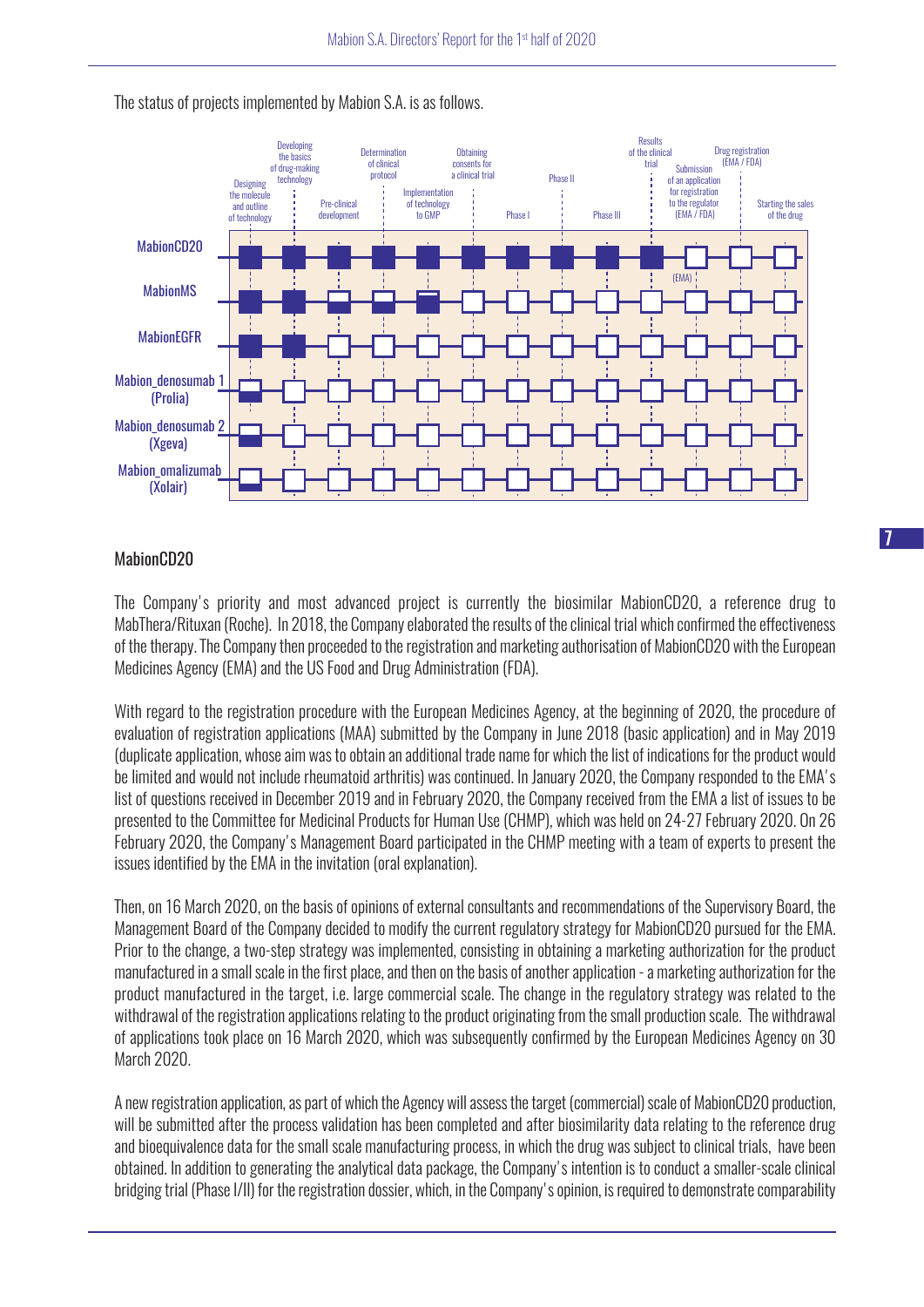The status of projects implemented by Mabion S.A. is as follows.

| Project | Designing the molecule and outline of technology | Developing the basics of drug-making technology | Pre-clinical development | Determination of clinical protocol | Implementation of technology to GMP | Obtaining consents for a clinical trial | Phase I | Phase II | Phase III | Results of the clinical trial | Submission of an application for registration to the regulator (EMA / FDA) | Drug registration (EMA / FDA) | Starting the sales of the drug |
|---|---|---|---|---|---|---|---|---|---|---|---|---|---|
| MabionCD20 | ■ | ■ | ■ | ■ | ■ | ■ | ■ | ■ | ■ | ■ | □ (EMA) | □ | □ |
| MabionMS | ■ | ■ | ◧ | ◧ | ◧ | □ | □ | □ | □ | □ | □ | □ | □ |
| MabionEGFR | ■ | ■ | □ | □ | □ | □ | □ | □ | □ | □ | □ | □ | □ |
| Mabion_denosumab 1 (Prolia) | ◧ | □ | □ | □ | □ | □ | □ | □ | □ | □ | □ | □ | □ |
| Mabion_denosumab 2 (Xgeva) | ◧ | □ | □ | □ | □ | □ | □ | □ | □ | □ | □ | □ | □ |
| Mabion_omalizumab (Xolair) | ◧ | □ | □ | □ | □ | □ | □ | □ | □ | □ | □ | □ | □ |

## MabionCD20

The Company's priority and most advanced project is currently the biosimilar MabionCD20, a reference drug to MabThera/Rituxan (Roche). In 2018, the Company elaborated the results of the clinical trial which confirmed the effectiveness of the therapy. The Company then proceeded to the registration and marketing authorisation of MabionCD20 with the European Medicines Agency (EMA) and the US Food and Drug Administration (FDA).

With regard to the registration procedure with the European Medicines Agency, at the beginning of 2020, the procedure of evaluation of registration applications (MAA) submitted by the Company in June 2018 (basic application) and in May 2019 (duplicate application, whose aim was to obtain an additional trade name for which the list of indications for the product would be limited and would not include rheumatoid arthritis) was continued. In January 2020, the Company responded to the EMA's list of questions received in December 2019 and in February 2020, the Company received from the EMA a list of issues to be presented to the Committee for Medicinal Products for Human Use (CHMP), which was held on 24-27 February 2020. On 26 February 2020, the Company's Management Board participated in the CHMP meeting with a team of experts to present the issues identified by the EMA in the invitation (oral explanation).

Then, on 16 March 2020, on the basis of opinions of external consultants and recommendations of the Supervisory Board, the Management Board of the Company decided to modify the current regulatory strategy for MabionCD20 pursued for the EMA. Prior to the change, a two-step strategy was implemented, consisting in obtaining a marketing authorization for the product manufactured in a small scale in the first place, and then on the basis of another application - a marketing authorization for the product manufactured in the target, i.e. large commercial scale. The change in the regulatory strategy was related to the withdrawal of the registration applications relating to the product originating from the small production scale. The withdrawal of applications took place on 16 March 2020, which was subsequently confirmed by the European Medicines Agency on 30 March 2020.

A new registration application, as part of which the Agency will assess the target (commercial) scale of MabionCD20 production, will be submitted after the process validation has been completed and after biosimilarity data relating to the reference drug and bioequivalence data for the small scale manufacturing process, in which the drug was subject to clinical trials, have been obtained. In addition to generating the analytical data package, the Company's intention is to conduct a smaller-scale clinical bridging trial (Phase I/II) for the registration dossier, which, in the Company's opinion, is required to demonstrate comparability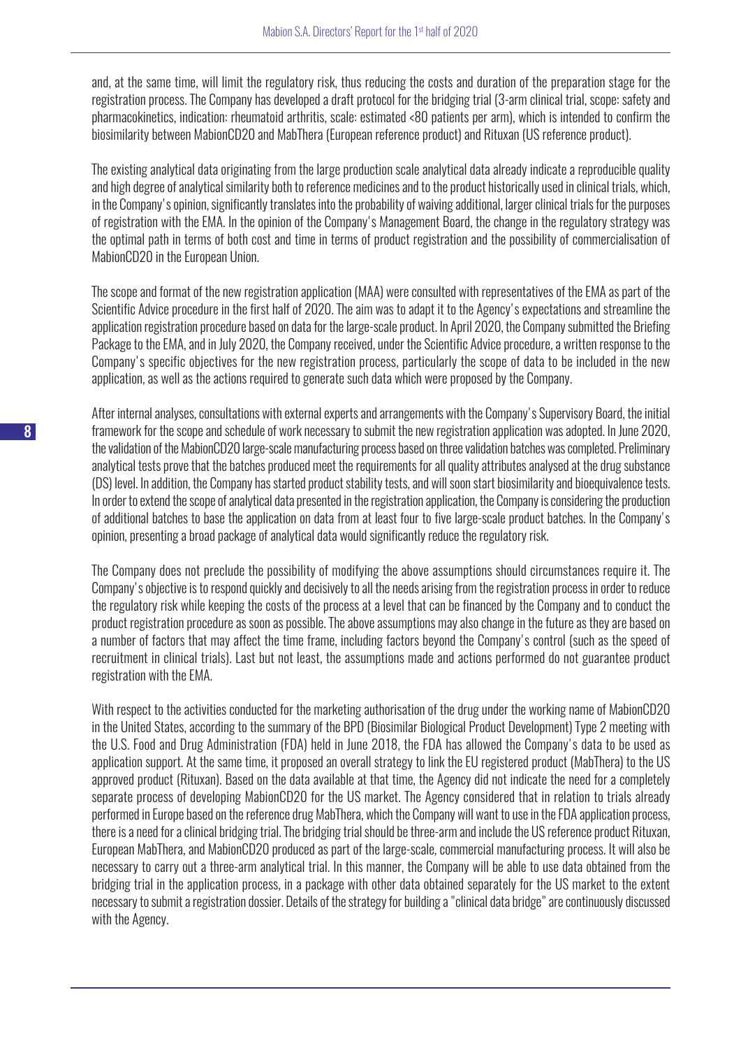and, at the same time, will limit the regulatory risk, thus reducing the costs and duration of the preparation stage for the registration process. The Company has developed a draft protocol for the bridging trial (3-arm clinical trial, scope: safety and pharmacokinetics, indication: rheumatoid arthritis, scale: estimated <80 patients per arm), which is intended to confirm the biosimilarity between MabionCD20 and MabThera (European reference product) and Rituxan (US reference product).

The existing analytical data originating from the large production scale analytical data already indicate a reproducible quality and high degree of analytical similarity both to reference medicines and to the product historically used in clinical trials, which, in the Company's opinion, significantly translates into the probability of waiving additional, larger clinical trials for the purposes of registration with the EMA. In the opinion of the Company's Management Board, the change in the regulatory strategy was the optimal path in terms of both cost and time in terms of product registration and the possibility of commercialisation of MabionCD20 in the European Union.

The scope and format of the new registration application (MAA) were consulted with representatives of the EMA as part of the Scientific Advice procedure in the first half of 2020. The aim was to adapt it to the Agency's expectations and streamline the application registration procedure based on data for the large-scale product. In April 2020, the Company submitted the Briefing Package to the EMA, and in July 2020, the Company received, under the Scientific Advice procedure, a written response to the Company's specific objectives for the new registration process, particularly the scope of data to be included in the new application, as well as the actions required to generate such data which were proposed by the Company.

After internal analyses, consultations with external experts and arrangements with the Company's Supervisory Board, the initial framework for the scope and schedule of work necessary to submit the new registration application was adopted. In June 2020, the validation of the MabionCD20 large-scale manufacturing process based on three validation batches was completed. Preliminary analytical tests prove that the batches produced meet the requirements for all quality attributes analysed at the drug substance (DS) level. In addition, the Company has started product stability tests, and will soon start biosimilarity and bioequivalence tests. In order to extend the scope of analytical data presented in the registration application, the Company is considering the production of additional batches to base the application on data from at least four to five large-scale product batches. In the Company's opinion, presenting a broad package of analytical data would significantly reduce the regulatory risk.

The Company does not preclude the possibility of modifying the above assumptions should circumstances require it. The Company's objective is to respond quickly and decisively to all the needs arising from the registration process in order to reduce the regulatory risk while keeping the costs of the process at a level that can be financed by the Company and to conduct the product registration procedure as soon as possible. The above assumptions may also change in the future as they are based on a number of factors that may affect the time frame, including factors beyond the Company's control (such as the speed of recruitment in clinical trials). Last but not least, the assumptions made and actions performed do not guarantee product registration with the EMA.

With respect to the activities conducted for the marketing authorisation of the drug under the working name of MabionCD20 in the United States, according to the summary of the BPD (Biosimilar Biological Product Development) Type 2 meeting with the U.S. Food and Drug Administration (FDA) held in June 2018, the FDA has allowed the Company's data to be used as application support. At the same time, it proposed an overall strategy to link the EU registered product (MabThera) to the US approved product (Rituxan). Based on the data available at that time, the Agency did not indicate the need for a completely separate process of developing MabionCD20 for the US market. The Agency considered that in relation to trials already performed in Europe based on the reference drug MabThera, which the Company will want to use in the FDA application process, there is a need for a clinical bridging trial. The bridging trial should be three-arm and include the US reference product Rituxan, European MabThera, and MabionCD20 produced as part of the large-scale, commercial manufacturing process. It will also be necessary to carry out a three-arm analytical trial. In this manner, the Company will be able to use data obtained from the bridging trial in the application process, in a package with other data obtained separately for the US market to the extent necessary to submit a registration dossier. Details of the strategy for building a "clinical data bridge" are continuously discussed with the Agency.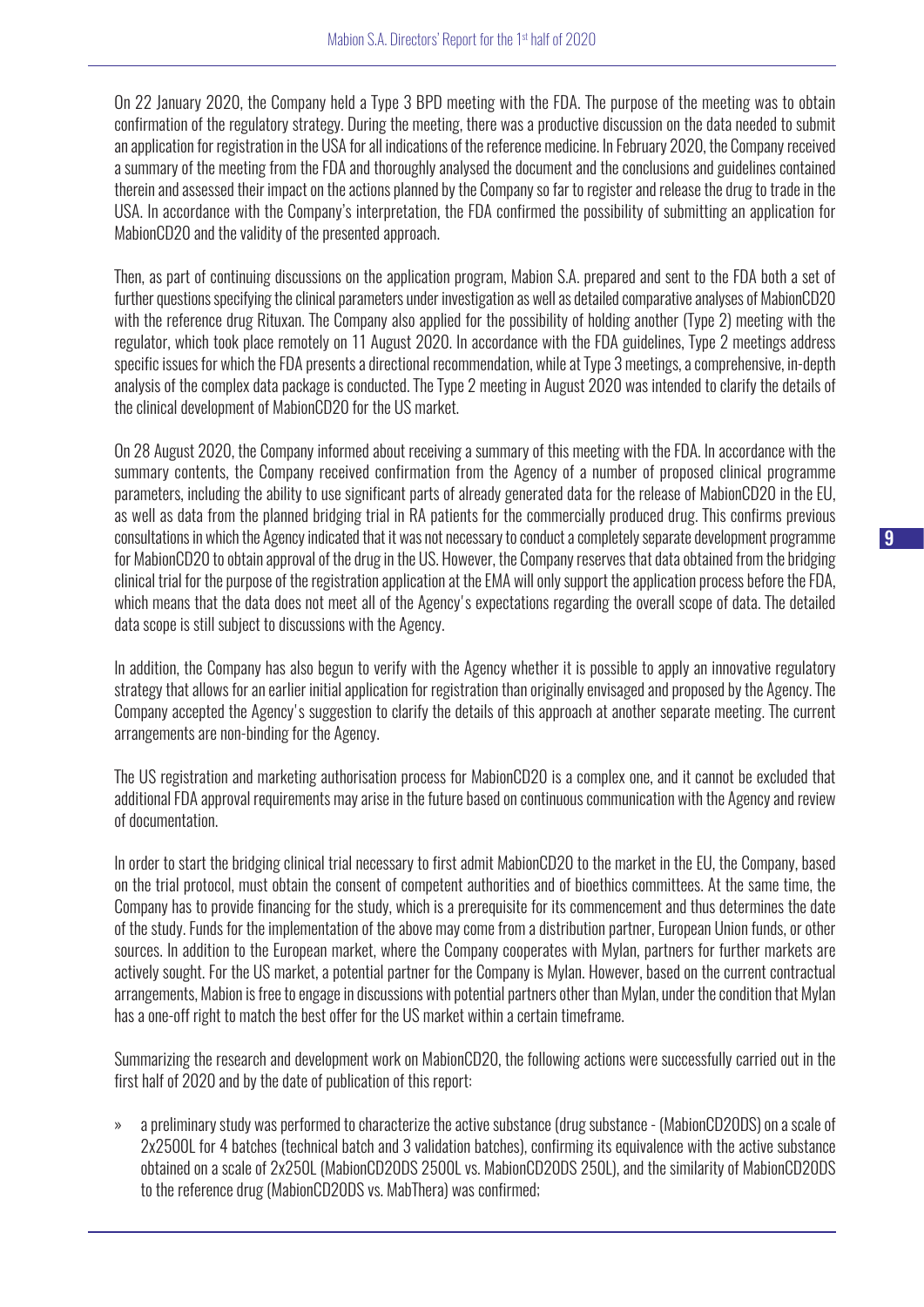On 22 January 2020, the Company held a Type 3 BPD meeting with the FDA. The purpose of the meeting was to obtain confirmation of the regulatory strategy. During the meeting, there was a productive discussion on the data needed to submit an application for registration in the USA for all indications of the reference medicine. In February 2020, the Company received a summary of the meeting from the FDA and thoroughly analysed the document and the conclusions and guidelines contained therein and assessed their impact on the actions planned by the Company so far to register and release the drug to trade in the USA. In accordance with the Company's interpretation, the FDA confirmed the possibility of submitting an application for MabionCD20 and the validity of the presented approach.

Then, as part of continuing discussions on the application program, Mabion S.A. prepared and sent to the FDA both a set of further questions specifying the clinical parameters under investigation as well as detailed comparative analyses of MabionCD20 with the reference drug Rituxan. The Company also applied for the possibility of holding another (Type 2) meeting with the regulator, which took place remotely on 11 August 2020. In accordance with the FDA guidelines, Type 2 meetings address specific issues for which the FDA presents a directional recommendation, while at Type 3 meetings, a comprehensive, in-depth analysis of the complex data package is conducted. The Type 2 meeting in August 2020 was intended to clarify the details of the clinical development of MabionCD20 for the US market.

On 28 August 2020, the Company informed about receiving a summary of this meeting with the FDA. In accordance with the summary contents, the Company received confirmation from the Agency of a number of proposed clinical programme parameters, including the ability to use significant parts of already generated data for the release of MabionCD20 in the EU, as well as data from the planned bridging trial in RA patients for the commercially produced drug. This confirms previous consultations in which the Agency indicated that it was not necessary to conduct a completely separate development programme for MabionCD20 to obtain approval of the drug in the US. However, the Company reserves that data obtained from the bridging clinical trial for the purpose of the registration application at the EMA will only support the application process before the FDA, which means that the data does not meet all of the Agency's expectations regarding the overall scope of data. The detailed data scope is still subject to discussions with the Agency.

In addition, the Company has also begun to verify with the Agency whether it is possible to apply an innovative regulatory strategy that allows for an earlier initial application for registration than originally envisaged and proposed by the Agency. The Company accepted the Agency's suggestion to clarify the details of this approach at another separate meeting. The current arrangements are non-binding for the Agency.

The US registration and marketing authorisation process for MabionCD20 is a complex one, and it cannot be excluded that additional FDA approval requirements may arise in the future based on continuous communication with the Agency and review of documentation.

In order to start the bridging clinical trial necessary to first admit MabionCD20 to the market in the EU, the Company, based on the trial protocol, must obtain the consent of competent authorities and of bioethics committees. At the same time, the Company has to provide financing for the study, which is a prerequisite for its commencement and thus determines the date of the study. Funds for the implementation of the above may come from a distribution partner, European Union funds, or other sources. In addition to the European market, where the Company cooperates with Mylan, partners for further markets are actively sought. For the US market, a potential partner for the Company is Mylan. However, based on the current contractual arrangements, Mabion is free to engage in discussions with potential partners other than Mylan, under the condition that Mylan has a one-off right to match the best offer for the US market within a certain timeframe.

Summarizing the research and development work on MabionCD20, the following actions were successfully carried out in the first half of 2020 and by the date of publication of this report:

» a preliminary study was performed to characterize the active substance (drug substance - (MabionCD20DS) on a scale of 2x2500L for 4 batches (technical batch and 3 validation batches), confirming its equivalence with the active substance obtained on a scale of 2x250L (MabionCD20DS 2500L vs. MabionCD20DS 250L), and the similarity of MabionCD20DS to the reference drug (MabionCD20DS vs. MabThera) was confirmed;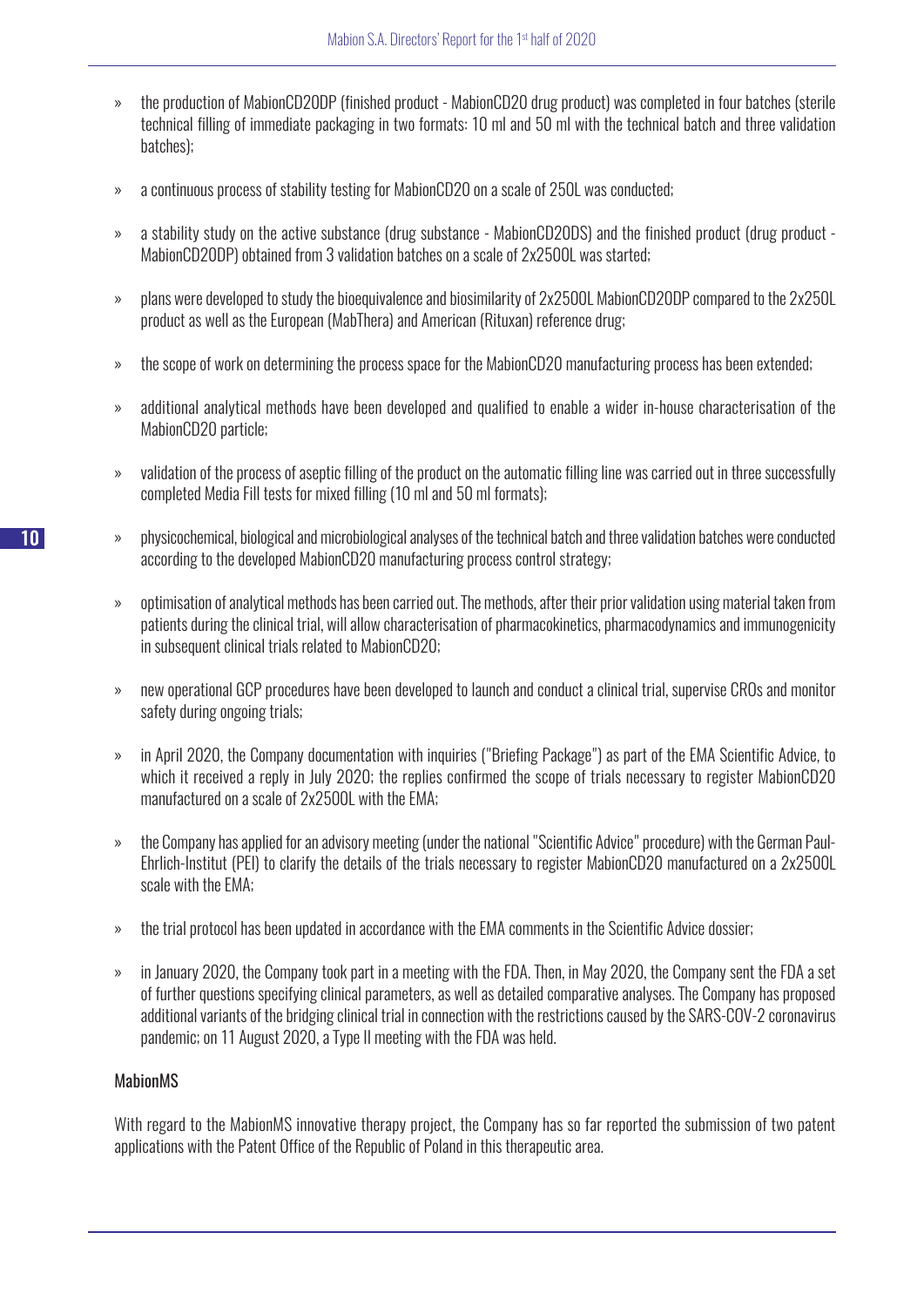- the production of MabionCD20DP (finished product - MabionCD20 drug product) was completed in four batches (sterile technical filling of immediate packaging in two formats: 10 ml and 50 ml with the technical batch and three validation batches);
- a continuous process of stability testing for MabionCD20 on a scale of 250L was conducted;
- a stability study on the active substance (drug substance - MabionCD20DS) and the finished product (drug product - MabionCD20DP) obtained from 3 validation batches on a scale of 2x2500L was started;
- plans were developed to study the bioequivalence and biosimilarity of 2x2500L MabionCD20DP compared to the 2x250L product as well as the European (MabThera) and American (Rituxan) reference drug;
- the scope of work on determining the process space for the MabionCD20 manufacturing process has been extended;
- additional analytical methods have been developed and qualified to enable a wider in-house characterisation of the MabionCD20 particle;
- validation of the process of aseptic filling of the product on the automatic filling line was carried out in three successfully completed Media Fill tests for mixed filling (10 ml and 50 ml formats);
- physicochemical, biological and microbiological analyses of the technical batch and three validation batches were conducted according to the developed MabionCD20 manufacturing process control strategy;
- optimisation of analytical methods has been carried out. The methods, after their prior validation using material taken from patients during the clinical trial, will allow characterisation of pharmacokinetics, pharmacodynamics and immunogenicity in subsequent clinical trials related to MabionCD20;
- new operational GCP procedures have been developed to launch and conduct a clinical trial, supervise CROs and monitor safety during ongoing trials;
- in April 2020, the Company documentation with inquiries ("Briefing Package") as part of the EMA Scientific Advice, to which it received a reply in July 2020; the replies confirmed the scope of trials necessary to register MabionCD20 manufactured on a scale of 2x2500L with the EMA;
- the Company has applied for an advisory meeting (under the national "Scientific Advice" procedure) with the German Paul-Ehrlich-Institut (PEI) to clarify the details of the trials necessary to register MabionCD20 manufactured on a 2x2500L scale with the EMA;
- the trial protocol has been updated in accordance with the EMA comments in the Scientific Advice dossier;
- in January 2020, the Company took part in a meeting with the FDA. Then, in May 2020, the Company sent the FDA a set of further questions specifying clinical parameters, as well as detailed comparative analyses. The Company has proposed additional variants of the bridging clinical trial in connection with the restrictions caused by the SARS-COV-2 coronavirus pandemic; on 11 August 2020, a Type II meeting with the FDA was held.

### MabionMS

With regard to the MabionMS innovative therapy project, the Company has so far reported the submission of two patent applications with the Patent Office of the Republic of Poland in this therapeutic area.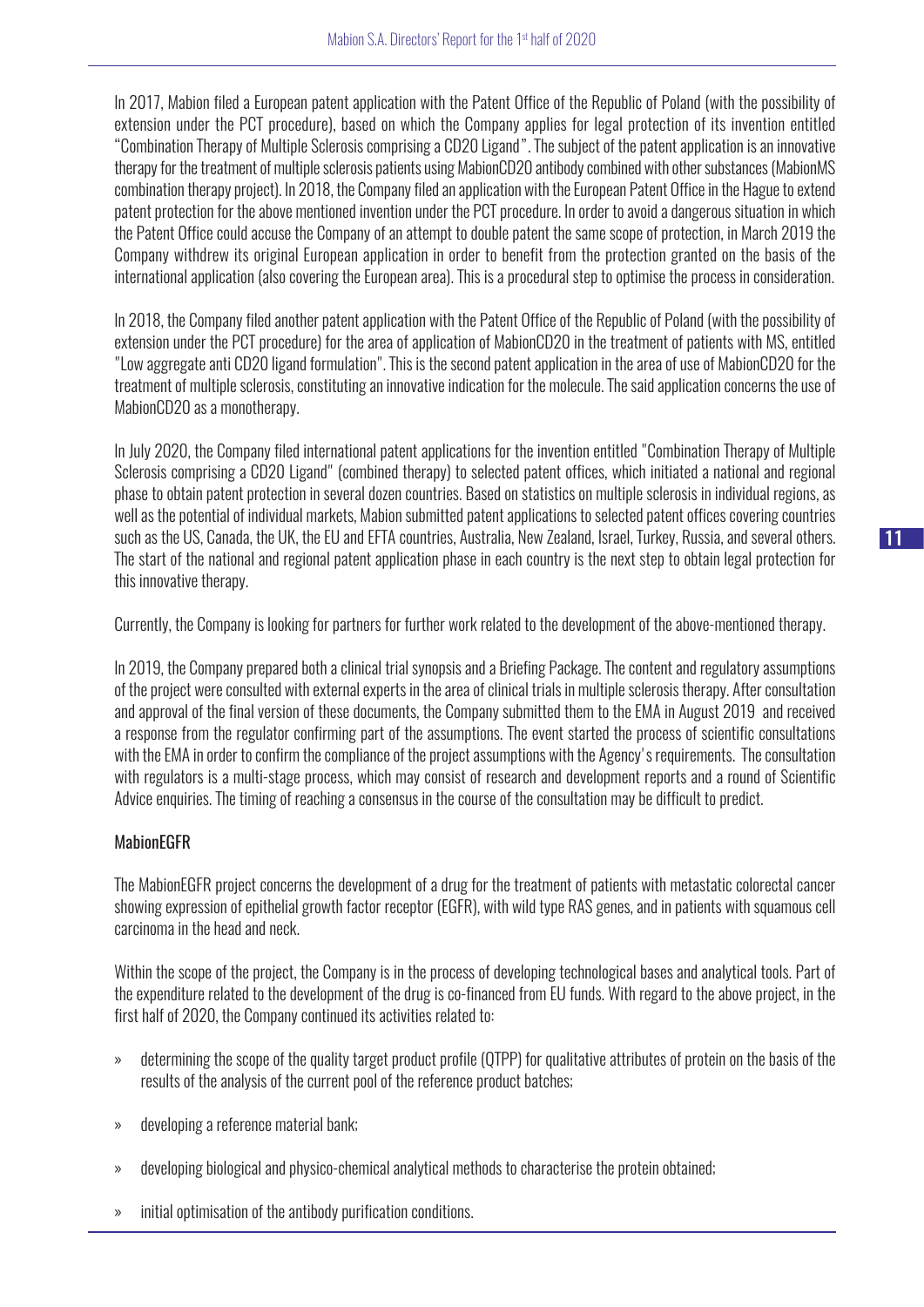In 2017, Mabion filed a European patent application with the Patent Office of the Republic of Poland (with the possibility of extension under the PCT procedure), based on which the Company applies for legal protection of its invention entitled "Combination Therapy of Multiple Sclerosis comprising a CD20 Ligand". The subject of the patent application is an innovative therapy for the treatment of multiple sclerosis patients using MabionCD20 antibody combined with other substances (MabionMS combination therapy project). In 2018, the Company filed an application with the European Patent Office in the Hague to extend patent protection for the above mentioned invention under the PCT procedure. In order to avoid a dangerous situation in which the Patent Office could accuse the Company of an attempt to double patent the same scope of protection, in March 2019 the Company withdrew its original European application in order to benefit from the protection granted on the basis of the international application (also covering the European area). This is a procedural step to optimise the process in consideration.

In 2018, the Company filed another patent application with the Patent Office of the Republic of Poland (with the possibility of extension under the PCT procedure) for the area of application of MabionCD20 in the treatment of patients with MS, entitled "Low aggregate anti CD20 ligand formulation". This is the second patent application in the area of use of MabionCD20 for the treatment of multiple sclerosis, constituting an innovative indication for the molecule. The said application concerns the use of MabionCD20 as a monotherapy.

In July 2020, the Company filed international patent applications for the invention entitled "Combination Therapy of Multiple Sclerosis comprising a CD20 Ligand" (combined therapy) to selected patent offices, which initiated a national and regional phase to obtain patent protection in several dozen countries. Based on statistics on multiple sclerosis in individual regions, as well as the potential of individual markets, Mabion submitted patent applications to selected patent offices covering countries such as the US, Canada, the UK, the EU and EFTA countries, Australia, New Zealand, Israel, Turkey, Russia, and several others. The start of the national and regional patent application phase in each country is the next step to obtain legal protection for this innovative therapy.

Currently, the Company is looking for partners for further work related to the development of the above-mentioned therapy.

In 2019, the Company prepared both a clinical trial synopsis and a Briefing Package. The content and regulatory assumptions of the project were consulted with external experts in the area of clinical trials in multiple sclerosis therapy. After consultation and approval of the final version of these documents, the Company submitted them to the EMA in August 2019 and received a response from the regulator confirming part of the assumptions. The event started the process of scientific consultations with the EMA in order to confirm the compliance of the project assumptions with the Agency's requirements. The consultation with regulators is a multi-stage process, which may consist of research and development reports and a round of Scientific Advice enquiries. The timing of reaching a consensus in the course of the consultation may be difficult to predict.

## MabionEGFR

The MabionEGFR project concerns the development of a drug for the treatment of patients with metastatic colorectal cancer showing expression of epithelial growth factor receptor (EGFR), with wild type RAS genes, and in patients with squamous cell carcinoma in the head and neck.

Within the scope of the project, the Company is in the process of developing technological bases and analytical tools. Part of the expenditure related to the development of the drug is co-financed from EU funds. With regard to the above project, in the first half of 2020, the Company continued its activities related to:

- determining the scope of the quality target product profile (QTPP) for qualitative attributes of protein on the basis of the results of the analysis of the current pool of the reference product batches;
- developing a reference material bank;
- developing biological and physico-chemical analytical methods to characterise the protein obtained;
- initial optimisation of the antibody purification conditions.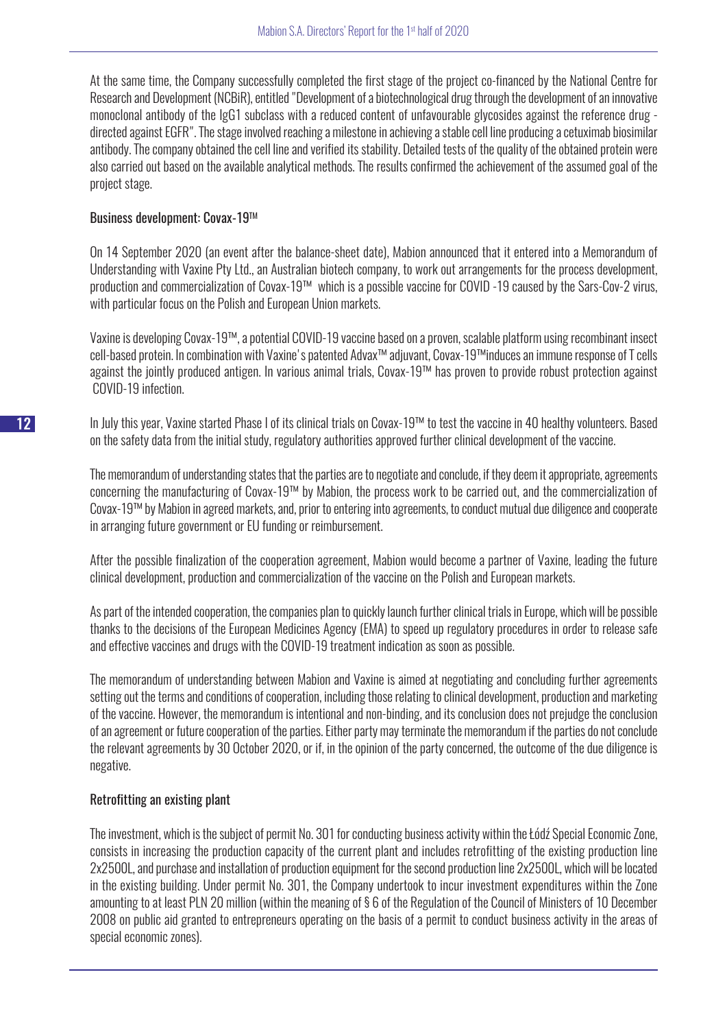At the same time, the Company successfully completed the first stage of the project co-financed by the National Centre for Research and Development (NCBiR), entitled "Development of a biotechnological drug through the development of an innovative monoclonal antibody of the IgG1 subclass with a reduced content of unfavourable glycosides against the reference drug - directed against EGFR". The stage involved reaching a milestone in achieving a stable cell line producing a cetuximab biosimilar antibody. The company obtained the cell line and verified its stability. Detailed tests of the quality of the obtained protein were also carried out based on the available analytical methods. The results confirmed the achievement of the assumed goal of the project stage.

### Business development: Covax-19™

On 14 September 2020 (an event after the balance-sheet date), Mabion announced that it entered into a Memorandum of Understanding with Vaxine Pty Ltd., an Australian biotech company, to work out arrangements for the process development, production and commercialization of Covax-19™ which is a possible vaccine for COVID -19 caused by the Sars-Cov-2 virus, with particular focus on the Polish and European Union markets.

Vaxine is developing Covax-19™, a potential COVID-19 vaccine based on a proven, scalable platform using recombinant insect cell-based protein. In combination with Vaxine's patented Advax™ adjuvant, Covax-19™induces an immune response of T cells against the jointly produced antigen. In various animal trials, Covax-19™ has proven to provide robust protection against COVID-19 infection.

In July this year, Vaxine started Phase I of its clinical trials on Covax-19™ to test the vaccine in 40 healthy volunteers. Based on the safety data from the initial study, regulatory authorities approved further clinical development of the vaccine.

The memorandum of understanding states that the parties are to negotiate and conclude, if they deem it appropriate, agreements concerning the manufacturing of Covax-19™ by Mabion, the process work to be carried out, and the commercialization of Covax-19™ by Mabion in agreed markets, and, prior to entering into agreements, to conduct mutual due diligence and cooperate in arranging future government or EU funding or reimbursement.

After the possible finalization of the cooperation agreement, Mabion would become a partner of Vaxine, leading the future clinical development, production and commercialization of the vaccine on the Polish and European markets.

As part of the intended cooperation, the companies plan to quickly launch further clinical trials in Europe, which will be possible thanks to the decisions of the European Medicines Agency (EMA) to speed up regulatory procedures in order to release safe and effective vaccines and drugs with the COVID-19 treatment indication as soon as possible.

The memorandum of understanding between Mabion and Vaxine is aimed at negotiating and concluding further agreements setting out the terms and conditions of cooperation, including those relating to clinical development, production and marketing of the vaccine. However, the memorandum is intentional and non-binding, and its conclusion does not prejudge the conclusion of an agreement or future cooperation of the parties. Either party may terminate the memorandum if the parties do not conclude the relevant agreements by 30 October 2020, or if, in the opinion of the party concerned, the outcome of the due diligence is negative.

### Retrofitting an existing plant

The investment, which is the subject of permit No. 301 for conducting business activity within the Łódź Special Economic Zone, consists in increasing the production capacity of the current plant and includes retrofitting of the existing production line 2x2500L, and purchase and installation of production equipment for the second production line 2x2500L, which will be located in the existing building. Under permit No. 301, the Company undertook to incur investment expenditures within the Zone amounting to at least PLN 20 million (within the meaning of § 6 of the Regulation of the Council of Ministers of 10 December 2008 on public aid granted to entrepreneurs operating on the basis of a permit to conduct business activity in the areas of special economic zones).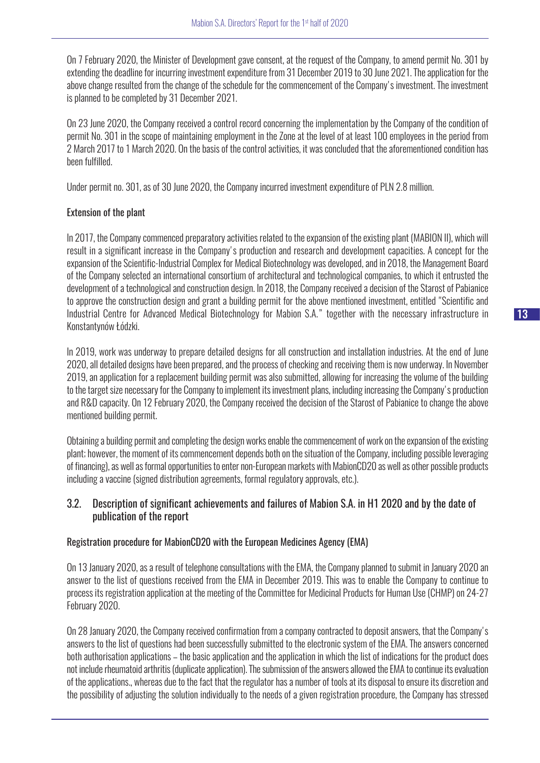On 7 February 2020, the Minister of Development gave consent, at the request of the Company, to amend permit No. 301 by extending the deadline for incurring investment expenditure from 31 December 2019 to 30 June 2021. The application for the above change resulted from the change of the schedule for the commencement of the Company's investment. The investment is planned to be completed by 31 December 2021.

On 23 June 2020, the Company received a control record concerning the implementation by the Company of the condition of permit No. 301 in the scope of maintaining employment in the Zone at the level of at least 100 employees in the period from 2 March 2017 to 1 March 2020. On the basis of the control activities, it was concluded that the aforementioned condition has been fulfilled.

Under permit no. 301, as of 30 June 2020, the Company incurred investment expenditure of PLN 2.8 million.

#### Extension of the plant

In 2017, the Company commenced preparatory activities related to the expansion of the existing plant (MABION II), which will result in a significant increase in the Company's production and research and development capacities. A concept for the expansion of the Scientific-Industrial Complex for Medical Biotechnology was developed, and in 2018, the Management Board of the Company selected an international consortium of architectural and technological companies, to which it entrusted the development of a technological and construction design. In 2018, the Company received a decision of the Starost of Pabianice to approve the construction design and grant a building permit for the above mentioned investment, entitled "Scientific and Industrial Centre for Advanced Medical Biotechnology for Mabion S.A." together with the necessary infrastructure in Konstantynów Łódzki.

In 2019, work was underway to prepare detailed designs for all construction and installation industries. At the end of June 2020, all detailed designs have been prepared, and the process of checking and receiving them is now underway. In November 2019, an application for a replacement building permit was also submitted, allowing for increasing the volume of the building to the target size necessary for the Company to implement its investment plans, including increasing the Company's production and R&D capacity. On 12 February 2020, the Company received the decision of the Starost of Pabianice to change the above mentioned building permit.

Obtaining a building permit and completing the design works enable the commencement of work on the expansion of the existing plant; however, the moment of its commencement depends both on the situation of the Company, including possible leveraging of financing), as well as formal opportunities to enter non-European markets with MabionCD20 as well as other possible products including a vaccine (signed distribution agreements, formal regulatory approvals, etc.).

### 3.2. Description of significant achievements and failures of Mabion S.A. in H1 2020 and by the date of publication of the report

#### Registration procedure for MabionCD20 with the European Medicines Agency (EMA)

On 13 January 2020, as a result of telephone consultations with the EMA, the Company planned to submit in January 2020 an answer to the list of questions received from the EMA in December 2019. This was to enable the Company to continue to process its registration application at the meeting of the Committee for Medicinal Products for Human Use (CHMP) on 24-27 February 2020.

On 28 January 2020, the Company received confirmation from a company contracted to deposit answers, that the Company's answers to the list of questions had been successfully submitted to the electronic system of the EMA. The answers concerned both authorisation applications – the basic application and the application in which the list of indications for the product does not include rheumatoid arthritis (duplicate application). The submission of the answers allowed the EMA to continue its evaluation of the applications., whereas due to the fact that the regulator has a number of tools at its disposal to ensure its discretion and the possibility of adjusting the solution individually to the needs of a given registration procedure, the Company has stressed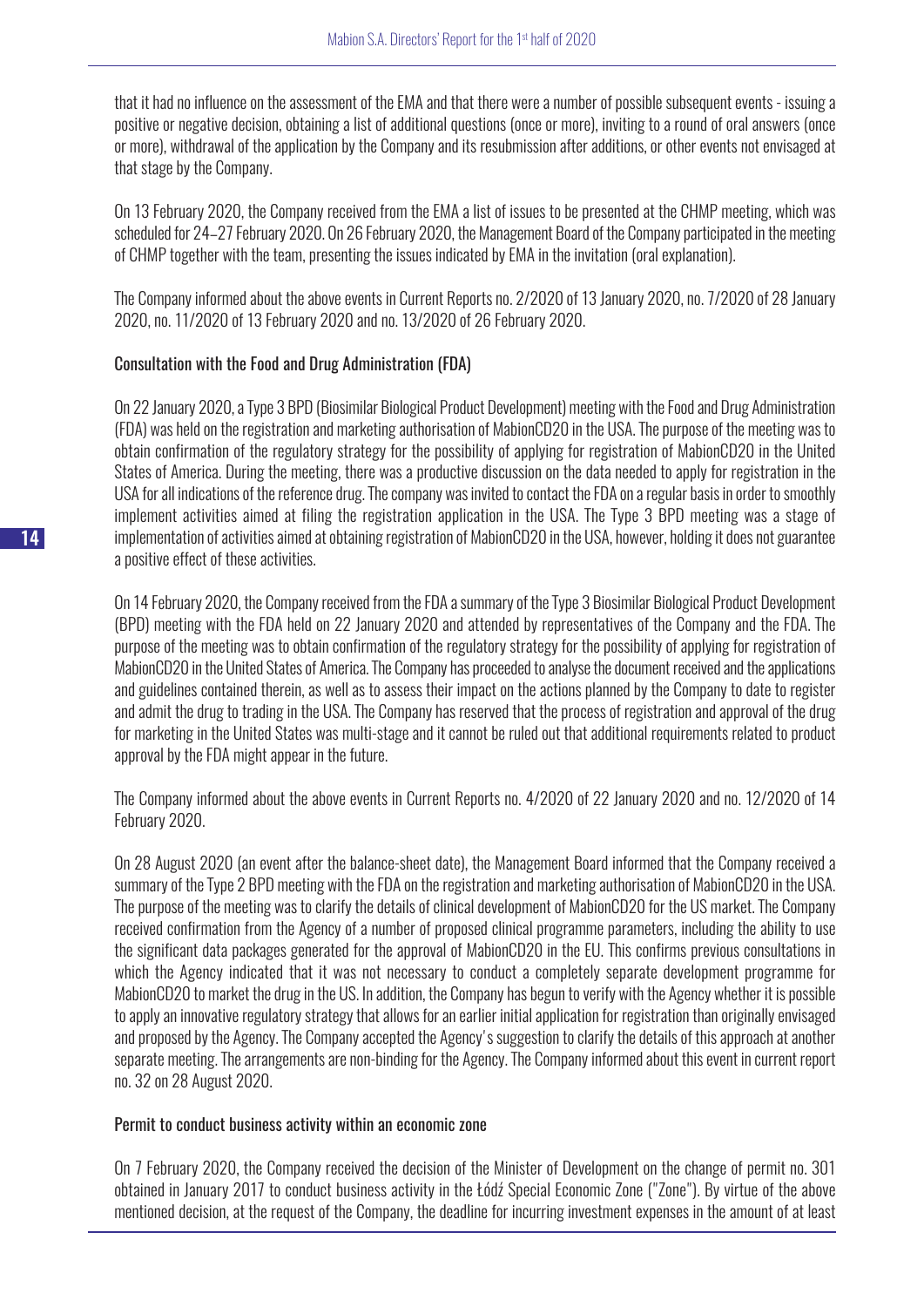that it had no influence on the assessment of the EMA and that there were a number of possible subsequent events - issuing a positive or negative decision, obtaining a list of additional questions (once or more), inviting to a round of oral answers (once or more), withdrawal of the application by the Company and its resubmission after additions, or other events not envisaged at that stage by the Company.

On 13 February 2020, the Company received from the EMA a list of issues to be presented at the CHMP meeting, which was scheduled for 24–27 February 2020. On 26 February 2020, the Management Board of the Company participated in the meeting of CHMP together with the team, presenting the issues indicated by EMA in the invitation (oral explanation).

The Company informed about the above events in Current Reports no. 2/2020 of 13 January 2020, no. 7/2020 of 28 January 2020, no. 11/2020 of 13 February 2020 and no. 13/2020 of 26 February 2020.

### Consultation with the Food and Drug Administration (FDA)

On 22 January 2020, a Type 3 BPD (Biosimilar Biological Product Development) meeting with the Food and Drug Administration (FDA) was held on the registration and marketing authorisation of MabionCD20 in the USA. The purpose of the meeting was to obtain confirmation of the regulatory strategy for the possibility of applying for registration of MabionCD20 in the United States of America. During the meeting, there was a productive discussion on the data needed to apply for registration in the USA for all indications of the reference drug. The company was invited to contact the FDA on a regular basis in order to smoothly implement activities aimed at filing the registration application in the USA. The Type 3 BPD meeting was a stage of implementation of activities aimed at obtaining registration of MabionCD20 in the USA, however, holding it does not guarantee a positive effect of these activities.

On 14 February 2020, the Company received from the FDA a summary of the Type 3 Biosimilar Biological Product Development (BPD) meeting with the FDA held on 22 January 2020 and attended by representatives of the Company and the FDA. The purpose of the meeting was to obtain confirmation of the regulatory strategy for the possibility of applying for registration of MabionCD20 in the United States of America. The Company has proceeded to analyse the document received and the applications and guidelines contained therein, as well as to assess their impact on the actions planned by the Company to date to register and admit the drug to trading in the USA. The Company has reserved that the process of registration and approval of the drug for marketing in the United States was multi-stage and it cannot be ruled out that additional requirements related to product approval by the FDA might appear in the future.

The Company informed about the above events in Current Reports no. 4/2020 of 22 January 2020 and no. 12/2020 of 14 February 2020.

On 28 August 2020 (an event after the balance-sheet date), the Management Board informed that the Company received a summary of the Type 2 BPD meeting with the FDA on the registration and marketing authorisation of MabionCD20 in the USA. The purpose of the meeting was to clarify the details of clinical development of MabionCD20 for the US market. The Company received confirmation from the Agency of a number of proposed clinical programme parameters, including the ability to use the significant data packages generated for the approval of MabionCD20 in the EU. This confirms previous consultations in which the Agency indicated that it was not necessary to conduct a completely separate development programme for MabionCD20 to market the drug in the US. In addition, the Company has begun to verify with the Agency whether it is possible to apply an innovative regulatory strategy that allows for an earlier initial application for registration than originally envisaged and proposed by the Agency. The Company accepted the Agency's suggestion to clarify the details of this approach at another separate meeting. The arrangements are non-binding for the Agency. The Company informed about this event in current report no. 32 on 28 August 2020.

### Permit to conduct business activity within an economic zone

On 7 February 2020, the Company received the decision of the Minister of Development on the change of permit no. 301 obtained in January 2017 to conduct business activity in the Łódź Special Economic Zone ("Zone"). By virtue of the above mentioned decision, at the request of the Company, the deadline for incurring investment expenses in the amount of at least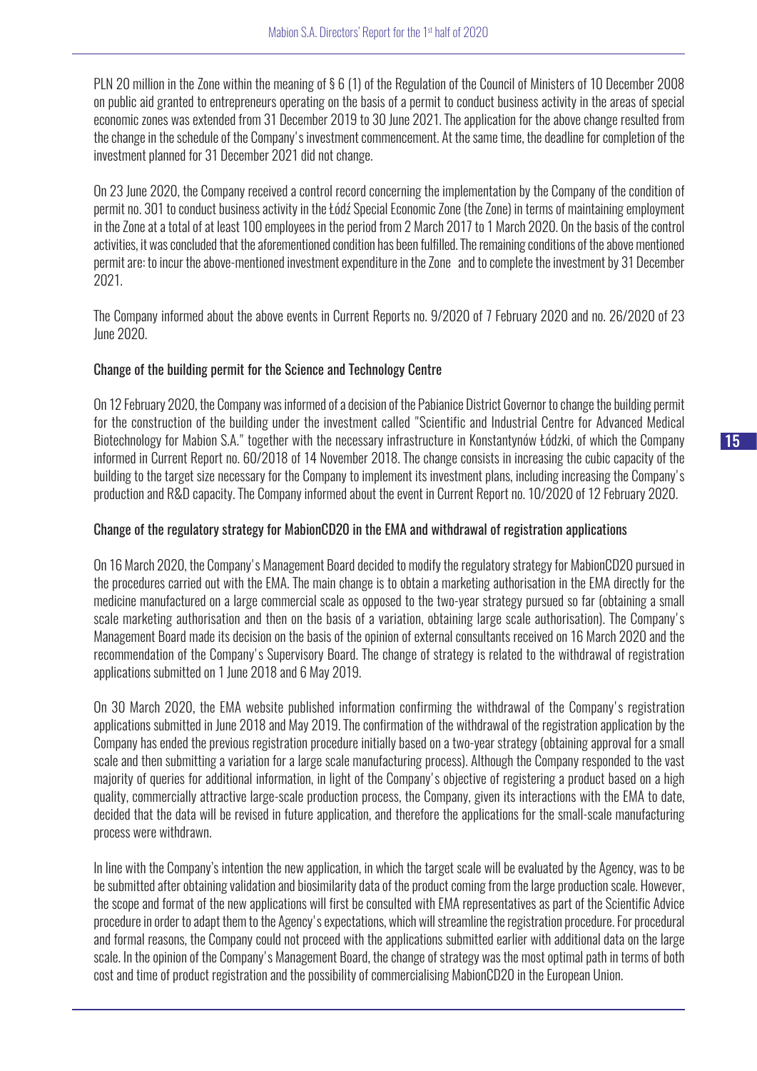PLN 20 million in the Zone within the meaning of § 6 (1) of the Regulation of the Council of Ministers of 10 December 2008 on public aid granted to entrepreneurs operating on the basis of a permit to conduct business activity in the areas of special economic zones was extended from 31 December 2019 to 30 June 2021. The application for the above change resulted from the change in the schedule of the Company's investment commencement. At the same time, the deadline for completion of the investment planned for 31 December 2021 did not change.

On 23 June 2020, the Company received a control record concerning the implementation by the Company of the condition of permit no. 301 to conduct business activity in the Łódź Special Economic Zone (the Zone) in terms of maintaining employment in the Zone at a total of at least 100 employees in the period from 2 March 2017 to 1 March 2020. On the basis of the control activities, it was concluded that the aforementioned condition has been fulfilled. The remaining conditions of the above mentioned permit are: to incur the above-mentioned investment expenditure in the Zone and to complete the investment by 31 December 2021.

The Company informed about the above events in Current Reports no. 9/2020 of 7 February 2020 and no. 26/2020 of 23 June 2020.

### Change of the building permit for the Science and Technology Centre

On 12 February 2020, the Company was informed of a decision of the Pabianice District Governor to change the building permit for the construction of the building under the investment called "Scientific and Industrial Centre for Advanced Medical Biotechnology for Mabion S.A." together with the necessary infrastructure in Konstantynów Łódzki, of which the Company informed in Current Report no. 60/2018 of 14 November 2018. The change consists in increasing the cubic capacity of the building to the target size necessary for the Company to implement its investment plans, including increasing the Company's production and R&D capacity. The Company informed about the event in Current Report no. 10/2020 of 12 February 2020.

### Change of the regulatory strategy for MabionCD20 in the EMA and withdrawal of registration applications

On 16 March 2020, the Company's Management Board decided to modify the regulatory strategy for MabionCD20 pursued in the procedures carried out with the EMA. The main change is to obtain a marketing authorisation in the EMA directly for the medicine manufactured on a large commercial scale as opposed to the two-year strategy pursued so far (obtaining a small scale marketing authorisation and then on the basis of a variation, obtaining large scale authorisation). The Company's Management Board made its decision on the basis of the opinion of external consultants received on 16 March 2020 and the recommendation of the Company's Supervisory Board. The change of strategy is related to the withdrawal of registration applications submitted on 1 June 2018 and 6 May 2019.

On 30 March 2020, the EMA website published information confirming the withdrawal of the Company's registration applications submitted in June 2018 and May 2019. The confirmation of the withdrawal of the registration application by the Company has ended the previous registration procedure initially based on a two-year strategy (obtaining approval for a small scale and then submitting a variation for a large scale manufacturing process). Although the Company responded to the vast majority of queries for additional information, in light of the Company's objective of registering a product based on a high quality, commercially attractive large-scale production process, the Company, given its interactions with the EMA to date, decided that the data will be revised in future application, and therefore the applications for the small-scale manufacturing process were withdrawn.

In line with the Company's intention the new application, in which the target scale will be evaluated by the Agency, was to be be submitted after obtaining validation and biosimilarity data of the product coming from the large production scale. However, the scope and format of the new applications will first be consulted with EMA representatives as part of the Scientific Advice procedure in order to adapt them to the Agency's expectations, which will streamline the registration procedure. For procedural and formal reasons, the Company could not proceed with the applications submitted earlier with additional data on the large scale. In the opinion of the Company's Management Board, the change of strategy was the most optimal path in terms of both cost and time of product registration and the possibility of commercialising MabionCD20 in the European Union.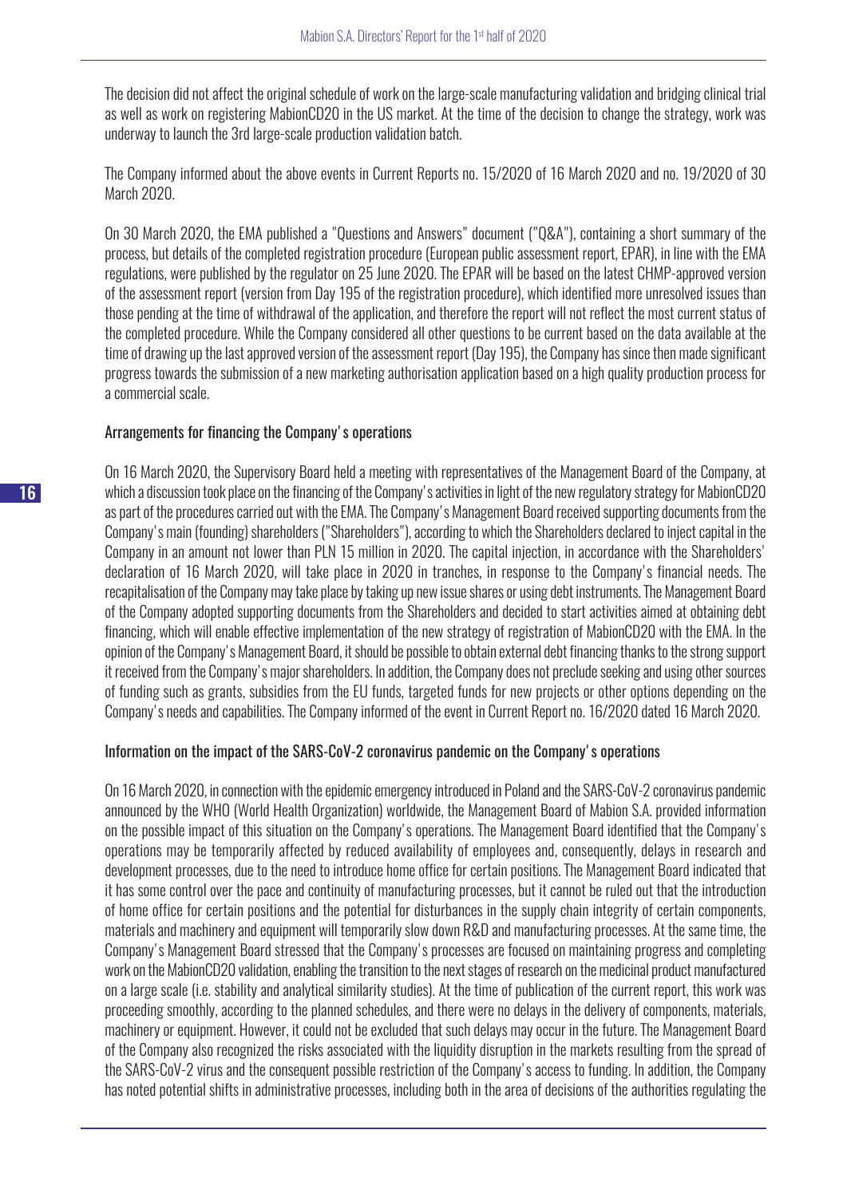The decision did not affect the original schedule of work on the large-scale manufacturing validation and bridging clinical trial as well as work on registering MabionCD20 in the US market. At the time of the decision to change the strategy, work was underway to launch the 3rd large-scale production validation batch.

The Company informed about the above events in Current Reports no. 15/2020 of 16 March 2020 and no. 19/2020 of 30 March 2020.

On 30 March 2020, the EMA published a "Questions and Answers" document ("Q&A"), containing a short summary of the process, but details of the completed registration procedure (European public assessment report, EPAR), in line with the EMA regulations, were published by the regulator on 25 June 2020. The EPAR will be based on the latest CHMP-approved version of the assessment report (version from Day 195 of the registration procedure), which identified more unresolved issues than those pending at the time of withdrawal of the application, and therefore the report will not reflect the most current status of the completed procedure. While the Company considered all other questions to be current based on the data available at the time of drawing up the last approved version of the assessment report (Day 195), the Company has since then made significant progress towards the submission of a new marketing authorisation application based on a high quality production process for a commercial scale.

### Arrangements for financing the Company's operations

On 16 March 2020, the Supervisory Board held a meeting with representatives of the Management Board of the Company, at which a discussion took place on the financing of the Company's activities in light of the new regulatory strategy for MabionCD20 as part of the procedures carried out with the EMA. The Company's Management Board received supporting documents from the Company's main (founding) shareholders ("Shareholders"), according to which the Shareholders declared to inject capital in the Company in an amount not lower than PLN 15 million in 2020. The capital injection, in accordance with the Shareholders' declaration of 16 March 2020, will take place in 2020 in tranches, in response to the Company's financial needs. The recapitalisation of the Company may take place by taking up new issue shares or using debt instruments. The Management Board of the Company adopted supporting documents from the Shareholders and decided to start activities aimed at obtaining debt financing, which will enable effective implementation of the new strategy of registration of MabionCD20 with the EMA. In the opinion of the Company's Management Board, it should be possible to obtain external debt financing thanks to the strong support it received from the Company's major shareholders. In addition, the Company does not preclude seeking and using other sources of funding such as grants, subsidies from the EU funds, targeted funds for new projects or other options depending on the Company's needs and capabilities. The Company informed of the event in Current Report no. 16/2020 dated 16 March 2020.

### Information on the impact of the SARS-CoV-2 coronavirus pandemic on the Company's operations

On 16 March 2020, in connection with the epidemic emergency introduced in Poland and the SARS-CoV-2 coronavirus pandemic announced by the WHO (World Health Organization) worldwide, the Management Board of Mabion S.A. provided information on the possible impact of this situation on the Company's operations. The Management Board identified that the Company's operations may be temporarily affected by reduced availability of employees and, consequently, delays in research and development processes, due to the need to introduce home office for certain positions. The Management Board indicated that it has some control over the pace and continuity of manufacturing processes, but it cannot be ruled out that the introduction of home office for certain positions and the potential for disturbances in the supply chain integrity of certain components, materials and machinery and equipment will temporarily slow down R&D and manufacturing processes. At the same time, the Company's Management Board stressed that the Company's processes are focused on maintaining progress and completing work on the MabionCD20 validation, enabling the transition to the next stages of research on the medicinal product manufactured on a large scale (i.e. stability and analytical similarity studies). At the time of publication of the current report, this work was proceeding smoothly, according to the planned schedules, and there were no delays in the delivery of components, materials, machinery or equipment. However, it could not be excluded that such delays may occur in the future. The Management Board of the Company also recognized the risks associated with the liquidity disruption in the markets resulting from the spread of the SARS-CoV-2 virus and the consequent possible restriction of the Company's access to funding. In addition, the Company has noted potential shifts in administrative processes, including both in the area of decisions of the authorities regulating the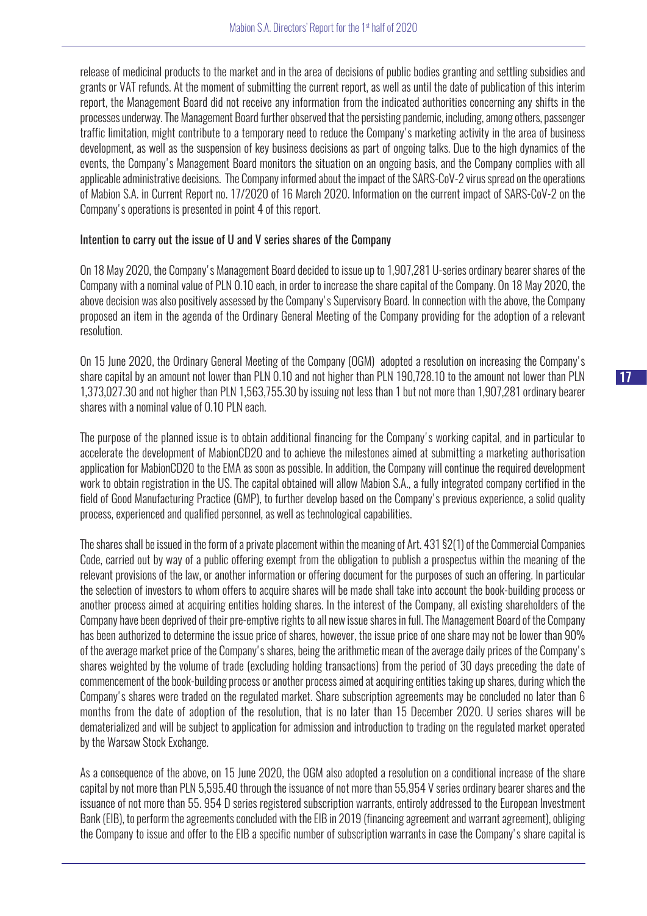release of medicinal products to the market and in the area of decisions of public bodies granting and settling subsidies and grants or VAT refunds. At the moment of submitting the current report, as well as until the date of publication of this interim report, the Management Board did not receive any information from the indicated authorities concerning any shifts in the processes underway. The Management Board further observed that the persisting pandemic, including, among others, passenger traffic limitation, might contribute to a temporary need to reduce the Company's marketing activity in the area of business development, as well as the suspension of key business decisions as part of ongoing talks. Due to the high dynamics of the events, the Company's Management Board monitors the situation on an ongoing basis, and the Company complies with all applicable administrative decisions. The Company informed about the impact of the SARS-CoV-2 virus spread on the operations of Mabion S.A. in Current Report no. 17/2020 of 16 March 2020. Information on the current impact of SARS-CoV-2 on the Company's operations is presented in point 4 of this report.

Intention to carry out the issue of U and V series shares of the Company

On 18 May 2020, the Company's Management Board decided to issue up to 1,907,281 U-series ordinary bearer shares of the Company with a nominal value of PLN 0.10 each, in order to increase the share capital of the Company. On 18 May 2020, the above decision was also positively assessed by the Company's Supervisory Board. In connection with the above, the Company proposed an item in the agenda of the Ordinary General Meeting of the Company providing for the adoption of a relevant resolution.

On 15 June 2020, the Ordinary General Meeting of the Company (OGM) adopted a resolution on increasing the Company's share capital by an amount not lower than PLN 0.10 and not higher than PLN 190,728.10 to the amount not lower than PLN 1,373,027.30 and not higher than PLN 1,563,755.30 by issuing not less than 1 but not more than 1,907,281 ordinary bearer shares with a nominal value of 0.10 PLN each.

The purpose of the planned issue is to obtain additional financing for the Company's working capital, and in particular to accelerate the development of MabionCD20 and to achieve the milestones aimed at submitting a marketing authorisation application for MabionCD20 to the EMA as soon as possible. In addition, the Company will continue the required development work to obtain registration in the US. The capital obtained will allow Mabion S.A., a fully integrated company certified in the field of Good Manufacturing Practice (GMP), to further develop based on the Company's previous experience, a solid quality process, experienced and qualified personnel, as well as technological capabilities.

The shares shall be issued in the form of a private placement within the meaning of Art. 431 §2(1) of the Commercial Companies Code, carried out by way of a public offering exempt from the obligation to publish a prospectus within the meaning of the relevant provisions of the law, or another information or offering document for the purposes of such an offering. In particular the selection of investors to whom offers to acquire shares will be made shall take into account the book-building process or another process aimed at acquiring entities holding shares. In the interest of the Company, all existing shareholders of the Company have been deprived of their pre-emptive rights to all new issue shares in full. The Management Board of the Company has been authorized to determine the issue price of shares, however, the issue price of one share may not be lower than 90% of the average market price of the Company's shares, being the arithmetic mean of the average daily prices of the Company's shares weighted by the volume of trade (excluding holding transactions) from the period of 30 days preceding the date of commencement of the book-building process or another process aimed at acquiring entities taking up shares, during which the Company's shares were traded on the regulated market. Share subscription agreements may be concluded no later than 6 months from the date of adoption of the resolution, that is no later than 15 December 2020. U series shares will be dematerialized and will be subject to application for admission and introduction to trading on the regulated market operated by the Warsaw Stock Exchange.

As a consequence of the above, on 15 June 2020, the OGM also adopted a resolution on a conditional increase of the share capital by not more than PLN 5,595.40 through the issuance of not more than 55,954 V series ordinary bearer shares and the issuance of not more than 55. 954 D series registered subscription warrants, entirely addressed to the European Investment Bank (EIB), to perform the agreements concluded with the EIB in 2019 (financing agreement and warrant agreement), obliging the Company to issue and offer to the EIB a specific number of subscription warrants in case the Company's share capital is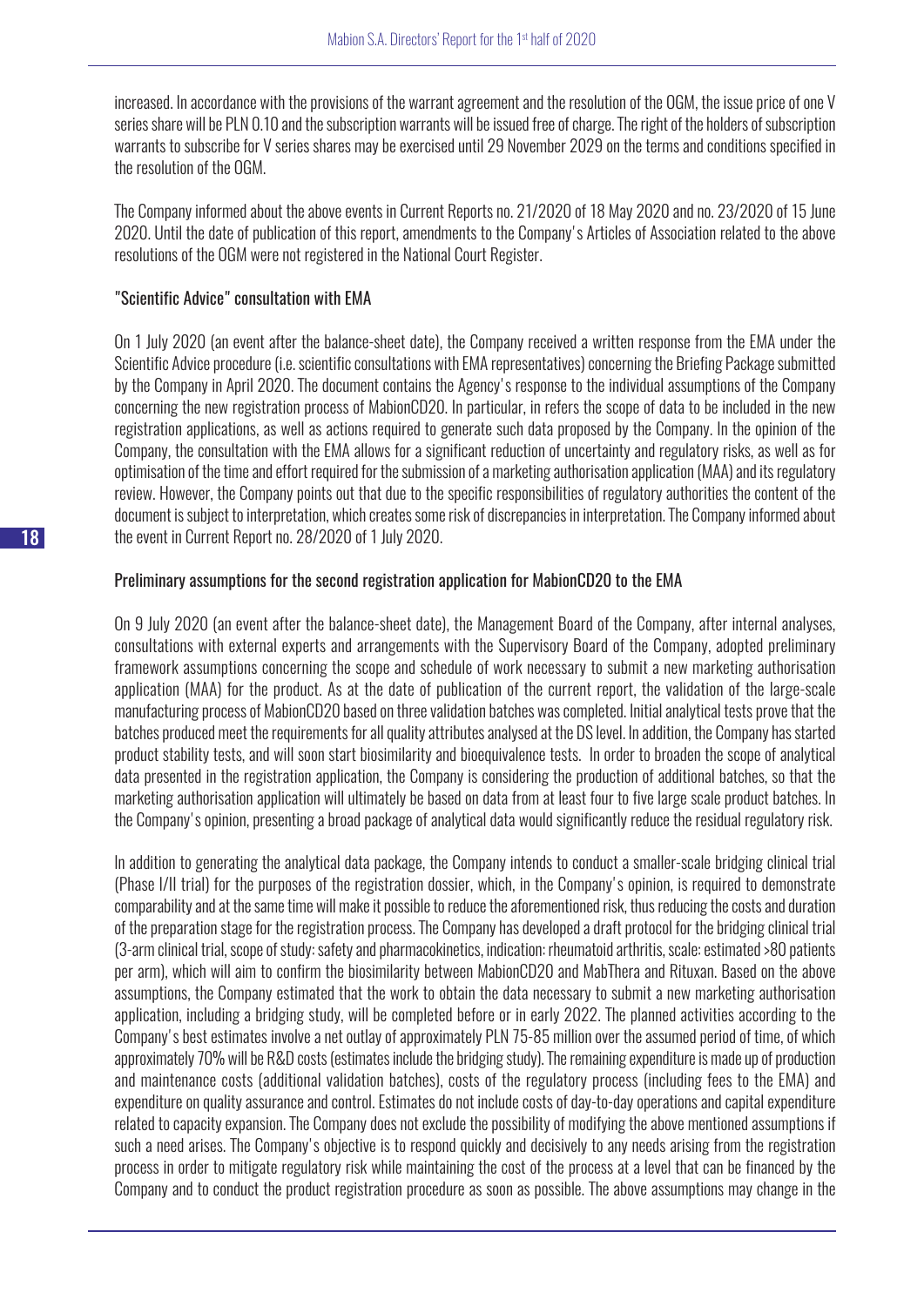increased. In accordance with the provisions of the warrant agreement and the resolution of the OGM, the issue price of one V series share will be PLN 0.10 and the subscription warrants will be issued free of charge. The right of the holders of subscription warrants to subscribe for V series shares may be exercised until 29 November 2029 on the terms and conditions specified in the resolution of the OGM.

The Company informed about the above events in Current Reports no. 21/2020 of 18 May 2020 and no. 23/2020 of 15 June 2020. Until the date of publication of this report, amendments to the Company's Articles of Association related to the above resolutions of the OGM were not registered in the National Court Register.

### "Scientific Advice" consultation with EMA

On 1 July 2020 (an event after the balance-sheet date), the Company received a written response from the EMA under the Scientific Advice procedure (i.e. scientific consultations with EMA representatives) concerning the Briefing Package submitted by the Company in April 2020. The document contains the Agency's response to the individual assumptions of the Company concerning the new registration process of MabionCD20. In particular, in refers the scope of data to be included in the new registration applications, as well as actions required to generate such data proposed by the Company. In the opinion of the Company, the consultation with the EMA allows for a significant reduction of uncertainty and regulatory risks, as well as for optimisation of the time and effort required for the submission of a marketing authorisation application (MAA) and its regulatory review. However, the Company points out that due to the specific responsibilities of regulatory authorities the content of the document is subject to interpretation, which creates some risk of discrepancies in interpretation. The Company informed about the event in Current Report no. 28/2020 of 1 July 2020.

### Preliminary assumptions for the second registration application for MabionCD20 to the EMA

On 9 July 2020 (an event after the balance-sheet date), the Management Board of the Company, after internal analyses, consultations with external experts and arrangements with the Supervisory Board of the Company, adopted preliminary framework assumptions concerning the scope and schedule of work necessary to submit a new marketing authorisation application (MAA) for the product. As at the date of publication of the current report, the validation of the large-scale manufacturing process of MabionCD20 based on three validation batches was completed. Initial analytical tests prove that the batches produced meet the requirements for all quality attributes analysed at the DS level. In addition, the Company has started product stability tests, and will soon start biosimilarity and bioequivalence tests. In order to broaden the scope of analytical data presented in the registration application, the Company is considering the production of additional batches, so that the marketing authorisation application will ultimately be based on data from at least four to five large scale product batches. In the Company's opinion, presenting a broad package of analytical data would significantly reduce the residual regulatory risk.

In addition to generating the analytical data package, the Company intends to conduct a smaller-scale bridging clinical trial (Phase I/II trial) for the purposes of the registration dossier, which, in the Company's opinion, is required to demonstrate comparability and at the same time will make it possible to reduce the aforementioned risk, thus reducing the costs and duration of the preparation stage for the registration process. The Company has developed a draft protocol for the bridging clinical trial (3-arm clinical trial, scope of study: safety and pharmacokinetics, indication: rheumatoid arthritis, scale: estimated >80 patients per arm), which will aim to confirm the biosimilarity between MabionCD20 and MabThera and Rituxan. Based on the above assumptions, the Company estimated that the work to obtain the data necessary to submit a new marketing authorisation application, including a bridging study, will be completed before or in early 2022. The planned activities according to the Company's best estimates involve a net outlay of approximately PLN 75-85 million over the assumed period of time, of which approximately 70% will be R&D costs (estimates include the bridging study). The remaining expenditure is made up of production and maintenance costs (additional validation batches), costs of the regulatory process (including fees to the EMA) and expenditure on quality assurance and control. Estimates do not include costs of day-to-day operations and capital expenditure related to capacity expansion. The Company does not exclude the possibility of modifying the above mentioned assumptions if such a need arises. The Company's objective is to respond quickly and decisively to any needs arising from the registration process in order to mitigate regulatory risk while maintaining the cost of the process at a level that can be financed by the Company and to conduct the product registration procedure as soon as possible. The above assumptions may change in the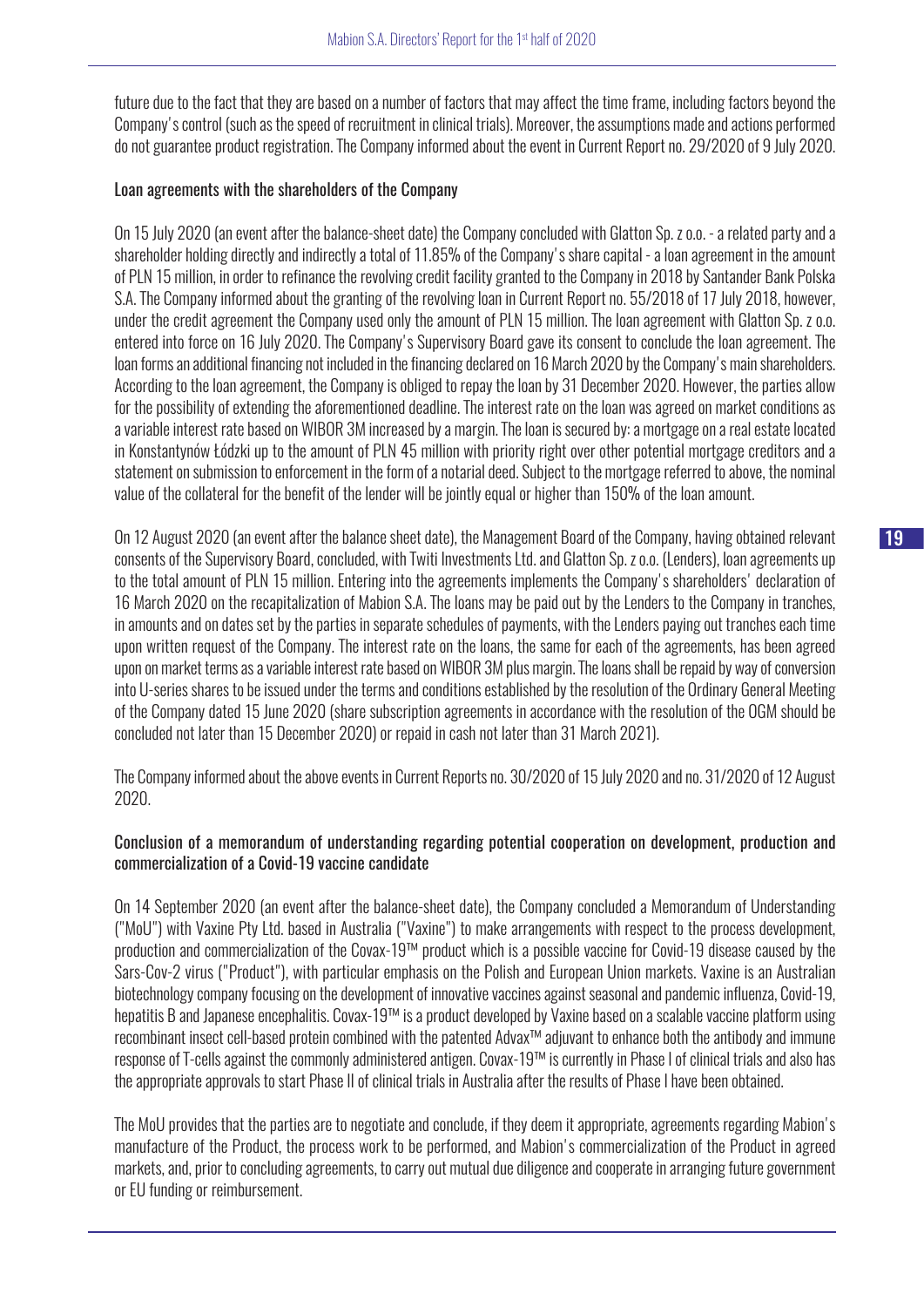future due to the fact that they are based on a number of factors that may affect the time frame, including factors beyond the Company's control (such as the speed of recruitment in clinical trials). Moreover, the assumptions made and actions performed do not guarantee product registration. The Company informed about the event in Current Report no. 29/2020 of 9 July 2020.

### Loan agreements with the shareholders of the Company

On 15 July 2020 (an event after the balance-sheet date) the Company concluded with Glatton Sp. z o.o. - a related party and a shareholder holding directly and indirectly a total of 11.85% of the Company's share capital - a loan agreement in the amount of PLN 15 million, in order to refinance the revolving credit facility granted to the Company in 2018 by Santander Bank Polska S.A. The Company informed about the granting of the revolving loan in Current Report no. 55/2018 of 17 July 2018, however, under the credit agreement the Company used only the amount of PLN 15 million. The loan agreement with Glatton Sp. z o.o. entered into force on 16 July 2020. The Company's Supervisory Board gave its consent to conclude the loan agreement. The loan forms an additional financing not included in the financing declared on 16 March 2020 by the Company's main shareholders. According to the loan agreement, the Company is obliged to repay the loan by 31 December 2020. However, the parties allow for the possibility of extending the aforementioned deadline. The interest rate on the loan was agreed on market conditions as a variable interest rate based on WIBOR 3M increased by a margin. The loan is secured by: a mortgage on a real estate located in Konstantynów Łódzki up to the amount of PLN 45 million with priority right over other potential mortgage creditors and a statement on submission to enforcement in the form of a notarial deed. Subject to the mortgage referred to above, the nominal value of the collateral for the benefit of the lender will be jointly equal or higher than 150% of the loan amount.

On 12 August 2020 (an event after the balance sheet date), the Management Board of the Company, having obtained relevant consents of the Supervisory Board, concluded, with Twiti Investments Ltd. and Glatton Sp. z o.o. (Lenders), loan agreements up to the total amount of PLN 15 million. Entering into the agreements implements the Company's shareholders' declaration of 16 March 2020 on the recapitalization of Mabion S.A. The loans may be paid out by the Lenders to the Company in tranches, in amounts and on dates set by the parties in separate schedules of payments, with the Lenders paying out tranches each time upon written request of the Company. The interest rate on the loans, the same for each of the agreements, has been agreed upon on market terms as a variable interest rate based on WIBOR 3M plus margin. The loans shall be repaid by way of conversion into U-series shares to be issued under the terms and conditions established by the resolution of the Ordinary General Meeting of the Company dated 15 June 2020 (share subscription agreements in accordance with the resolution of the OGM should be concluded not later than 15 December 2020) or repaid in cash not later than 31 March 2021).

The Company informed about the above events in Current Reports no. 30/2020 of 15 July 2020 and no. 31/2020 of 12 August 2020.

### Conclusion of a memorandum of understanding regarding potential cooperation on development, production and commercialization of a Covid-19 vaccine candidate

On 14 September 2020 (an event after the balance-sheet date), the Company concluded a Memorandum of Understanding ("MoU") with Vaxine Pty Ltd. based in Australia ("Vaxine") to make arrangements with respect to the process development, production and commercialization of the Covax-19™ product which is a possible vaccine for Covid-19 disease caused by the Sars-Cov-2 virus ("Product"), with particular emphasis on the Polish and European Union markets. Vaxine is an Australian biotechnology company focusing on the development of innovative vaccines against seasonal and pandemic influenza, Covid-19, hepatitis B and Japanese encephalitis. Covax-19™ is a product developed by Vaxine based on a scalable vaccine platform using recombinant insect cell-based protein combined with the patented Advax™ adjuvant to enhance both the antibody and immune response of T-cells against the commonly administered antigen. Covax-19™ is currently in Phase I of clinical trials and also has the appropriate approvals to start Phase II of clinical trials in Australia after the results of Phase I have been obtained.

The MoU provides that the parties are to negotiate and conclude, if they deem it appropriate, agreements regarding Mabion's manufacture of the Product, the process work to be performed, and Mabion's commercialization of the Product in agreed markets, and, prior to concluding agreements, to carry out mutual due diligence and cooperate in arranging future government or EU funding or reimbursement.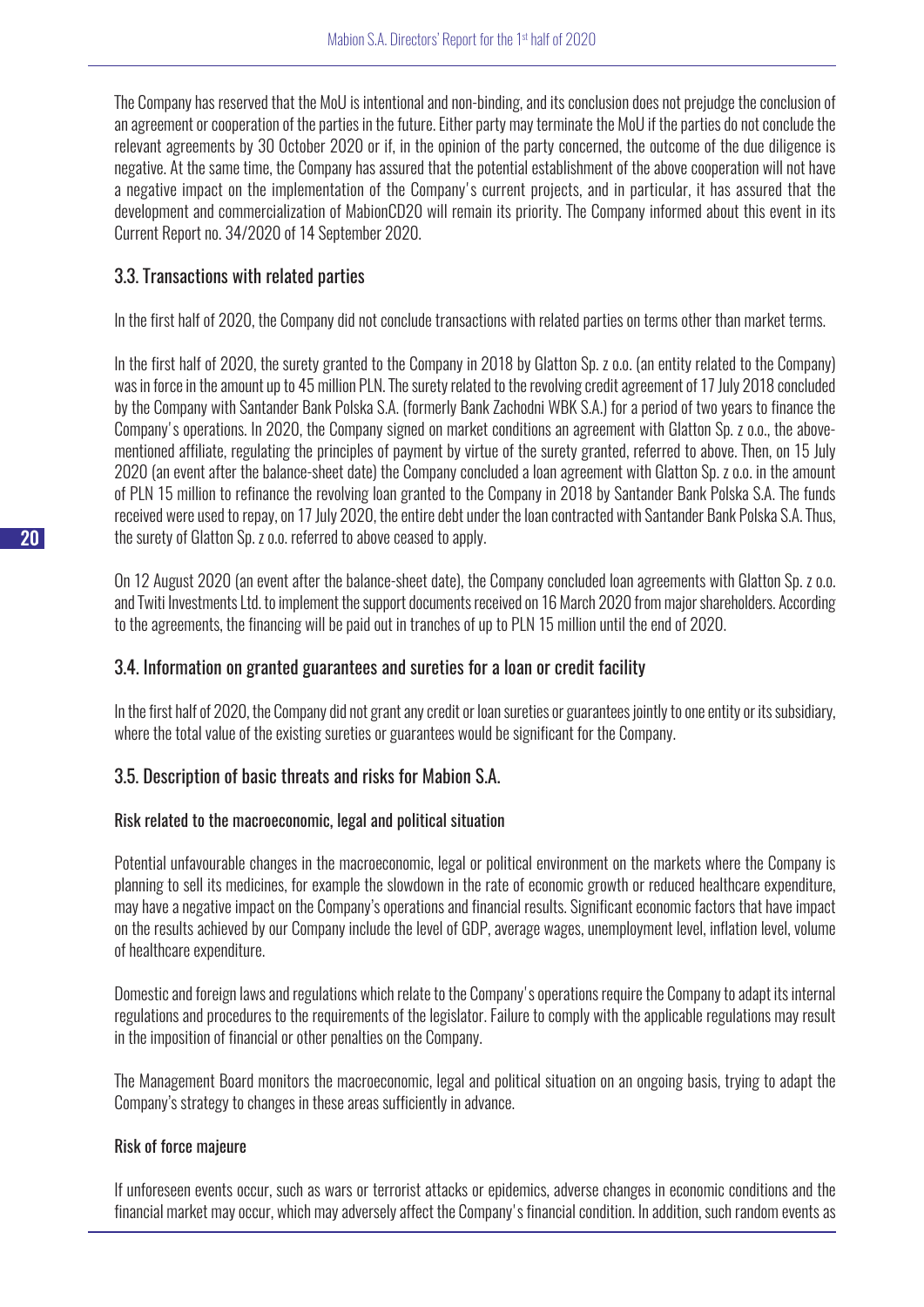The Company has reserved that the MoU is intentional and non-binding, and its conclusion does not prejudge the conclusion of an agreement or cooperation of the parties in the future. Either party may terminate the MoU if the parties do not conclude the relevant agreements by 30 October 2020 or if, in the opinion of the party concerned, the outcome of the due diligence is negative. At the same time, the Company has assured that the potential establishment of the above cooperation will not have a negative impact on the implementation of the Company's current projects, and in particular, it has assured that the development and commercialization of MabionCD20 will remain its priority. The Company informed about this event in its Current Report no. 34/2020 of 14 September 2020.

### 3.3. Transactions with related parties

In the first half of 2020, the Company did not conclude transactions with related parties on terms other than market terms.

In the first half of 2020, the surety granted to the Company in 2018 by Glatton Sp. z o.o. (an entity related to the Company) was in force in the amount up to 45 million PLN. The surety related to the revolving credit agreement of 17 July 2018 concluded by the Company with Santander Bank Polska S.A. (formerly Bank Zachodni WBK S.A.) for a period of two years to finance the Company's operations. In 2020, the Company signed on market conditions an agreement with Glatton Sp. z o.o., the above-mentioned affiliate, regulating the principles of payment by virtue of the surety granted, referred to above. Then, on 15 July 2020 (an event after the balance-sheet date) the Company concluded a loan agreement with Glatton Sp. z o.o. in the amount of PLN 15 million to refinance the revolving loan granted to the Company in 2018 by Santander Bank Polska S.A. The funds received were used to repay, on 17 July 2020, the entire debt under the loan contracted with Santander Bank Polska S.A. Thus, the surety of Glatton Sp. z o.o. referred to above ceased to apply.

On 12 August 2020 (an event after the balance-sheet date), the Company concluded loan agreements with Glatton Sp. z o.o. and Twiti Investments Ltd. to implement the support documents received on 16 March 2020 from major shareholders. According to the agreements, the financing will be paid out in tranches of up to PLN 15 million until the end of 2020.

### 3.4. Information on granted guarantees and sureties for a loan or credit facility

In the first half of 2020, the Company did not grant any credit or loan sureties or guarantees jointly to one entity or its subsidiary, where the total value of the existing sureties or guarantees would be significant for the Company.

### 3.5. Description of basic threats and risks for Mabion S.A.

#### Risk related to the macroeconomic, legal and political situation

Potential unfavourable changes in the macroeconomic, legal or political environment on the markets where the Company is planning to sell its medicines, for example the slowdown in the rate of economic growth or reduced healthcare expenditure, may have a negative impact on the Company's operations and financial results. Significant economic factors that have impact on the results achieved by our Company include the level of GDP, average wages, unemployment level, inflation level, volume of healthcare expenditure.

Domestic and foreign laws and regulations which relate to the Company's operations require the Company to adapt its internal regulations and procedures to the requirements of the legislator. Failure to comply with the applicable regulations may result in the imposition of financial or other penalties on the Company.

The Management Board monitors the macroeconomic, legal and political situation on an ongoing basis, trying to adapt the Company's strategy to changes in these areas sufficiently in advance.

#### Risk of force majeure

If unforeseen events occur, such as wars or terrorist attacks or epidemics, adverse changes in economic conditions and the financial market may occur, which may adversely affect the Company's financial condition. In addition, such random events as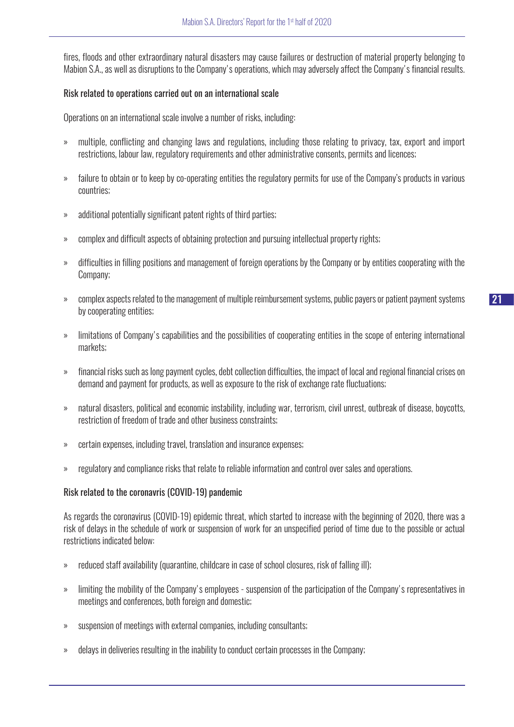fires, floods and other extraordinary natural disasters may cause failures or destruction of material property belonging to Mabion S.A., as well as disruptions to the Company's operations, which may adversely affect the Company's financial results.

### Risk related to operations carried out on an international scale

Operations on an international scale involve a number of risks, including:

- multiple, conflicting and changing laws and regulations, including those relating to privacy, tax, export and import restrictions, labour law, regulatory requirements and other administrative consents, permits and licences;
- failure to obtain or to keep by co-operating entities the regulatory permits for use of the Company's products in various countries;
- additional potentially significant patent rights of third parties;
- complex and difficult aspects of obtaining protection and pursuing intellectual property rights;
- difficulties in filling positions and management of foreign operations by the Company or by entities cooperating with the Company;
- complex aspects related to the management of multiple reimbursement systems, public payers or patient payment systems by cooperating entities;
- limitations of Company's capabilities and the possibilities of cooperating entities in the scope of entering international markets;
- financial risks such as long payment cycles, debt collection difficulties, the impact of local and regional financial crises on demand and payment for products, as well as exposure to the risk of exchange rate fluctuations;
- natural disasters, political and economic instability, including war, terrorism, civil unrest, outbreak of disease, boycotts, restriction of freedom of trade and other business constraints;
- certain expenses, including travel, translation and insurance expenses;
- regulatory and compliance risks that relate to reliable information and control over sales and operations.

### Risk related to the coronavris (COVID-19) pandemic

As regards the coronavirus (COVID-19) epidemic threat, which started to increase with the beginning of 2020, there was a risk of delays in the schedule of work or suspension of work for an unspecified period of time due to the possible or actual restrictions indicated below:

- reduced staff availability (quarantine, childcare in case of school closures, risk of falling ill);
- limiting the mobility of the Company's employees - suspension of the participation of the Company's representatives in meetings and conferences, both foreign and domestic;
- suspension of meetings with external companies, including consultants;
- delays in deliveries resulting in the inability to conduct certain processes in the Company;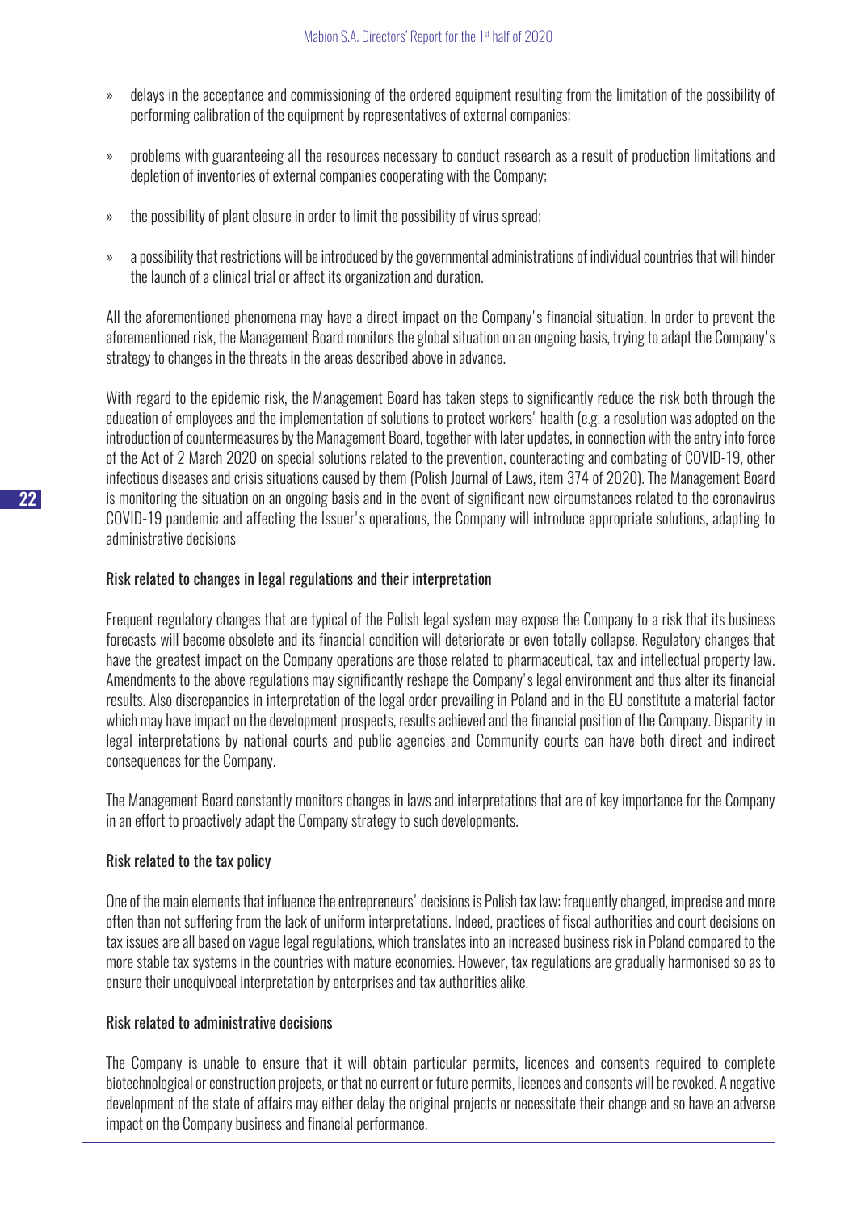- delays in the acceptance and commissioning of the ordered equipment resulting from the limitation of the possibility of performing calibration of the equipment by representatives of external companies;
- problems with guaranteeing all the resources necessary to conduct research as a result of production limitations and depletion of inventories of external companies cooperating with the Company;
- the possibility of plant closure in order to limit the possibility of virus spread;
- a possibility that restrictions will be introduced by the governmental administrations of individual countries that will hinder the launch of a clinical trial or affect its organization and duration.

All the aforementioned phenomena may have a direct impact on the Company's financial situation. In order to prevent the aforementioned risk, the Management Board monitors the global situation on an ongoing basis, trying to adapt the Company's strategy to changes in the threats in the areas described above in advance.

With regard to the epidemic risk, the Management Board has taken steps to significantly reduce the risk both through the education of employees and the implementation of solutions to protect workers' health (e.g. a resolution was adopted on the introduction of countermeasures by the Management Board, together with later updates, in connection with the entry into force of the Act of 2 March 2020 on special solutions related to the prevention, counteracting and combating of COVID-19, other infectious diseases and crisis situations caused by them (Polish Journal of Laws, item 374 of 2020). The Management Board is monitoring the situation on an ongoing basis and in the event of significant new circumstances related to the coronavirus COVID-19 pandemic and affecting the Issuer's operations, the Company will introduce appropriate solutions, adapting to administrative decisions

### Risk related to changes in legal regulations and their interpretation

Frequent regulatory changes that are typical of the Polish legal system may expose the Company to a risk that its business forecasts will become obsolete and its financial condition will deteriorate or even totally collapse. Regulatory changes that have the greatest impact on the Company operations are those related to pharmaceutical, tax and intellectual property law. Amendments to the above regulations may significantly reshape the Company's legal environment and thus alter its financial results. Also discrepancies in interpretation of the legal order prevailing in Poland and in the EU constitute a material factor which may have impact on the development prospects, results achieved and the financial position of the Company. Disparity in legal interpretations by national courts and public agencies and Community courts can have both direct and indirect consequences for the Company.

The Management Board constantly monitors changes in laws and interpretations that are of key importance for the Company in an effort to proactively adapt the Company strategy to such developments.

### Risk related to the tax policy

One of the main elements that influence the entrepreneurs' decisions is Polish tax law: frequently changed, imprecise and more often than not suffering from the lack of uniform interpretations. Indeed, practices of fiscal authorities and court decisions on tax issues are all based on vague legal regulations, which translates into an increased business risk in Poland compared to the more stable tax systems in the countries with mature economies. However, tax regulations are gradually harmonised so as to ensure their unequivocal interpretation by enterprises and tax authorities alike.

### Risk related to administrative decisions

The Company is unable to ensure that it will obtain particular permits, licences and consents required to complete biotechnological or construction projects, or that no current or future permits, licences and consents will be revoked. A negative development of the state of affairs may either delay the original projects or necessitate their change and so have an adverse impact on the Company business and financial performance.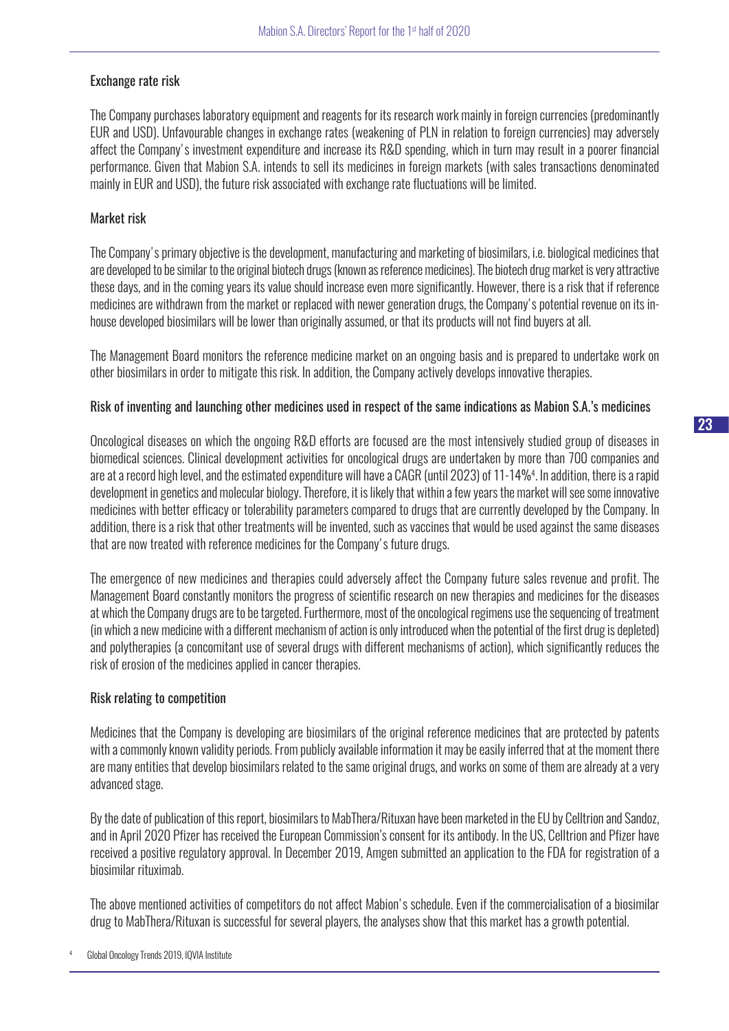## Exchange rate risk

The Company purchases laboratory equipment and reagents for its research work mainly in foreign currencies (predominantly EUR and USD). Unfavourable changes in exchange rates (weakening of PLN in relation to foreign currencies) may adversely affect the Company's investment expenditure and increase its R&D spending, which in turn may result in a poorer financial performance. Given that Mabion S.A. intends to sell its medicines in foreign markets (with sales transactions denominated mainly in EUR and USD), the future risk associated with exchange rate fluctuations will be limited.

## Market risk

The Company's primary objective is the development, manufacturing and marketing of biosimilars, i.e. biological medicines that are developed to be similar to the original biotech drugs (known as reference medicines). The biotech drug market is very attractive these days, and in the coming years its value should increase even more significantly. However, there is a risk that if reference medicines are withdrawn from the market or replaced with newer generation drugs, the Company's potential revenue on its in-house developed biosimilars will be lower than originally assumed, or that its products will not find buyers at all.

The Management Board monitors the reference medicine market on an ongoing basis and is prepared to undertake work on other biosimilars in order to mitigate this risk. In addition, the Company actively develops innovative therapies.

## Risk of inventing and launching other medicines used in respect of the same indications as Mabion S.A.'s medicines

Oncological diseases on which the ongoing R&D efforts are focused are the most intensively studied group of diseases in biomedical sciences. Clinical development activities for oncological drugs are undertaken by more than 700 companies and are at a record high level, and the estimated expenditure will have a CAGR (until 2023) of 11-14%[4]. In addition, there is a rapid development in genetics and molecular biology. Therefore, it is likely that within a few years the market will see some innovative medicines with better efficacy or tolerability parameters compared to drugs that are currently developed by the Company. In addition, there is a risk that other treatments will be invented, such as vaccines that would be used against the same diseases that are now treated with reference medicines for the Company's future drugs.

The emergence of new medicines and therapies could adversely affect the Company future sales revenue and profit. The Management Board constantly monitors the progress of scientific research on new therapies and medicines for the diseases at which the Company drugs are to be targeted. Furthermore, most of the oncological regimens use the sequencing of treatment (in which a new medicine with a different mechanism of action is only introduced when the potential of the first drug is depleted) and polytherapies (a concomitant use of several drugs with different mechanisms of action), which significantly reduces the risk of erosion of the medicines applied in cancer therapies.

## Risk relating to competition

Medicines that the Company is developing are biosimilars of the original reference medicines that are protected by patents with a commonly known validity periods. From publicly available information it may be easily inferred that at the moment there are many entities that develop biosimilars related to the same original drugs, and works on some of them are already at a very advanced stage.

By the date of publication of this report, biosimilars to MabThera/Rituxan have been marketed in the EU by Celltrion and Sandoz, and in April 2020 Pfizer has received the European Commission's consent for its antibody. In the US, Celltrion and Pfizer have received a positive regulatory approval. In December 2019, Amgen submitted an application to the FDA for registration of a biosimilar rituximab.

The above mentioned activities of competitors do not affect Mabion's schedule. Even if the commercialisation of a biosimilar drug to MabThera/Rituxan is successful for several players, the analyses show that this market has a growth potential.

[4] Global Oncology Trends 2019, IQVIA Institute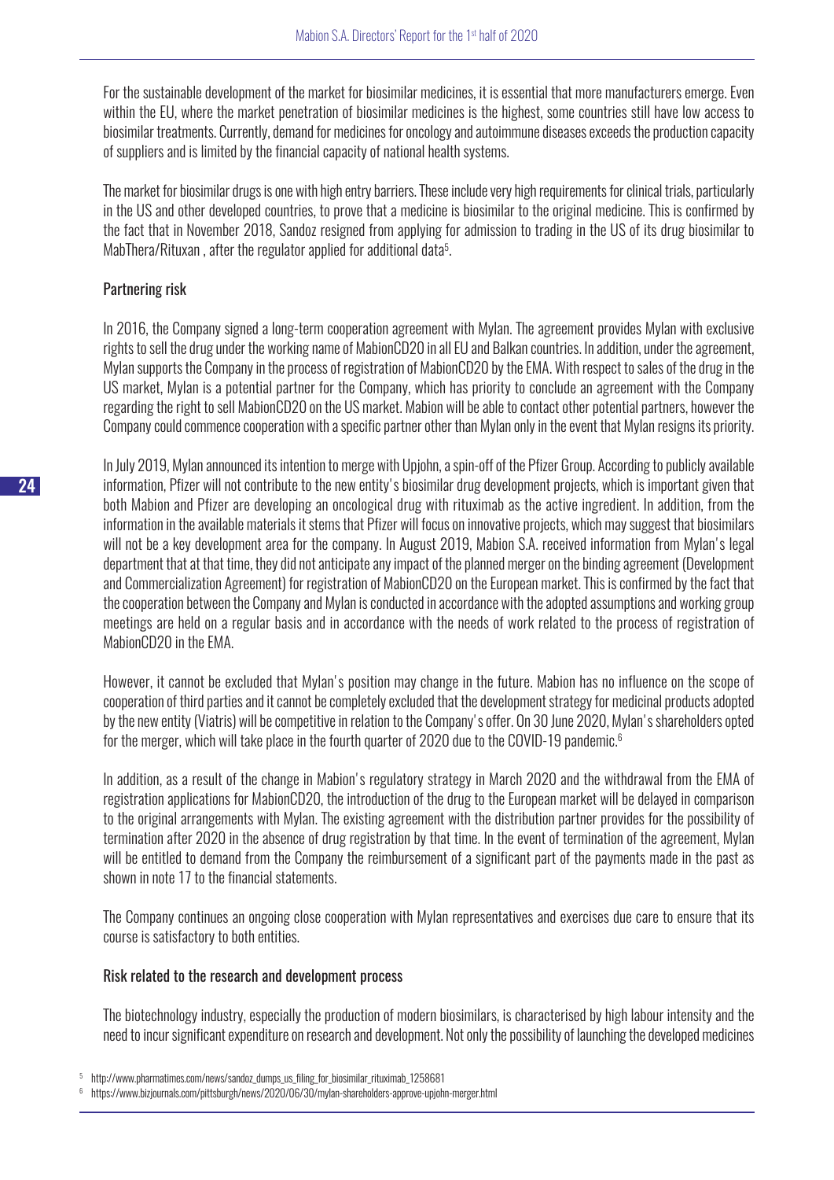For the sustainable development of the market for biosimilar medicines, it is essential that more manufacturers emerge. Even within the EU, where the market penetration of biosimilar medicines is the highest, some countries still have low access to biosimilar treatments. Currently, demand for medicines for oncology and autoimmune diseases exceeds the production capacity of suppliers and is limited by the financial capacity of national health systems.

The market for biosimilar drugs is one with high entry barriers. These include very high requirements for clinical trials, particularly in the US and other developed countries, to prove that a medicine is biosimilar to the original medicine. This is confirmed by the fact that in November 2018, Sandoz resigned from applying for admission to trading in the US of its drug biosimilar to MabThera/Rituxan , after the regulator applied for additional data[5].

### Partnering risk

In 2016, the Company signed a long-term cooperation agreement with Mylan. The agreement provides Mylan with exclusive rights to sell the drug under the working name of MabionCD20 in all EU and Balkan countries. In addition, under the agreement, Mylan supports the Company in the process of registration of MabionCD20 by the EMA. With respect to sales of the drug in the US market, Mylan is a potential partner for the Company, which has priority to conclude an agreement with the Company regarding the right to sell MabionCD20 on the US market. Mabion will be able to contact other potential partners, however the Company could commence cooperation with a specific partner other than Mylan only in the event that Mylan resigns its priority.

In July 2019, Mylan announced its intention to merge with Upjohn, a spin-off of the Pfizer Group. According to publicly available information, Pfizer will not contribute to the new entity's biosimilar drug development projects, which is important given that both Mabion and Pfizer are developing an oncological drug with rituximab as the active ingredient. In addition, from the information in the available materials it stems that Pfizer will focus on innovative projects, which may suggest that biosimilars will not be a key development area for the company. In August 2019, Mabion S.A. received information from Mylan's legal department that at that time, they did not anticipate any impact of the planned merger on the binding agreement (Development and Commercialization Agreement) for registration of MabionCD20 on the European market. This is confirmed by the fact that the cooperation between the Company and Mylan is conducted in accordance with the adopted assumptions and working group meetings are held on a regular basis and in accordance with the needs of work related to the process of registration of MabionCD20 in the EMA.

However, it cannot be excluded that Mylan's position may change in the future. Mabion has no influence on the scope of cooperation of third parties and it cannot be completely excluded that the development strategy for medicinal products adopted by the new entity (Viatris) will be competitive in relation to the Company's offer. On 30 June 2020, Mylan's shareholders opted for the merger, which will take place in the fourth quarter of 2020 due to the COVID-19 pandemic.[6]

In addition, as a result of the change in Mabion's regulatory strategy in March 2020 and the withdrawal from the EMA of registration applications for MabionCD20, the introduction of the drug to the European market will be delayed in comparison to the original arrangements with Mylan. The existing agreement with the distribution partner provides for the possibility of termination after 2020 in the absence of drug registration by that time. In the event of termination of the agreement, Mylan will be entitled to demand from the Company the reimbursement of a significant part of the payments made in the past as shown in note 17 to the financial statements.

The Company continues an ongoing close cooperation with Mylan representatives and exercises due care to ensure that its course is satisfactory to both entities.

### Risk related to the research and development process

The biotechnology industry, especially the production of modern biosimilars, is characterised by high labour intensity and the need to incur significant expenditure on research and development. Not only the possibility of launching the developed medicines

[5] http://www.pharmatimes.com/news/sandoz_dumps_us_filing_for_biosimilar_rituximab_1258681

[6] https://www.bizjournals.com/pittsburgh/news/2020/06/30/mylan-shareholders-approve-upjohn-merger.html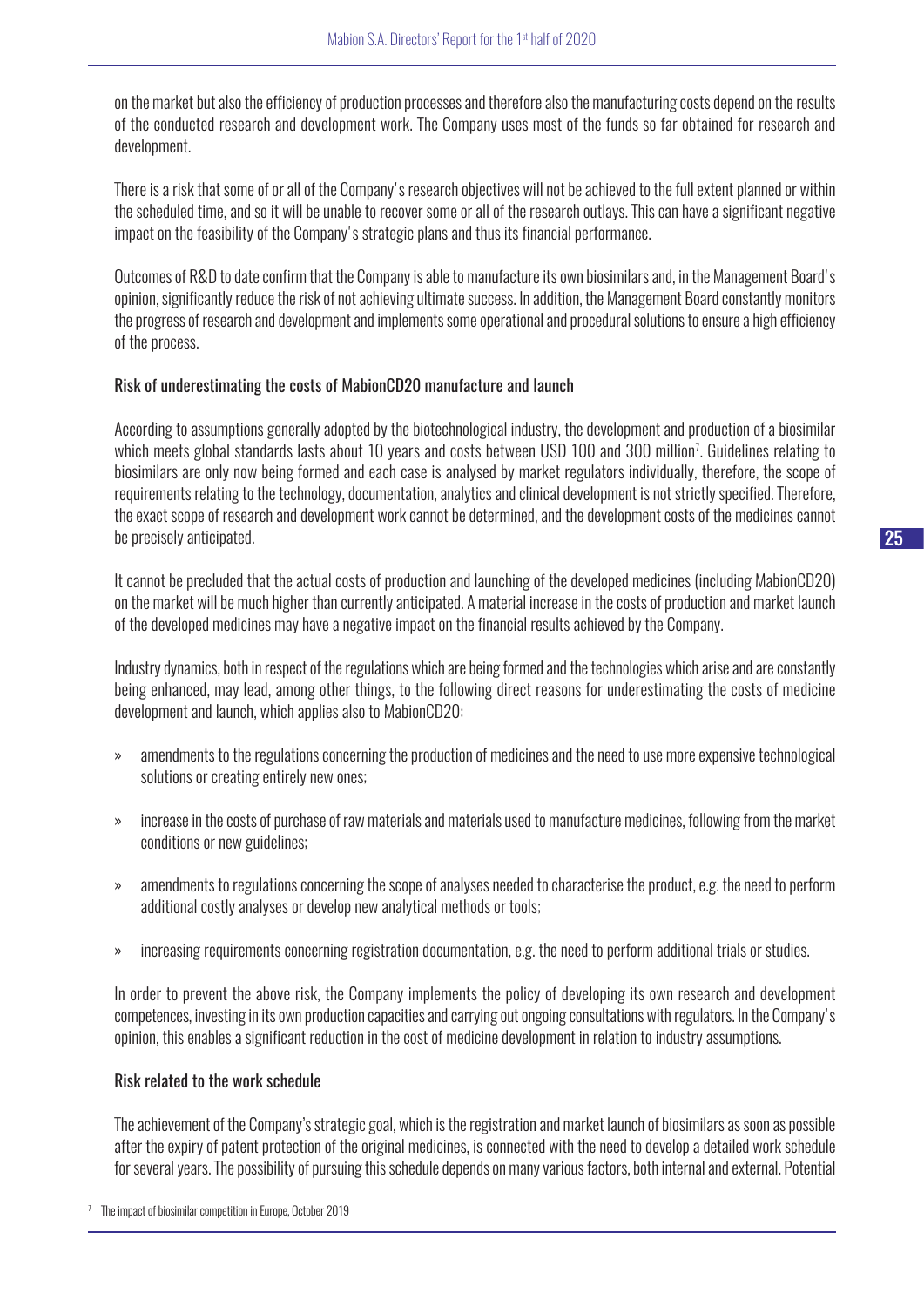on the market but also the efficiency of production processes and therefore also the manufacturing costs depend on the results of the conducted research and development work. The Company uses most of the funds so far obtained for research and development.

There is a risk that some of or all of the Company's research objectives will not be achieved to the full extent planned or within the scheduled time, and so it will be unable to recover some or all of the research outlays. This can have a significant negative impact on the feasibility of the Company's strategic plans and thus its financial performance.

Outcomes of R&D to date confirm that the Company is able to manufacture its own biosimilars and, in the Management Board's opinion, significantly reduce the risk of not achieving ultimate success. In addition, the Management Board constantly monitors the progress of research and development and implements some operational and procedural solutions to ensure a high efficiency of the process.

### Risk of underestimating the costs of MabionCD20 manufacture and launch

According to assumptions generally adopted by the biotechnological industry, the development and production of a biosimilar which meets global standards lasts about 10 years and costs between USD 100 and 300 million[7]. Guidelines relating to biosimilars are only now being formed and each case is analysed by market regulators individually, therefore, the scope of requirements relating to the technology, documentation, analytics and clinical development is not strictly specified. Therefore, the exact scope of research and development work cannot be determined, and the development costs of the medicines cannot be precisely anticipated.

It cannot be precluded that the actual costs of production and launching of the developed medicines (including MabionCD20) on the market will be much higher than currently anticipated. A material increase in the costs of production and market launch of the developed medicines may have a negative impact on the financial results achieved by the Company.

Industry dynamics, both in respect of the regulations which are being formed and the technologies which arise and are constantly being enhanced, may lead, among other things, to the following direct reasons for underestimating the costs of medicine development and launch, which applies also to MabionCD20:

- amendments to the regulations concerning the production of medicines and the need to use more expensive technological solutions or creating entirely new ones;
- increase in the costs of purchase of raw materials and materials used to manufacture medicines, following from the market conditions or new guidelines;
- amendments to regulations concerning the scope of analyses needed to characterise the product, e.g. the need to perform additional costly analyses or develop new analytical methods or tools;
- increasing requirements concerning registration documentation, e.g. the need to perform additional trials or studies.

In order to prevent the above risk, the Company implements the policy of developing its own research and development competences, investing in its own production capacities and carrying out ongoing consultations with regulators. In the Company's opinion, this enables a significant reduction in the cost of medicine development in relation to industry assumptions.

### Risk related to the work schedule

The achievement of the Company's strategic goal, which is the registration and market launch of biosimilars as soon as possible after the expiry of patent protection of the original medicines, is connected with the need to develop a detailed work schedule for several years. The possibility of pursuing this schedule depends on many various factors, both internal and external. Potential

[7] The impact of biosimilar competition in Europe, October 2019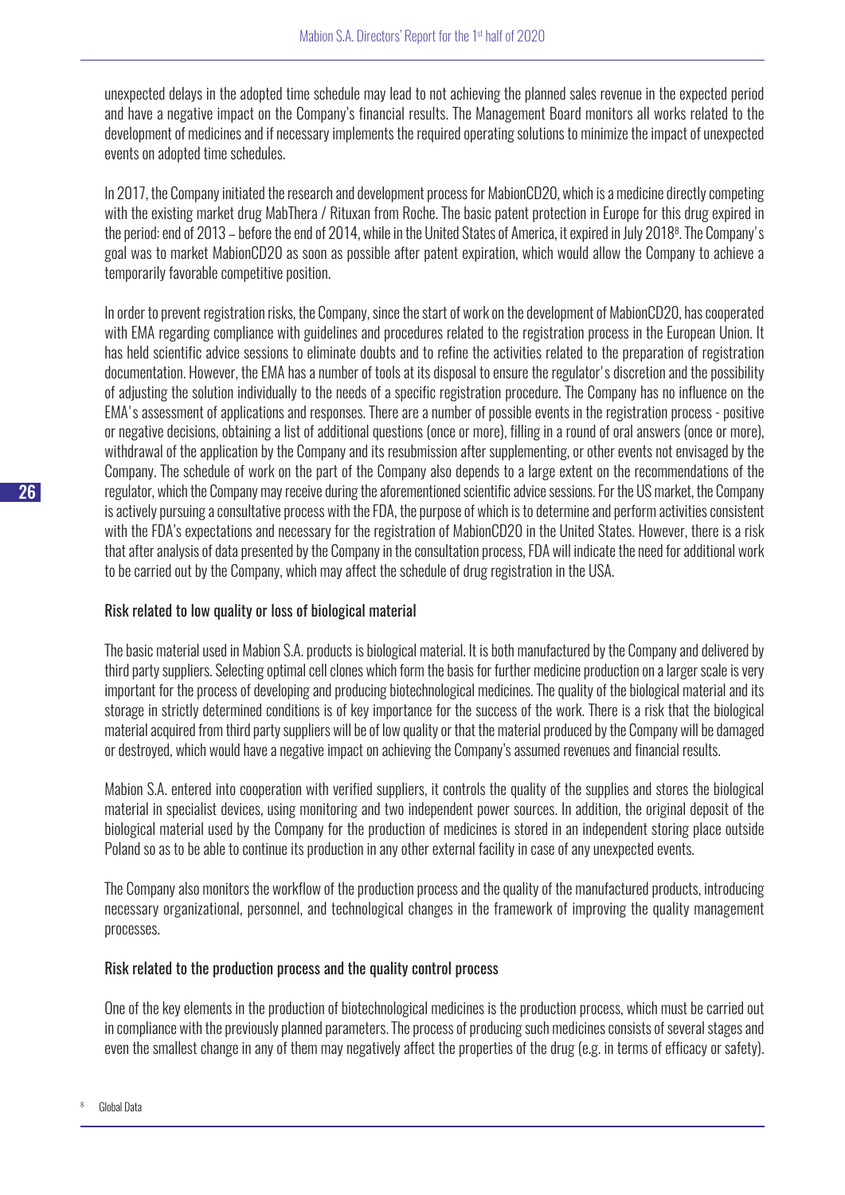unexpected delays in the adopted time schedule may lead to not achieving the planned sales revenue in the expected period and have a negative impact on the Company's financial results. The Management Board monitors all works related to the development of medicines and if necessary implements the required operating solutions to minimize the impact of unexpected events on adopted time schedules.

In 2017, the Company initiated the research and development process for MabionCD20, which is a medicine directly competing with the existing market drug MabThera / Rituxan from Roche. The basic patent protection in Europe for this drug expired in the period: end of 2013 – before the end of 2014, while in the United States of America, it expired in July 2018[8]. The Company's goal was to market MabionCD20 as soon as possible after patent expiration, which would allow the Company to achieve a temporarily favorable competitive position.

In order to prevent registration risks, the Company, since the start of work on the development of MabionCD20, has cooperated with EMA regarding compliance with guidelines and procedures related to the registration process in the European Union. It has held scientific advice sessions to eliminate doubts and to refine the activities related to the preparation of registration documentation. However, the EMA has a number of tools at its disposal to ensure the regulator's discretion and the possibility of adjusting the solution individually to the needs of a specific registration procedure. The Company has no influence on the EMA's assessment of applications and responses. There are a number of possible events in the registration process - positive or negative decisions, obtaining a list of additional questions (once or more), filling in a round of oral answers (once or more), withdrawal of the application by the Company and its resubmission after supplementing, or other events not envisaged by the Company. The schedule of work on the part of the Company also depends to a large extent on the recommendations of the regulator, which the Company may receive during the aforementioned scientific advice sessions. For the US market, the Company is actively pursuing a consultative process with the FDA, the purpose of which is to determine and perform activities consistent with the FDA's expectations and necessary for the registration of MabionCD20 in the United States. However, there is a risk that after analysis of data presented by the Company in the consultation process, FDA will indicate the need for additional work to be carried out by the Company, which may affect the schedule of drug registration in the USA.

### Risk related to low quality or loss of biological material

The basic material used in Mabion S.A. products is biological material. It is both manufactured by the Company and delivered by third party suppliers. Selecting optimal cell clones which form the basis for further medicine production on a larger scale is very important for the process of developing and producing biotechnological medicines. The quality of the biological material and its storage in strictly determined conditions is of key importance for the success of the work. There is a risk that the biological material acquired from third party suppliers will be of low quality or that the material produced by the Company will be damaged or destroyed, which would have a negative impact on achieving the Company's assumed revenues and financial results.

Mabion S.A. entered into cooperation with verified suppliers, it controls the quality of the supplies and stores the biological material in specialist devices, using monitoring and two independent power sources. In addition, the original deposit of the biological material used by the Company for the production of medicines is stored in an independent storing place outside Poland so as to be able to continue its production in any other external facility in case of any unexpected events.

The Company also monitors the workflow of the production process and the quality of the manufactured products, introducing necessary organizational, personnel, and technological changes in the framework of improving the quality management processes.

### Risk related to the production process and the quality control process

One of the key elements in the production of biotechnological medicines is the production process, which must be carried out in compliance with the previously planned parameters. The process of producing such medicines consists of several stages and even the smallest change in any of them may negatively affect the properties of the drug (e.g. in terms of efficacy or safety).

[8] Global Data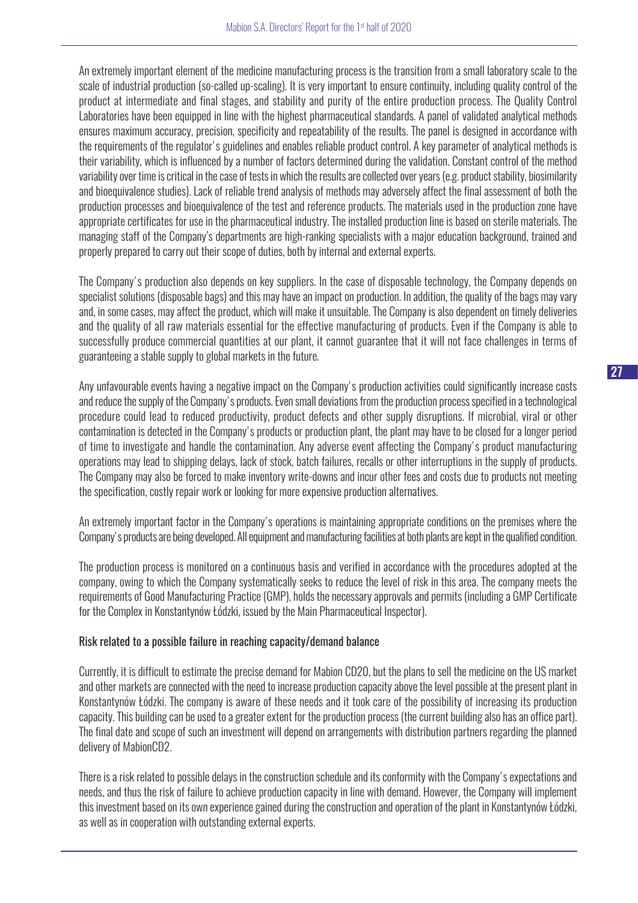An extremely important element of the medicine manufacturing process is the transition from a small laboratory scale to the scale of industrial production (so-called up-scaling). It is very important to ensure continuity, including quality control of the product at intermediate and final stages, and stability and purity of the entire production process. The Quality Control Laboratories have been equipped in line with the highest pharmaceutical standards. A panel of validated analytical methods ensures maximum accuracy, precision, specificity and repeatability of the results. The panel is designed in accordance with the requirements of the regulator's guidelines and enables reliable product control. A key parameter of analytical methods is their variability, which is influenced by a number of factors determined during the validation. Constant control of the method variability over time is critical in the case of tests in which the results are collected over years (e.g. product stability, biosimilarity and bioequivalence studies). Lack of reliable trend analysis of methods may adversely affect the final assessment of both the production processes and bioequivalence of the test and reference products. The materials used in the production zone have appropriate certificates for use in the pharmaceutical industry. The installed production line is based on sterile materials. The managing staff of the Company's departments are high-ranking specialists with a major education background, trained and properly prepared to carry out their scope of duties, both by internal and external experts.

The Company's production also depends on key suppliers. In the case of disposable technology, the Company depends on specialist solutions (disposable bags) and this may have an impact on production. In addition, the quality of the bags may vary and, in some cases, may affect the product, which will make it unsuitable. The Company is also dependent on timely deliveries and the quality of all raw materials essential for the effective manufacturing of products. Even if the Company is able to successfully produce commercial quantities at our plant, it cannot guarantee that it will not face challenges in terms of guaranteeing a stable supply to global markets in the future.

Any unfavourable events having a negative impact on the Company's production activities could significantly increase costs and reduce the supply of the Company's products. Even small deviations from the production process specified in a technological procedure could lead to reduced productivity, product defects and other supply disruptions. If microbial, viral or other contamination is detected in the Company's products or production plant, the plant may have to be closed for a longer period of time to investigate and handle the contamination. Any adverse event affecting the Company's product manufacturing operations may lead to shipping delays, lack of stock, batch failures, recalls or other interruptions in the supply of products. The Company may also be forced to make inventory write-downs and incur other fees and costs due to products not meeting the specification, costly repair work or looking for more expensive production alternatives.

An extremely important factor in the Company's operations is maintaining appropriate conditions on the premises where the Company's products are being developed. All equipment and manufacturing facilities at both plants are kept in the qualified condition.

The production process is monitored on a continuous basis and verified in accordance with the procedures adopted at the company, owing to which the Company systematically seeks to reduce the level of risk in this area. The company meets the requirements of Good Manufacturing Practice (GMP), holds the necessary approvals and permits (including a GMP Certificate for the Complex in Konstantynów Łódzki, issued by the Main Pharmaceutical Inspector).

#### Risk related to a possible failure in reaching capacity/demand balance

Currently, it is difficult to estimate the precise demand for Mabion CD20, but the plans to sell the medicine on the US market and other markets are connected with the need to increase production capacity above the level possible at the present plant in Konstantynów Łódzki. The company is aware of these needs and it took care of the possibility of increasing its production capacity. This building can be used to a greater extent for the production process (the current building also has an office part). The final date and scope of such an investment will depend on arrangements with distribution partners regarding the planned delivery of MabionCD2.

There is a risk related to possible delays in the construction schedule and its conformity with the Company's expectations and needs, and thus the risk of failure to achieve production capacity in line with demand. However, the Company will implement this investment based on its own experience gained during the construction and operation of the plant in Konstantynów Łódzki, as well as in cooperation with outstanding external experts.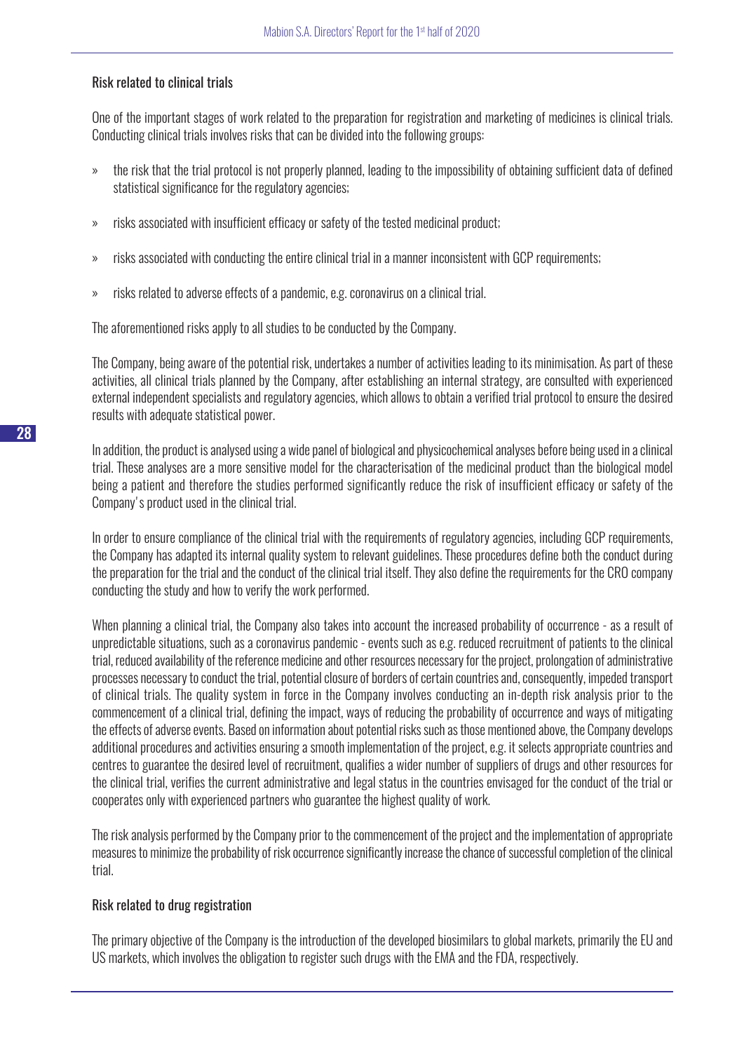### Risk related to clinical trials

One of the important stages of work related to the preparation for registration and marketing of medicines is clinical trials. Conducting clinical trials involves risks that can be divided into the following groups:

» the risk that the trial protocol is not properly planned, leading to the impossibility of obtaining sufficient data of defined statistical significance for the regulatory agencies;

» risks associated with insufficient efficacy or safety of the tested medicinal product;

» risks associated with conducting the entire clinical trial in a manner inconsistent with GCP requirements;

» risks related to adverse effects of a pandemic, e.g. coronavirus on a clinical trial.

The aforementioned risks apply to all studies to be conducted by the Company.

The Company, being aware of the potential risk, undertakes a number of activities leading to its minimisation. As part of these activities, all clinical trials planned by the Company, after establishing an internal strategy, are consulted with experienced external independent specialists and regulatory agencies, which allows to obtain a verified trial protocol to ensure the desired results with adequate statistical power.

In addition, the product is analysed using a wide panel of biological and physicochemical analyses before being used in a clinical trial. These analyses are a more sensitive model for the characterisation of the medicinal product than the biological model being a patient and therefore the studies performed significantly reduce the risk of insufficient efficacy or safety of the Company's product used in the clinical trial.

In order to ensure compliance of the clinical trial with the requirements of regulatory agencies, including GCP requirements, the Company has adapted its internal quality system to relevant guidelines. These procedures define both the conduct during the preparation for the trial and the conduct of the clinical trial itself. They also define the requirements for the CRO company conducting the study and how to verify the work performed.

When planning a clinical trial, the Company also takes into account the increased probability of occurrence - as a result of unpredictable situations, such as a coronavirus pandemic - events such as e.g. reduced recruitment of patients to the clinical trial, reduced availability of the reference medicine and other resources necessary for the project, prolongation of administrative processes necessary to conduct the trial, potential closure of borders of certain countries and, consequently, impeded transport of clinical trials. The quality system in force in the Company involves conducting an in-depth risk analysis prior to the commencement of a clinical trial, defining the impact, ways of reducing the probability of occurrence and ways of mitigating the effects of adverse events. Based on information about potential risks such as those mentioned above, the Company develops additional procedures and activities ensuring a smooth implementation of the project, e.g. it selects appropriate countries and centres to guarantee the desired level of recruitment, qualifies a wider number of suppliers of drugs and other resources for the clinical trial, verifies the current administrative and legal status in the countries envisaged for the conduct of the trial or cooperates only with experienced partners who guarantee the highest quality of work.

The risk analysis performed by the Company prior to the commencement of the project and the implementation of appropriate measures to minimize the probability of risk occurrence significantly increase the chance of successful completion of the clinical trial.

### Risk related to drug registration

The primary objective of the Company is the introduction of the developed biosimilars to global markets, primarily the EU and US markets, which involves the obligation to register such drugs with the EMA and the FDA, respectively.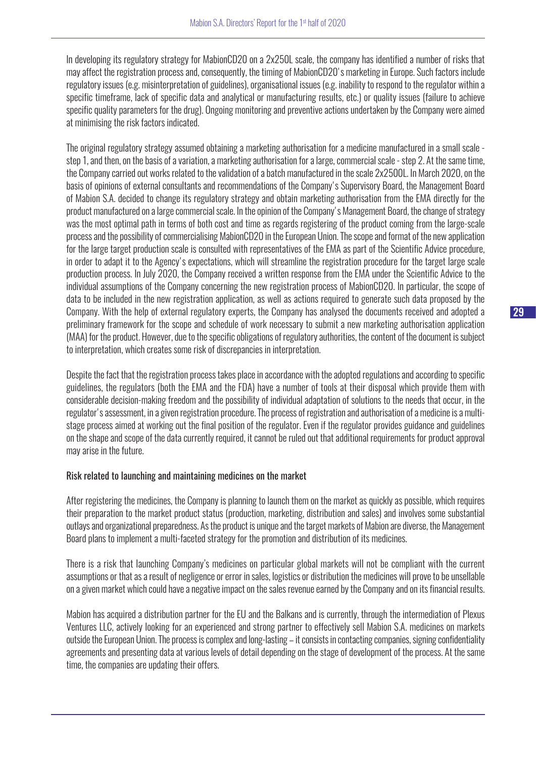In developing its regulatory strategy for MabionCD20 on a 2x250L scale, the company has identified a number of risks that may affect the registration process and, consequently, the timing of MabionCD20's marketing in Europe. Such factors include regulatory issues (e.g. misinterpretation of guidelines), organisational issues (e.g. inability to respond to the regulator within a specific timeframe, lack of specific data and analytical or manufacturing results, etc.) or quality issues (failure to achieve specific quality parameters for the drug). Ongoing monitoring and preventive actions undertaken by the Company were aimed at minimising the risk factors indicated.

The original regulatory strategy assumed obtaining a marketing authorisation for a medicine manufactured in a small scale - step 1, and then, on the basis of a variation, a marketing authorisation for a large, commercial scale - step 2. At the same time, the Company carried out works related to the validation of a batch manufactured in the scale 2x2500L. In March 2020, on the basis of opinions of external consultants and recommendations of the Company's Supervisory Board, the Management Board of Mabion S.A. decided to change its regulatory strategy and obtain marketing authorisation from the EMA directly for the product manufactured on a large commercial scale. In the opinion of the Company's Management Board, the change of strategy was the most optimal path in terms of both cost and time as regards registering of the product coming from the large-scale process and the possibility of commercialising MabionCD20 in the European Union. The scope and format of the new application for the large target production scale is consulted with representatives of the EMA as part of the Scientific Advice procedure, in order to adapt it to the Agency's expectations, which will streamline the registration procedure for the target large scale production process. In July 2020, the Company received a written response from the EMA under the Scientific Advice to the individual assumptions of the Company concerning the new registration process of MabionCD20. In particular, the scope of data to be included in the new registration application, as well as actions required to generate such data proposed by the Company. With the help of external regulatory experts, the Company has analysed the documents received and adopted a preliminary framework for the scope and schedule of work necessary to submit a new marketing authorisation application (MAA) for the product. However, due to the specific obligations of regulatory authorities, the content of the document is subject to interpretation, which creates some risk of discrepancies in interpretation.

Despite the fact that the registration process takes place in accordance with the adopted regulations and according to specific guidelines, the regulators (both the EMA and the FDA) have a number of tools at their disposal which provide them with considerable decision-making freedom and the possibility of individual adaptation of solutions to the needs that occur, in the regulator's assessment, in a given registration procedure. The process of registration and authorisation of a medicine is a multi-stage process aimed at working out the final position of the regulator. Even if the regulator provides guidance and guidelines on the shape and scope of the data currently required, it cannot be ruled out that additional requirements for product approval may arise in the future.

#### Risk related to launching and maintaining medicines on the market

After registering the medicines, the Company is planning to launch them on the market as quickly as possible, which requires their preparation to the market product status (production, marketing, distribution and sales) and involves some substantial outlays and organizational preparedness. As the product is unique and the target markets of Mabion are diverse, the Management Board plans to implement a multi-faceted strategy for the promotion and distribution of its medicines.

There is a risk that launching Company's medicines on particular global markets will not be compliant with the current assumptions or that as a result of negligence or error in sales, logistics or distribution the medicines will prove to be unsellable on a given market which could have a negative impact on the sales revenue earned by the Company and on its financial results.

Mabion has acquired a distribution partner for the EU and the Balkans and is currently, through the intermediation of Plexus Ventures LLC, actively looking for an experienced and strong partner to effectively sell Mabion S.A. medicines on markets outside the European Union. The process is complex and long-lasting – it consists in contacting companies, signing confidentiality agreements and presenting data at various levels of detail depending on the stage of development of the process. At the same time, the companies are updating their offers.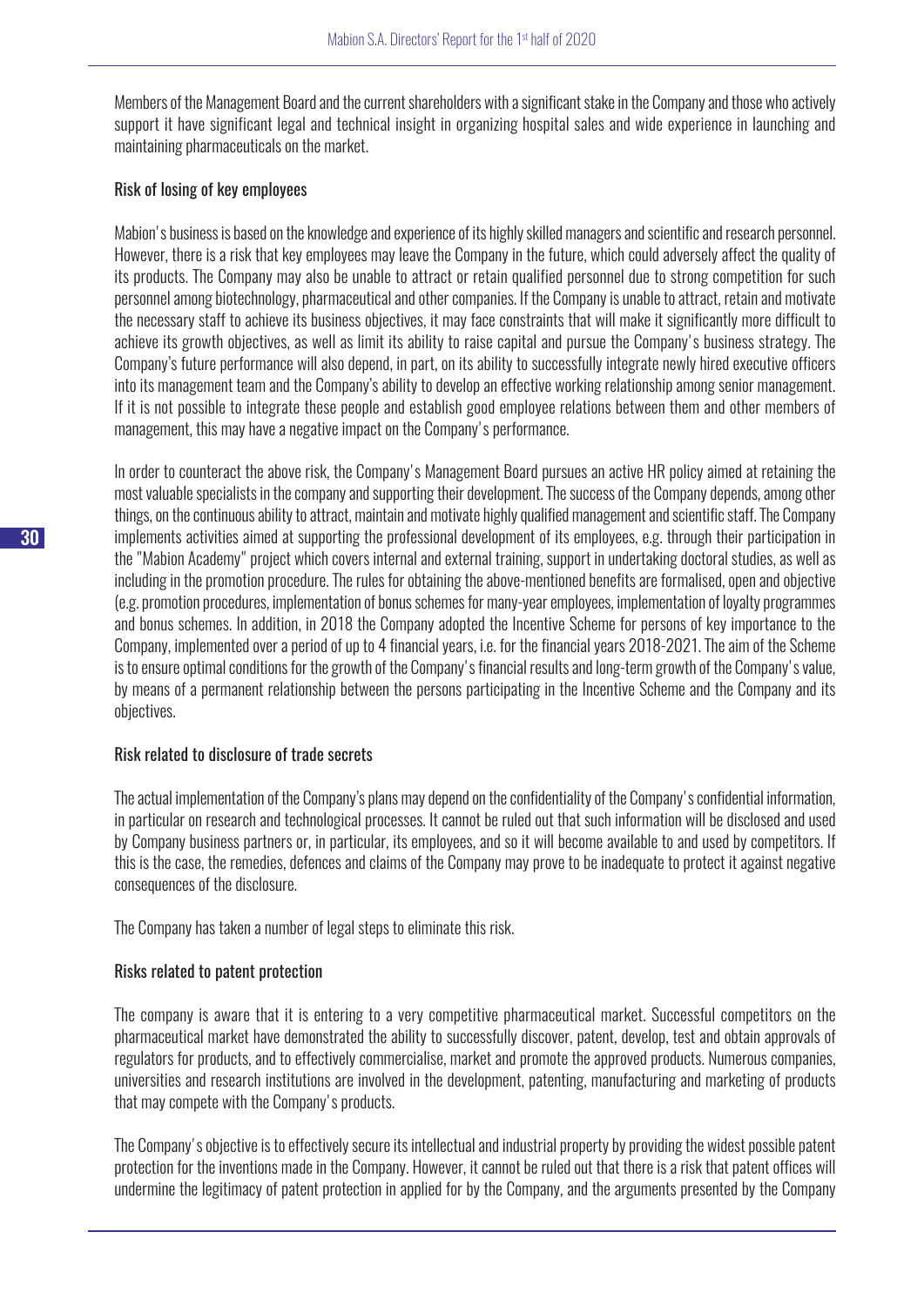Members of the Management Board and the current shareholders with a significant stake in the Company and those who actively support it have significant legal and technical insight in organizing hospital sales and wide experience in launching and maintaining pharmaceuticals on the market.

### Risk of losing of key employees

Mabion's business is based on the knowledge and experience of its highly skilled managers and scientific and research personnel. However, there is a risk that key employees may leave the Company in the future, which could adversely affect the quality of its products. The Company may also be unable to attract or retain qualified personnel due to strong competition for such personnel among biotechnology, pharmaceutical and other companies. If the Company is unable to attract, retain and motivate the necessary staff to achieve its business objectives, it may face constraints that will make it significantly more difficult to achieve its growth objectives, as well as limit its ability to raise capital and pursue the Company's business strategy. The Company's future performance will also depend, in part, on its ability to successfully integrate newly hired executive officers into its management team and the Company's ability to develop an effective working relationship among senior management. If it is not possible to integrate these people and establish good employee relations between them and other members of management, this may have a negative impact on the Company's performance.

In order to counteract the above risk, the Company's Management Board pursues an active HR policy aimed at retaining the most valuable specialists in the company and supporting their development. The success of the Company depends, among other things, on the continuous ability to attract, maintain and motivate highly qualified management and scientific staff. The Company implements activities aimed at supporting the professional development of its employees, e.g. through their participation in the "Mabion Academy" project which covers internal and external training, support in undertaking doctoral studies, as well as including in the promotion procedure. The rules for obtaining the above-mentioned benefits are formalised, open and objective (e.g. promotion procedures, implementation of bonus schemes for many-year employees, implementation of loyalty programmes and bonus schemes. In addition, in 2018 the Company adopted the Incentive Scheme for persons of key importance to the Company, implemented over a period of up to 4 financial years, i.e. for the financial years 2018-2021. The aim of the Scheme is to ensure optimal conditions for the growth of the Company's financial results and long-term growth of the Company's value, by means of a permanent relationship between the persons participating in the Incentive Scheme and the Company and its objectives.

### Risk related to disclosure of trade secrets

The actual implementation of the Company's plans may depend on the confidentiality of the Company's confidential information, in particular on research and technological processes. It cannot be ruled out that such information will be disclosed and used by Company business partners or, in particular, its employees, and so it will become available to and used by competitors. If this is the case, the remedies, defences and claims of the Company may prove to be inadequate to protect it against negative consequences of the disclosure.

The Company has taken a number of legal steps to eliminate this risk.

### Risks related to patent protection

The company is aware that it is entering to a very competitive pharmaceutical market. Successful competitors on the pharmaceutical market have demonstrated the ability to successfully discover, patent, develop, test and obtain approvals of regulators for products, and to effectively commercialise, market and promote the approved products. Numerous companies, universities and research institutions are involved in the development, patenting, manufacturing and marketing of products that may compete with the Company's products.

The Company's objective is to effectively secure its intellectual and industrial property by providing the widest possible patent protection for the inventions made in the Company. However, it cannot be ruled out that there is a risk that patent offices will undermine the legitimacy of patent protection in applied for by the Company, and the arguments presented by the Company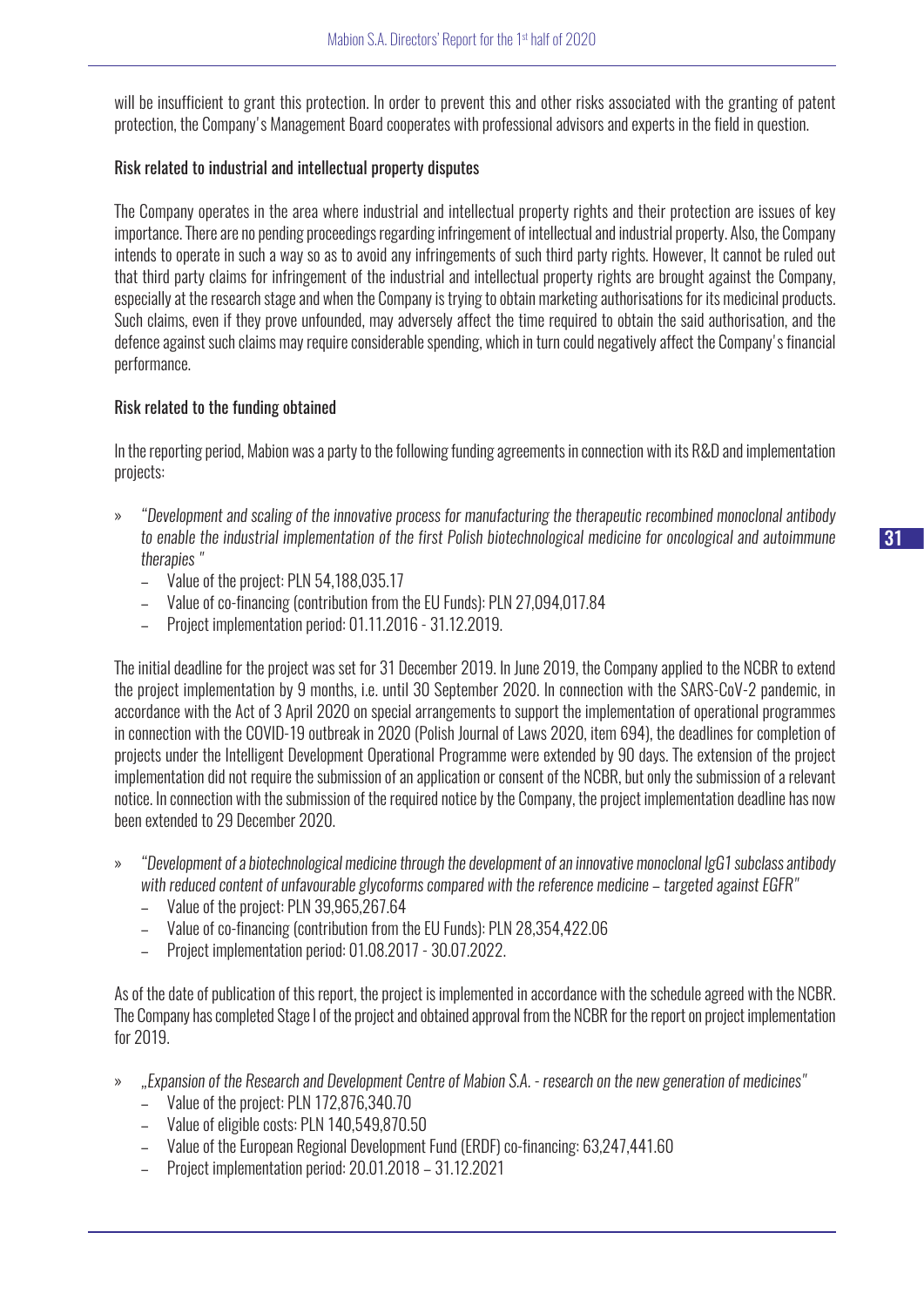will be insufficient to grant this protection. In order to prevent this and other risks associated with the granting of patent protection, the Company's Management Board cooperates with professional advisors and experts in the field in question.

### Risk related to industrial and intellectual property disputes

The Company operates in the area where industrial and intellectual property rights and their protection are issues of key importance. There are no pending proceedings regarding infringement of intellectual and industrial property. Also, the Company intends to operate in such a way so as to avoid any infringements of such third party rights. However, It cannot be ruled out that third party claims for infringement of the industrial and intellectual property rights are brought against the Company, especially at the research stage and when the Company is trying to obtain marketing authorisations for its medicinal products. Such claims, even if they prove unfounded, may adversely affect the time required to obtain the said authorisation, and the defence against such claims may require considerable spending, which in turn could negatively affect the Company's financial performance.

### Risk related to the funding obtained

In the reporting period, Mabion was a party to the following funding agreements in connection with its R&D and implementation projects:

- *"Development and scaling of the innovative process for manufacturing the therapeutic recombined monoclonal antibody to enable the industrial implementation of the first Polish biotechnological medicine for oncological and autoimmune therapies "*
  - Value of the project: PLN 54,188,035.17
  - Value of co-financing (contribution from the EU Funds): PLN 27,094,017.84
  - Project implementation period: 01.11.2016 - 31.12.2019.

The initial deadline for the project was set for 31 December 2019. In June 2019, the Company applied to the NCBR to extend the project implementation by 9 months, i.e. until 30 September 2020. In connection with the SARS-CoV-2 pandemic, in accordance with the Act of 3 April 2020 on special arrangements to support the implementation of operational programmes in connection with the COVID-19 outbreak in 2020 (Polish Journal of Laws 2020, item 694), the deadlines for completion of projects under the Intelligent Development Operational Programme were extended by 90 days. The extension of the project implementation did not require the submission of an application or consent of the NCBR, but only the submission of a relevant notice. In connection with the submission of the required notice by the Company, the project implementation deadline has now been extended to 29 December 2020.

- *"Development of a biotechnological medicine through the development of an innovative monoclonal IgG1 subclass antibody with reduced content of unfavourable glycoforms compared with the reference medicine – targeted against EGFR"*
  - Value of the project: PLN 39,965,267.64
  - Value of co-financing (contribution from the EU Funds): PLN 28,354,422.06
  - Project implementation period: 01.08.2017 - 30.07.2022.

As of the date of publication of this report, the project is implemented in accordance with the schedule agreed with the NCBR. The Company has completed Stage I of the project and obtained approval from the NCBR for the report on project implementation for 2019.

- *„Expansion of the Research and Development Centre of Mabion S.A. - research on the new generation of medicines"*
  - Value of the project: PLN 172,876,340.70
  - Value of eligible costs: PLN 140,549,870.50
  - Value of the European Regional Development Fund (ERDF) co-financing: 63,247,441.60
  - Project implementation period: 20.01.2018 – 31.12.2021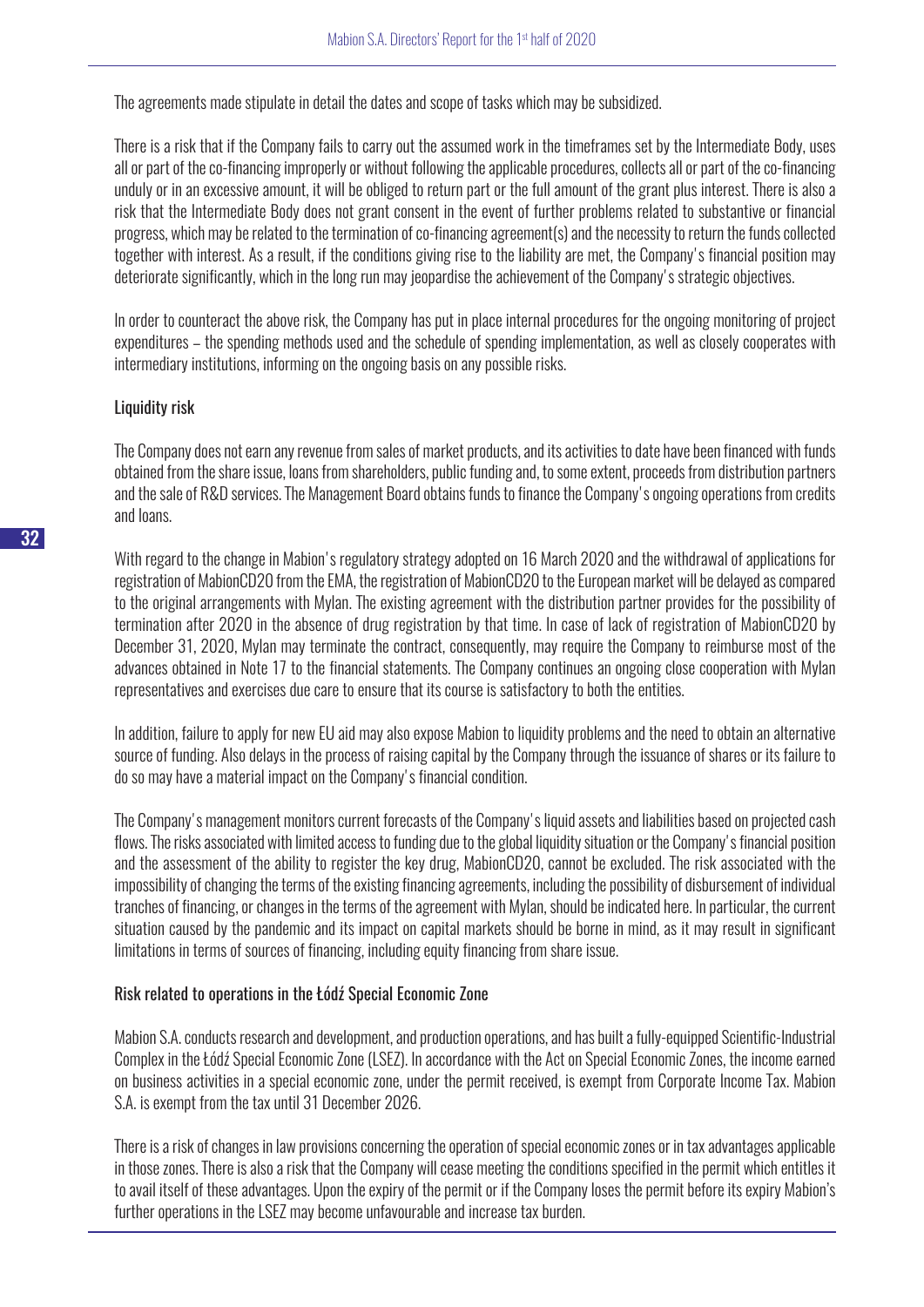The agreements made stipulate in detail the dates and scope of tasks which may be subsidized.

There is a risk that if the Company fails to carry out the assumed work in the timeframes set by the Intermediate Body, uses all or part of the co-financing improperly or without following the applicable procedures, collects all or part of the co-financing unduly or in an excessive amount, it will be obliged to return part or the full amount of the grant plus interest. There is also a risk that the Intermediate Body does not grant consent in the event of further problems related to substantive or financial progress, which may be related to the termination of co-financing agreement(s) and the necessity to return the funds collected together with interest. As a result, if the conditions giving rise to the liability are met, the Company's financial position may deteriorate significantly, which in the long run may jeopardise the achievement of the Company's strategic objectives.

In order to counteract the above risk, the Company has put in place internal procedures for the ongoing monitoring of project expenditures – the spending methods used and the schedule of spending implementation, as well as closely cooperates with intermediary institutions, informing on the ongoing basis on any possible risks.

### Liquidity risk

The Company does not earn any revenue from sales of market products, and its activities to date have been financed with funds obtained from the share issue, loans from shareholders, public funding and, to some extent, proceeds from distribution partners and the sale of R&D services. The Management Board obtains funds to finance the Company's ongoing operations from credits and loans.

With regard to the change in Mabion's regulatory strategy adopted on 16 March 2020 and the withdrawal of applications for registration of MabionCD20 from the EMA, the registration of MabionCD20 to the European market will be delayed as compared to the original arrangements with Mylan. The existing agreement with the distribution partner provides for the possibility of termination after 2020 in the absence of drug registration by that time. In case of lack of registration of MabionCD20 by December 31, 2020, Mylan may terminate the contract, consequently, may require the Company to reimburse most of the advances obtained in Note 17 to the financial statements. The Company continues an ongoing close cooperation with Mylan representatives and exercises due care to ensure that its course is satisfactory to both the entities.

In addition, failure to apply for new EU aid may also expose Mabion to liquidity problems and the need to obtain an alternative source of funding. Also delays in the process of raising capital by the Company through the issuance of shares or its failure to do so may have a material impact on the Company's financial condition.

The Company's management monitors current forecasts of the Company's liquid assets and liabilities based on projected cash flows. The risks associated with limited access to funding due to the global liquidity situation or the Company's financial position and the assessment of the ability to register the key drug, MabionCD20, cannot be excluded. The risk associated with the impossibility of changing the terms of the existing financing agreements, including the possibility of disbursement of individual tranches of financing, or changes in the terms of the agreement with Mylan, should be indicated here. In particular, the current situation caused by the pandemic and its impact on capital markets should be borne in mind, as it may result in significant limitations in terms of sources of financing, including equity financing from share issue.

### Risk related to operations in the Łódź Special Economic Zone

Mabion S.A. conducts research and development, and production operations, and has built a fully-equipped Scientific-Industrial Complex in the Łódź Special Economic Zone (LSEZ). In accordance with the Act on Special Economic Zones, the income earned on business activities in a special economic zone, under the permit received, is exempt from Corporate Income Tax. Mabion S.A. is exempt from the tax until 31 December 2026.

There is a risk of changes in law provisions concerning the operation of special economic zones or in tax advantages applicable in those zones. There is also a risk that the Company will cease meeting the conditions specified in the permit which entitles it to avail itself of these advantages. Upon the expiry of the permit or if the Company loses the permit before its expiry Mabion's further operations in the LSEZ may become unfavourable and increase tax burden.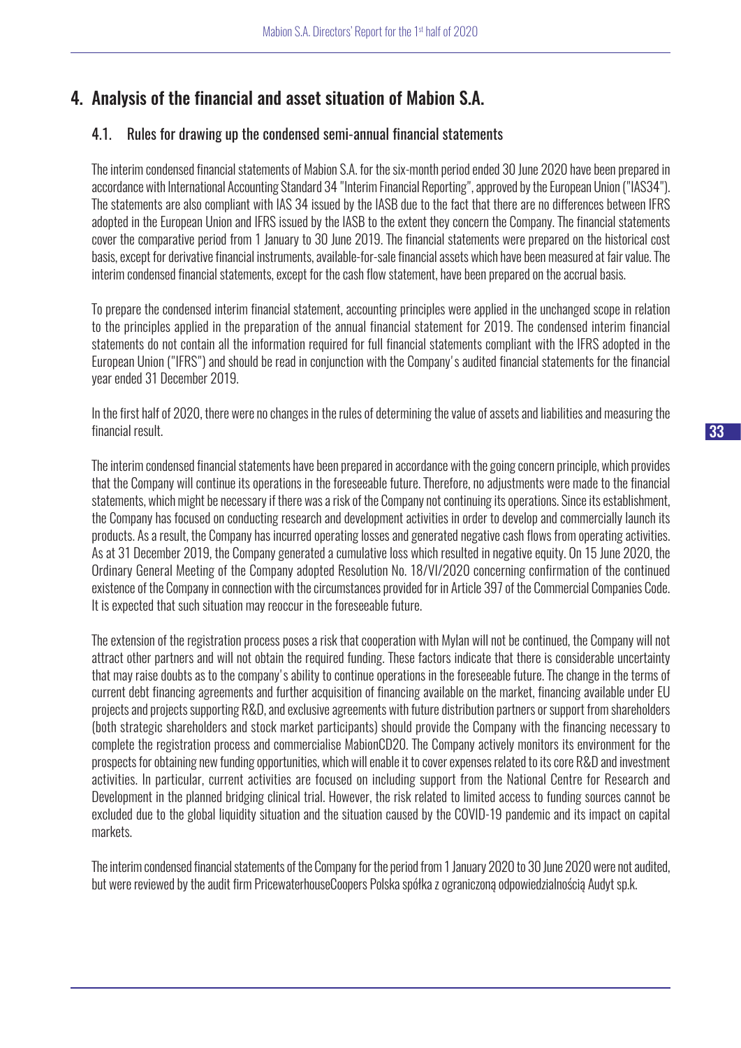# 4. Analysis of the financial and asset situation of Mabion S.A.

## 4.1. Rules for drawing up the condensed semi-annual financial statements

The interim condensed financial statements of Mabion S.A. for the six-month period ended 30 June 2020 have been prepared in accordance with International Accounting Standard 34 "Interim Financial Reporting", approved by the European Union ("IAS34"). The statements are also compliant with IAS 34 issued by the IASB due to the fact that there are no differences between IFRS adopted in the European Union and IFRS issued by the IASB to the extent they concern the Company. The financial statements cover the comparative period from 1 January to 30 June 2019. The financial statements were prepared on the historical cost basis, except for derivative financial instruments, available-for-sale financial assets which have been measured at fair value. The interim condensed financial statements, except for the cash flow statement, have been prepared on the accrual basis.

To prepare the condensed interim financial statement, accounting principles were applied in the unchanged scope in relation to the principles applied in the preparation of the annual financial statement for 2019. The condensed interim financial statements do not contain all the information required for full financial statements compliant with the IFRS adopted in the European Union ("IFRS") and should be read in conjunction with the Company's audited financial statements for the financial year ended 31 December 2019.

In the first half of 2020, there were no changes in the rules of determining the value of assets and liabilities and measuring the financial result.

The interim condensed financial statements have been prepared in accordance with the going concern principle, which provides that the Company will continue its operations in the foreseeable future. Therefore, no adjustments were made to the financial statements, which might be necessary if there was a risk of the Company not continuing its operations. Since its establishment, the Company has focused on conducting research and development activities in order to develop and commercially launch its products. As a result, the Company has incurred operating losses and generated negative cash flows from operating activities. As at 31 December 2019, the Company generated a cumulative loss which resulted in negative equity. On 15 June 2020, the Ordinary General Meeting of the Company adopted Resolution No. 18/VI/2020 concerning confirmation of the continued existence of the Company in connection with the circumstances provided for in Article 397 of the Commercial Companies Code. It is expected that such situation may reoccur in the foreseeable future.

The extension of the registration process poses a risk that cooperation with Mylan will not be continued, the Company will not attract other partners and will not obtain the required funding. These factors indicate that there is considerable uncertainty that may raise doubts as to the company's ability to continue operations in the foreseeable future. The change in the terms of current debt financing agreements and further acquisition of financing available on the market, financing available under EU projects and projects supporting R&D, and exclusive agreements with future distribution partners or support from shareholders (both strategic shareholders and stock market participants) should provide the Company with the financing necessary to complete the registration process and commercialise MabionCD20. The Company actively monitors its environment for the prospects for obtaining new funding opportunities, which will enable it to cover expenses related to its core R&D and investment activities. In particular, current activities are focused on including support from the National Centre for Research and Development in the planned bridging clinical trial. However, the risk related to limited access to funding sources cannot be excluded due to the global liquidity situation and the situation caused by the COVID-19 pandemic and its impact on capital markets.

The interim condensed financial statements of the Company for the period from 1 January 2020 to 30 June 2020 were not audited, but were reviewed by the audit firm PricewaterhouseCoopers Polska spółka z ograniczoną odpowiedzialnością Audyt sp.k.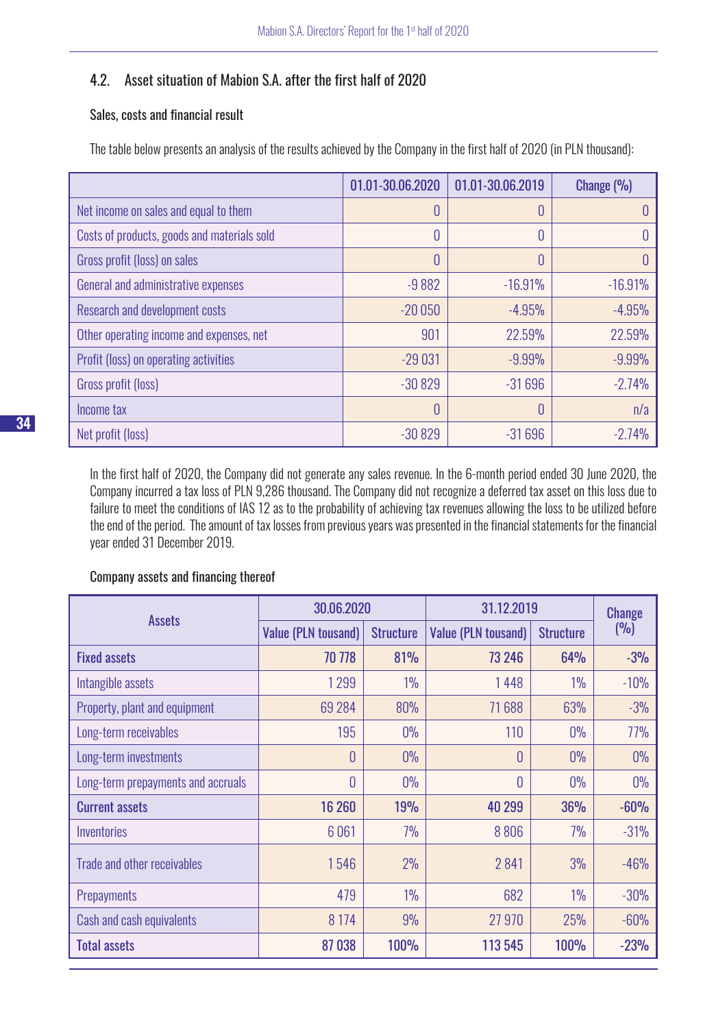## 4.2. Asset situation of Mabion S.A. after the first half of 2020

### Sales, costs and financial result

The table below presents an analysis of the results achieved by the Company in the first half of 2020 (in PLN thousand):

| | 01.01-30.06.2020 | 01.01-30.06.2019 | Change (%) |
|---|---|---|---|
| Net income on sales and equal to them | 0 | 0 | 0 |
| Costs of products, goods and materials sold | 0 | 0 | 0 |
| Gross profit (loss) on sales | 0 | 0 | 0 |
| General and administrative expenses | -9 882 | -16.91% | -16.91% |
| Research and development costs | -20 050 | -4.95% | -4.95% |
| Other operating income and expenses, net | 901 | 22.59% | 22.59% |
| Profit (loss) on operating activities | -29 031 | -9.99% | -9.99% |
| Gross profit (loss) | -30 829 | -31 696 | -2.74% |
| Income tax | 0 | 0 | n/a |
| Net profit (loss) | -30 829 | -31 696 | -2.74% |

In the first half of 2020, the Company did not generate any sales revenue. In the 6-month period ended 30 June 2020, the Company incurred a tax loss of PLN 9,286 thousand. The Company did not recognize a deferred tax asset on this loss due to failure to meet the conditions of IAS 12 as to the probability of achieving tax revenues allowing the loss to be utilized before the end of the period. The amount of tax losses from previous years was presented in the financial statements for the financial year ended 31 December 2019.

### Company assets and financing thereof

| Assets | 30.06.2020 | | 31.12.2019 | | Change (%) |
|---|---|---|---|---|---|
| | Value (PLN tousand) | Structure | Value (PLN tousand) | Structure | |
| **Fixed assets** | **70 778** | **81%** | **73 246** | **64%** | **-3%** |
| Intangible assets | 1 299 | 1% | 1 448 | 1% | -10% |
| Property, plant and equipment | 69 284 | 80% | 71 688 | 63% | -3% |
| Long-term receivables | 195 | 0% | 110 | 0% | 77% |
| Long-term investments | 0 | 0% | 0 | 0% | 0% |
| Long-term prepayments and accruals | 0 | 0% | 0 | 0% | 0% |
| **Current assets** | **16 260** | **19%** | **40 299** | **36%** | **-60%** |
| Inventories | 6 061 | 7% | 8 806 | 7% | -31% |
| Trade and other receivables | 1 546 | 2% | 2 841 | 3% | -46% |
| Prepayments | 479 | 1% | 682 | 1% | -30% |
| Cash and cash equivalents | 8 174 | 9% | 27 970 | 25% | -60% |
| **Total assets** | **87 038** | **100%** | **113 545** | **100%** | **-23%** |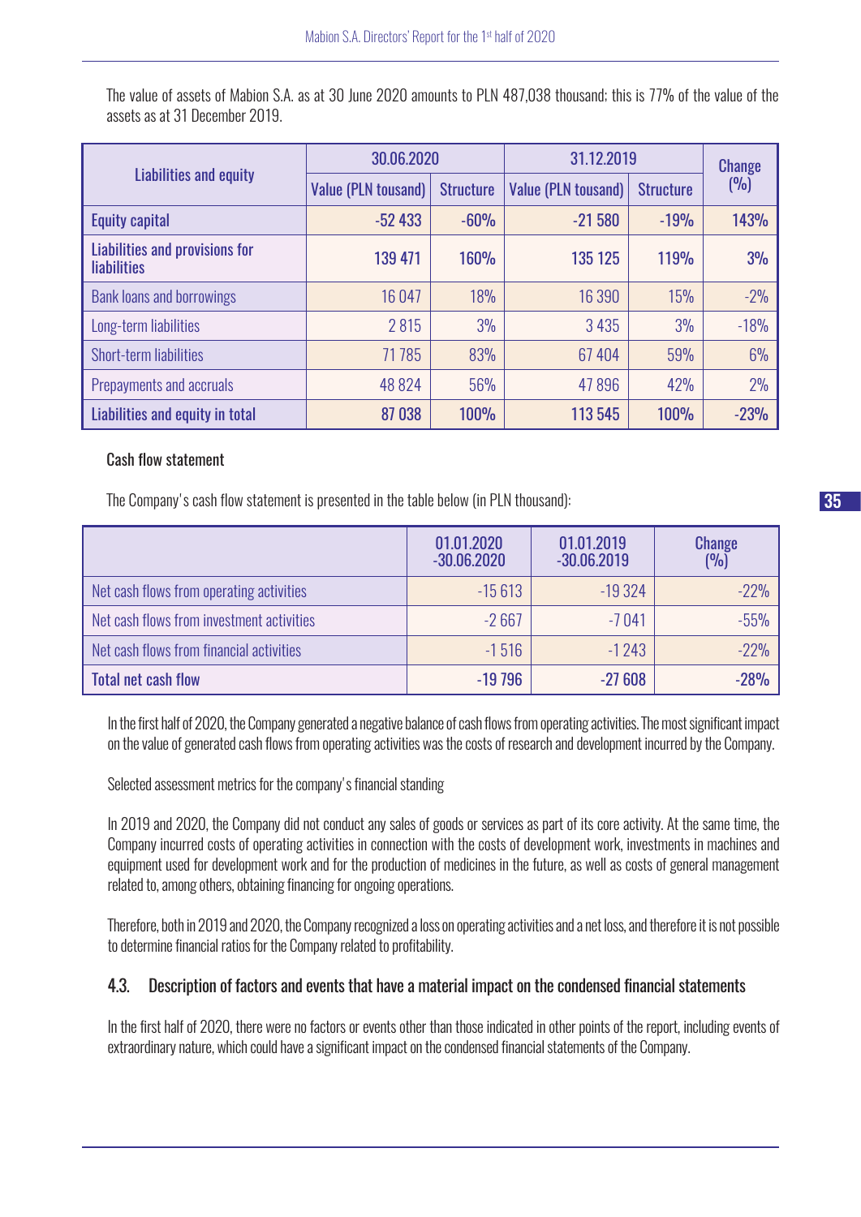The value of assets of Mabion S.A. as at 30 June 2020 amounts to PLN 487,038 thousand; this is 77% of the value of the assets as at 31 December 2019.

| Liabilities and equity | 30.06.2020 | | 31.12.2019 | | Change (%) |
|---|---|---|---|---|---|
| | Value (PLN tousand) | Structure | Value (PLN tousand) | Structure | |
| **Equity capital** | **-52 433** | **-60%** | **-21 580** | **-19%** | **143%** |
| **Liabilities and provisions for liabilities** | **139 471** | **160%** | **135 125** | **119%** | **3%** |
| Bank loans and borrowings | 16 047 | 18% | 16 390 | 15% | -2% |
| Long-term liabilities | 2 815 | 3% | 3 435 | 3% | -18% |
| Short-term liabilities | 71 785 | 83% | 67 404 | 59% | 6% |
| Prepayments and accruals | 48 824 | 56% | 47 896 | 42% | 2% |
| **Liabilities and equity in total** | **87 038** | **100%** | **113 545** | **100%** | **-23%** |

Cash flow statement

The Company's cash flow statement is presented in the table below (in PLN thousand):

| | 01.01.2020 -30.06.2020 | 01.01.2019 -30.06.2019 | Change (%) |
|---|---|---|---|
| Net cash flows from operating activities | -15 613 | -19 324 | -22% |
| Net cash flows from investment activities | -2 667 | -7 041 | -55% |
| Net cash flows from financial activities | -1 516 | -1 243 | -22% |
| **Total net cash flow** | **-19 796** | **-27 608** | **-28%** |

In the first half of 2020, the Company generated a negative balance of cash flows from operating activities. The most significant impact on the value of generated cash flows from operating activities was the costs of research and development incurred by the Company.

Selected assessment metrics for the company's financial standing

In 2019 and 2020, the Company did not conduct any sales of goods or services as part of its core activity. At the same time, the Company incurred costs of operating activities in connection with the costs of development work, investments in machines and equipment used for development work and for the production of medicines in the future, as well as costs of general management related to, among others, obtaining financing for ongoing operations.

Therefore, both in 2019 and 2020, the Company recognized a loss on operating activities and a net loss, and therefore it is not possible to determine financial ratios for the Company related to profitability.

### 4.3. Description of factors and events that have a material impact on the condensed financial statements

In the first half of 2020, there were no factors or events other than those indicated in other points of the report, including events of extraordinary nature, which could have a significant impact on the condensed financial statements of the Company.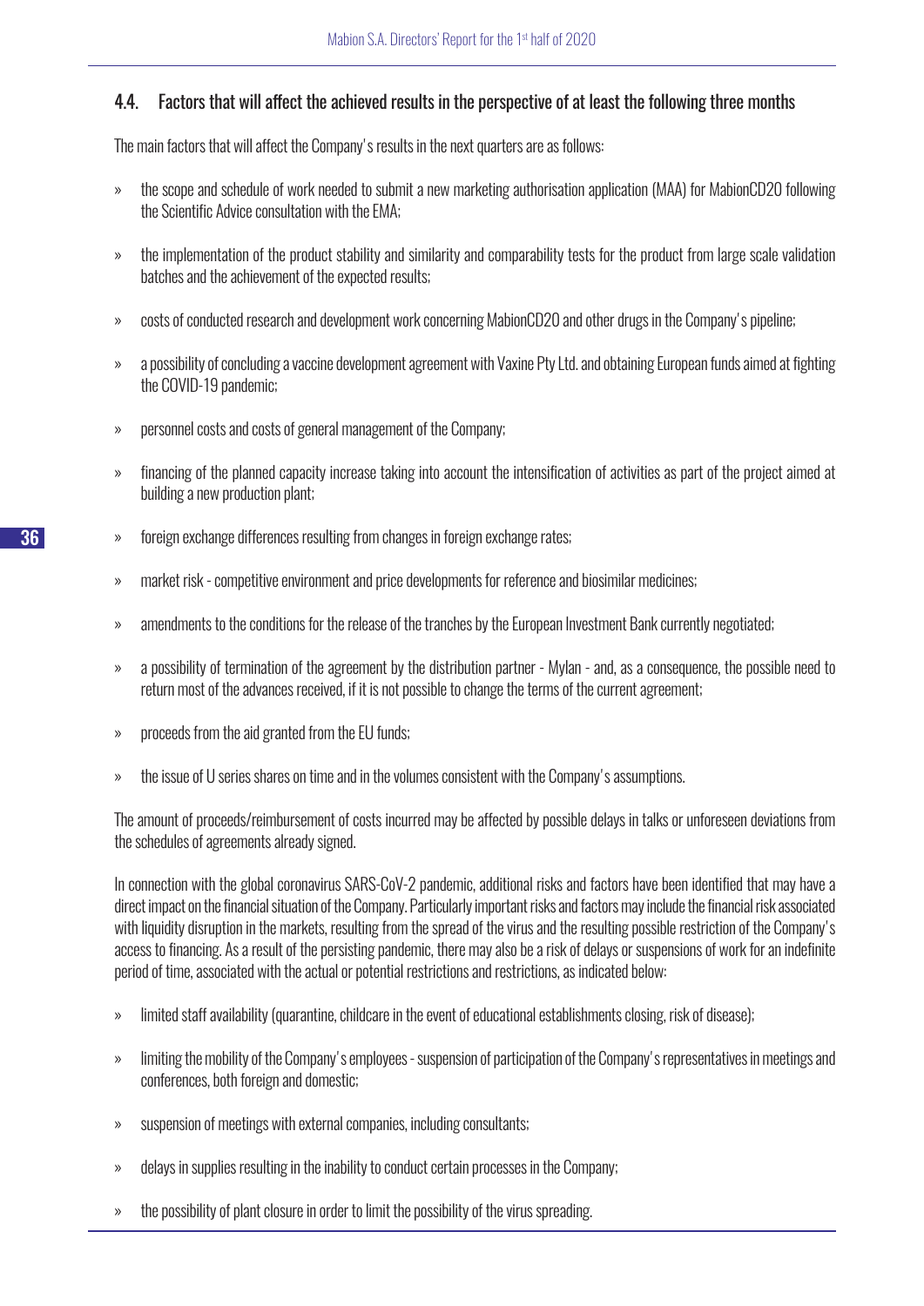## 4.4. Factors that will affect the achieved results in the perspective of at least the following three months

The main factors that will affect the Company's results in the next quarters are as follows:

- the scope and schedule of work needed to submit a new marketing authorisation application (MAA) for MabionCD20 following the Scientific Advice consultation with the EMA;
- the implementation of the product stability and similarity and comparability tests for the product from large scale validation batches and the achievement of the expected results;
- costs of conducted research and development work concerning MabionCD20 and other drugs in the Company's pipeline;
- a possibility of concluding a vaccine development agreement with Vaxine Pty Ltd. and obtaining European funds aimed at fighting the COVID-19 pandemic;
- personnel costs and costs of general management of the Company;
- financing of the planned capacity increase taking into account the intensification of activities as part of the project aimed at building a new production plant;
- foreign exchange differences resulting from changes in foreign exchange rates;
- market risk - competitive environment and price developments for reference and biosimilar medicines;
- amendments to the conditions for the release of the tranches by the European Investment Bank currently negotiated;
- a possibility of termination of the agreement by the distribution partner - Mylan - and, as a consequence, the possible need to return most of the advances received, if it is not possible to change the terms of the current agreement;
- proceeds from the aid granted from the EU funds;
- the issue of U series shares on time and in the volumes consistent with the Company's assumptions.

The amount of proceeds/reimbursement of costs incurred may be affected by possible delays in talks or unforeseen deviations from the schedules of agreements already signed.

In connection with the global coronavirus SARS-CoV-2 pandemic, additional risks and factors have been identified that may have a direct impact on the financial situation of the Company. Particularly important risks and factors may include the financial risk associated with liquidity disruption in the markets, resulting from the spread of the virus and the resulting possible restriction of the Company's access to financing. As a result of the persisting pandemic, there may also be a risk of delays or suspensions of work for an indefinite period of time, associated with the actual or potential restrictions and restrictions, as indicated below:

- limited staff availability (quarantine, childcare in the event of educational establishments closing, risk of disease);
- limiting the mobility of the Company's employees - suspension of participation of the Company's representatives in meetings and conferences, both foreign and domestic;
- suspension of meetings with external companies, including consultants;
- delays in supplies resulting in the inability to conduct certain processes in the Company;
- the possibility of plant closure in order to limit the possibility of the virus spreading.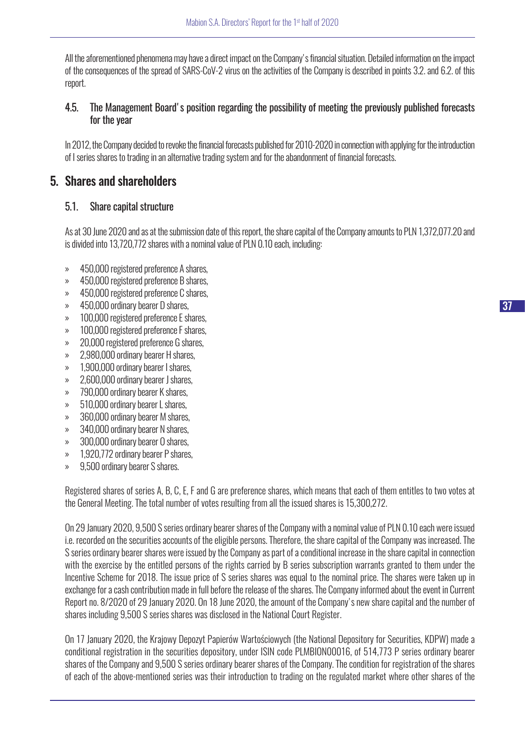All the aforementioned phenomena may have a direct impact on the Company's financial situation. Detailed information on the impact of the consequences of the spread of SARS-CoV-2 virus on the activities of the Company is described in points 3.2. and 6.2. of this report.

### 4.5. The Management Board's position regarding the possibility of meeting the previously published forecasts for the year

In 2012, the Company decided to revoke the financial forecasts published for 2010-2020 in connection with applying for the introduction of I series shares to trading in an alternative trading system and for the abandonment of financial forecasts.

## 5. Shares and shareholders

### 5.1. Share capital structure

As at 30 June 2020 and as at the submission date of this report, the share capital of the Company amounts to PLN 1,372,077.20 and is divided into 13,720,772 shares with a nominal value of PLN 0.10 each, including:

- 450,000 registered preference A shares,
- 450,000 registered preference B shares,
- 450,000 registered preference C shares,
- 450,000 ordinary bearer D shares,
- 100,000 registered preference E shares,
- 100,000 registered preference F shares,
- 20,000 registered preference G shares,
- 2,980,000 ordinary bearer H shares,
- 1,900,000 ordinary bearer I shares,
- 2,600,000 ordinary bearer J shares,
- 790,000 ordinary bearer K shares,
- 510,000 ordinary bearer L shares,
- 360,000 ordinary bearer M shares,
- 340,000 ordinary bearer N shares,
- 300,000 ordinary bearer O shares,
- 1,920,772 ordinary bearer P shares,
- 9,500 ordinary bearer S shares.

Registered shares of series A, B, C, E, F and G are preference shares, which means that each of them entitles to two votes at the General Meeting. The total number of votes resulting from all the issued shares is 15,300,272.

On 29 January 2020, 9,500 S series ordinary bearer shares of the Company with a nominal value of PLN 0.10 each were issued i.e. recorded on the securities accounts of the eligible persons. Therefore, the share capital of the Company was increased. The S series ordinary bearer shares were issued by the Company as part of a conditional increase in the share capital in connection with the exercise by the entitled persons of the rights carried by B series subscription warrants granted to them under the Incentive Scheme for 2018. The issue price of S series shares was equal to the nominal price. The shares were taken up in exchange for a cash contribution made in full before the release of the shares. The Company informed about the event in Current Report no. 8/2020 of 29 January 2020. On 18 June 2020, the amount of the Company's new share capital and the number of shares including 9,500 S series shares was disclosed in the National Court Register.

On 17 January 2020, the Krajowy Depozyt Papierów Wartościowych (the National Depository for Securities, KDPW) made a conditional registration in the securities depository, under ISIN code PLMBION00016, of 514,773 P series ordinary bearer shares of the Company and 9,500 S series ordinary bearer shares of the Company. The condition for registration of the shares of each of the above-mentioned series was their introduction to trading on the regulated market where other shares of the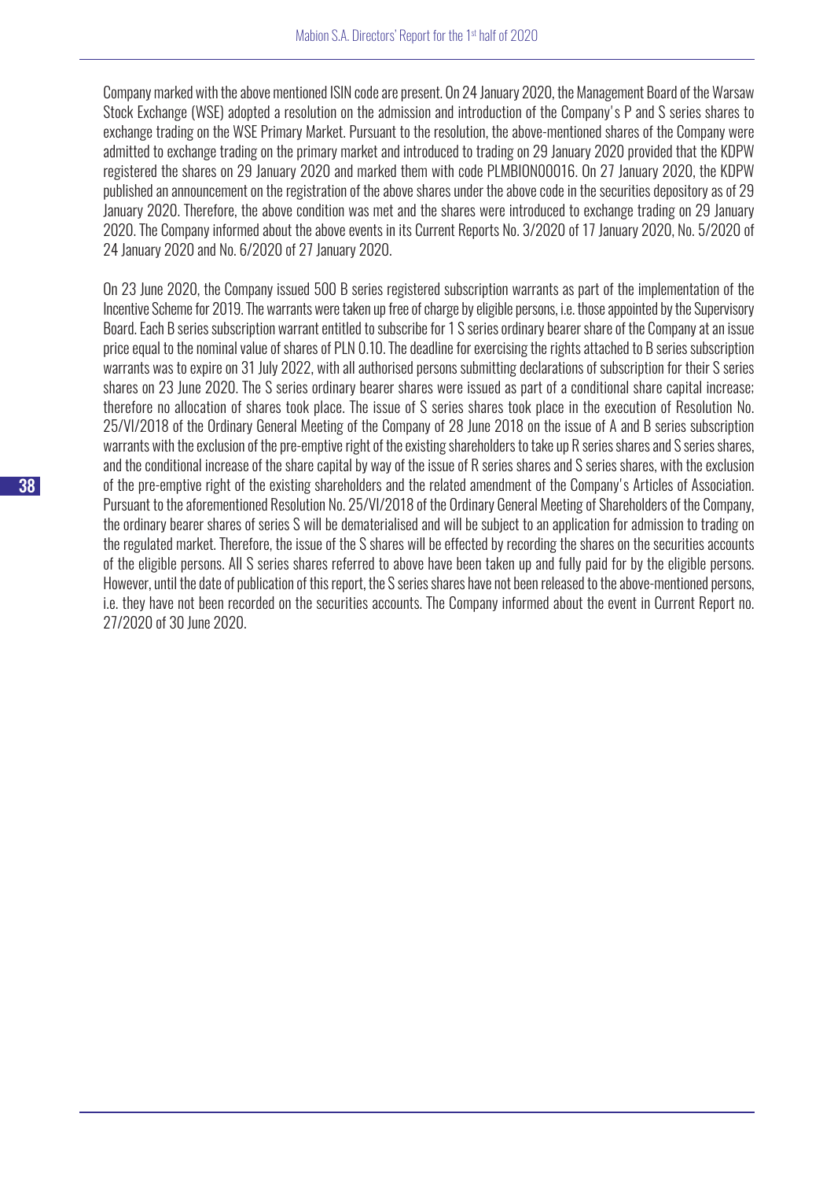Company marked with the above mentioned ISIN code are present. On 24 January 2020, the Management Board of the Warsaw Stock Exchange (WSE) adopted a resolution on the admission and introduction of the Company's P and S series shares to exchange trading on the WSE Primary Market. Pursuant to the resolution, the above-mentioned shares of the Company were admitted to exchange trading on the primary market and introduced to trading on 29 January 2020 provided that the KDPW registered the shares on 29 January 2020 and marked them with code PLMBION00016. On 27 January 2020, the KDPW published an announcement on the registration of the above shares under the above code in the securities depository as of 29 January 2020. Therefore, the above condition was met and the shares were introduced to exchange trading on 29 January 2020. The Company informed about the above events in its Current Reports No. 3/2020 of 17 January 2020, No. 5/2020 of 24 January 2020 and No. 6/2020 of 27 January 2020.

On 23 June 2020, the Company issued 500 B series registered subscription warrants as part of the implementation of the Incentive Scheme for 2019. The warrants were taken up free of charge by eligible persons, i.e. those appointed by the Supervisory Board. Each B series subscription warrant entitled to subscribe for 1 S series ordinary bearer share of the Company at an issue price equal to the nominal value of shares of PLN 0.10. The deadline for exercising the rights attached to B series subscription warrants was to expire on 31 July 2022, with all authorised persons submitting declarations of subscription for their S series shares on 23 June 2020. The S series ordinary bearer shares were issued as part of a conditional share capital increase; therefore no allocation of shares took place. The issue of S series shares took place in the execution of Resolution No. 25/VI/2018 of the Ordinary General Meeting of the Company of 28 June 2018 on the issue of A and B series subscription warrants with the exclusion of the pre-emptive right of the existing shareholders to take up R series shares and S series shares, and the conditional increase of the share capital by way of the issue of R series shares and S series shares, with the exclusion of the pre-emptive right of the existing shareholders and the related amendment of the Company's Articles of Association. Pursuant to the aforementioned Resolution No. 25/VI/2018 of the Ordinary General Meeting of Shareholders of the Company, the ordinary bearer shares of series S will be dematerialised and will be subject to an application for admission to trading on the regulated market. Therefore, the issue of the S shares will be effected by recording the shares on the securities accounts of the eligible persons. All S series shares referred to above have been taken up and fully paid for by the eligible persons. However, until the date of publication of this report, the S series shares have not been released to the above-mentioned persons, i.e. they have not been recorded on the securities accounts. The Company informed about the event in Current Report no. 27/2020 of 30 June 2020.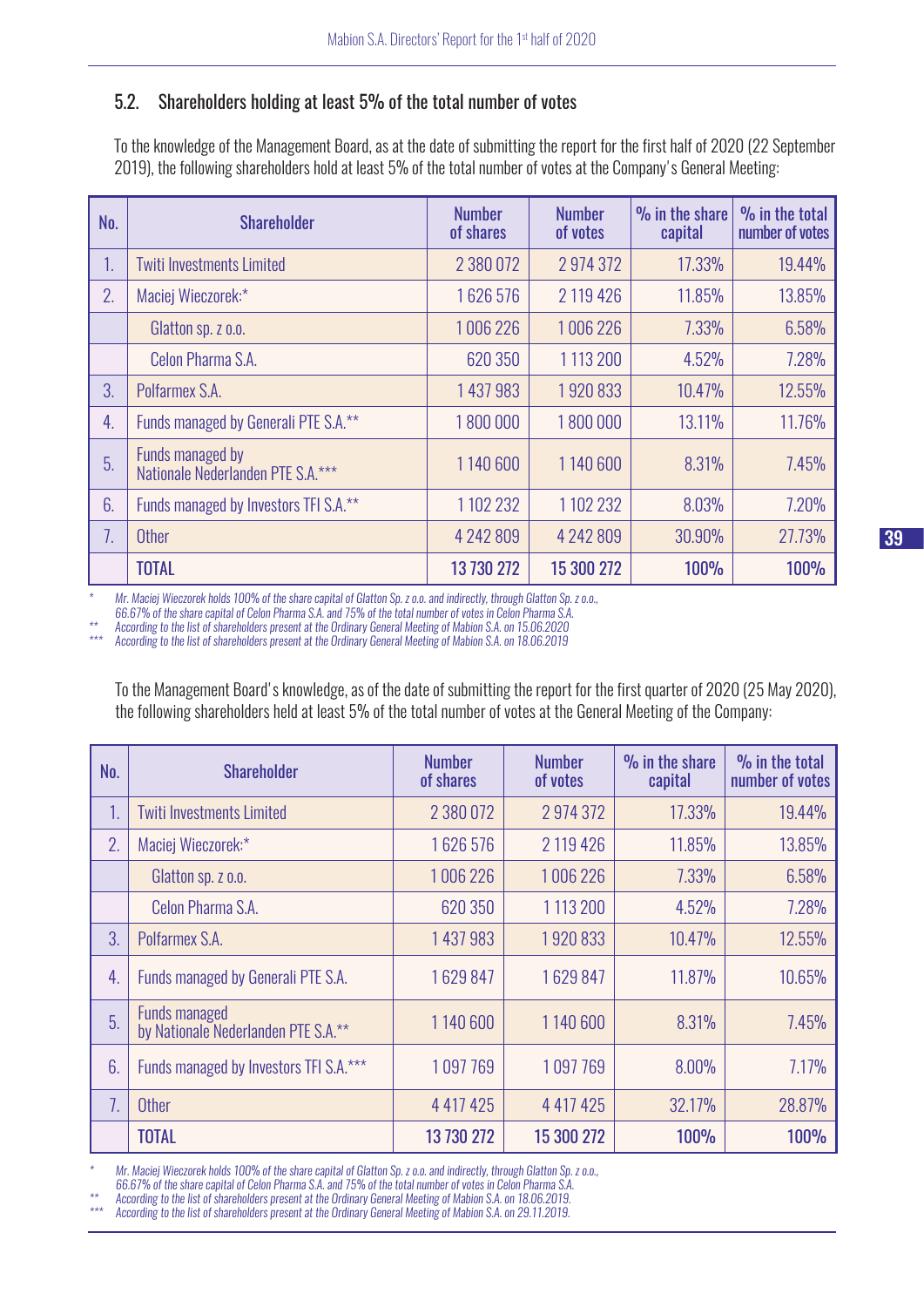## 5.2. Shareholders holding at least 5% of the total number of votes

To the knowledge of the Management Board, as at the date of submitting the report for the first half of 2020 (22 September 2019), the following shareholders hold at least 5% of the total number of votes at the Company's General Meeting:

| No. | Shareholder | Number of shares | Number of votes | % in the share capital | % in the total number of votes |
|---|---|---|---|---|---|
| 1. | Twiti Investments Limited | 2 380 072 | 2 974 372 | 17.33% | 19.44% |
| 2. | Maciej Wieczorek:* | 1 626 576 | 2 119 426 | 11.85% | 13.85% |
| | Glatton sp. z o.o. | 1 006 226 | 1 006 226 | 7.33% | 6.58% |
| | Celon Pharma S.A. | 620 350 | 1 113 200 | 4.52% | 7.28% |
| 3. | Polfarmex S.A. | 1 437 983 | 1 920 833 | 10.47% | 12.55% |
| 4. | Funds managed by Generali PTE S.A.** | 1 800 000 | 1 800 000 | 13.11% | 11.76% |
| 5. | Funds managed by Nationale Nederlanden PTE S.A.*** | 1 140 600 | 1 140 600 | 8.31% | 7.45% |
| 6. | Funds managed by Investors TFI S.A.** | 1 102 232 | 1 102 232 | 8.03% | 7.20% |
| 7. | Other | 4 242 809 | 4 242 809 | 30.90% | 27.73% |
| | **TOTAL** | **13 730 272** | **15 300 272** | **100%** | **100%** |

\* Mr. Maciej Wieczorek holds 100% of the share capital of Glatton Sp. z o.o. and indirectly, through Glatton Sp. z o.o., 66.67% of the share capital of Celon Pharma S.A. and 75% of the total number of votes in Celon Pharma S.A.
** According to the list of shareholders present at the Ordinary General Meeting of Mabion S.A. on 15.06.2020
*** According to the list of shareholders present at the Ordinary General Meeting of Mabion S.A. on 18.06.2019

To the Management Board's knowledge, as of the date of submitting the report for the first quarter of 2020 (25 May 2020), the following shareholders held at least 5% of the total number of votes at the General Meeting of the Company:

| No. | Shareholder | Number of shares | Number of votes | % in the share capital | % in the total number of votes |
|---|---|---|---|---|---|
| 1. | Twiti Investments Limited | 2 380 072 | 2 974 372 | 17.33% | 19.44% |
| 2. | Maciej Wieczorek:* | 1 626 576 | 2 119 426 | 11.85% | 13.85% |
| | Glatton sp. z o.o. | 1 006 226 | 1 006 226 | 7.33% | 6.58% |
| | Celon Pharma S.A. | 620 350 | 1 113 200 | 4.52% | 7.28% |
| 3. | Polfarmex S.A. | 1 437 983 | 1 920 833 | 10.47% | 12.55% |
| 4. | Funds managed by Generali PTE S.A. | 1 629 847 | 1 629 847 | 11.87% | 10.65% |
| 5. | Funds managed by Nationale Nederlanden PTE S.A.** | 1 140 600 | 1 140 600 | 8.31% | 7.45% |
| 6. | Funds managed by Investors TFI S.A.*** | 1 097 769 | 1 097 769 | 8.00% | 7.17% |
| 7. | Other | 4 417 425 | 4 417 425 | 32.17% | 28.87% |
| | **TOTAL** | **13 730 272** | **15 300 272** | **100%** | **100%** |

\* Mr. Maciej Wieczorek holds 100% of the share capital of Glatton Sp. z o.o. and indirectly, through Glatton Sp. z o.o., 66.67% of the share capital of Celon Pharma S.A. and 75% of the total number of votes in Celon Pharma S.A.
** According to the list of shareholders present at the Ordinary General Meeting of Mabion S.A. on 18.06.2019.
*** According to the list of shareholders present at the Ordinary General Meeting of Mabion S.A. on 29.11.2019.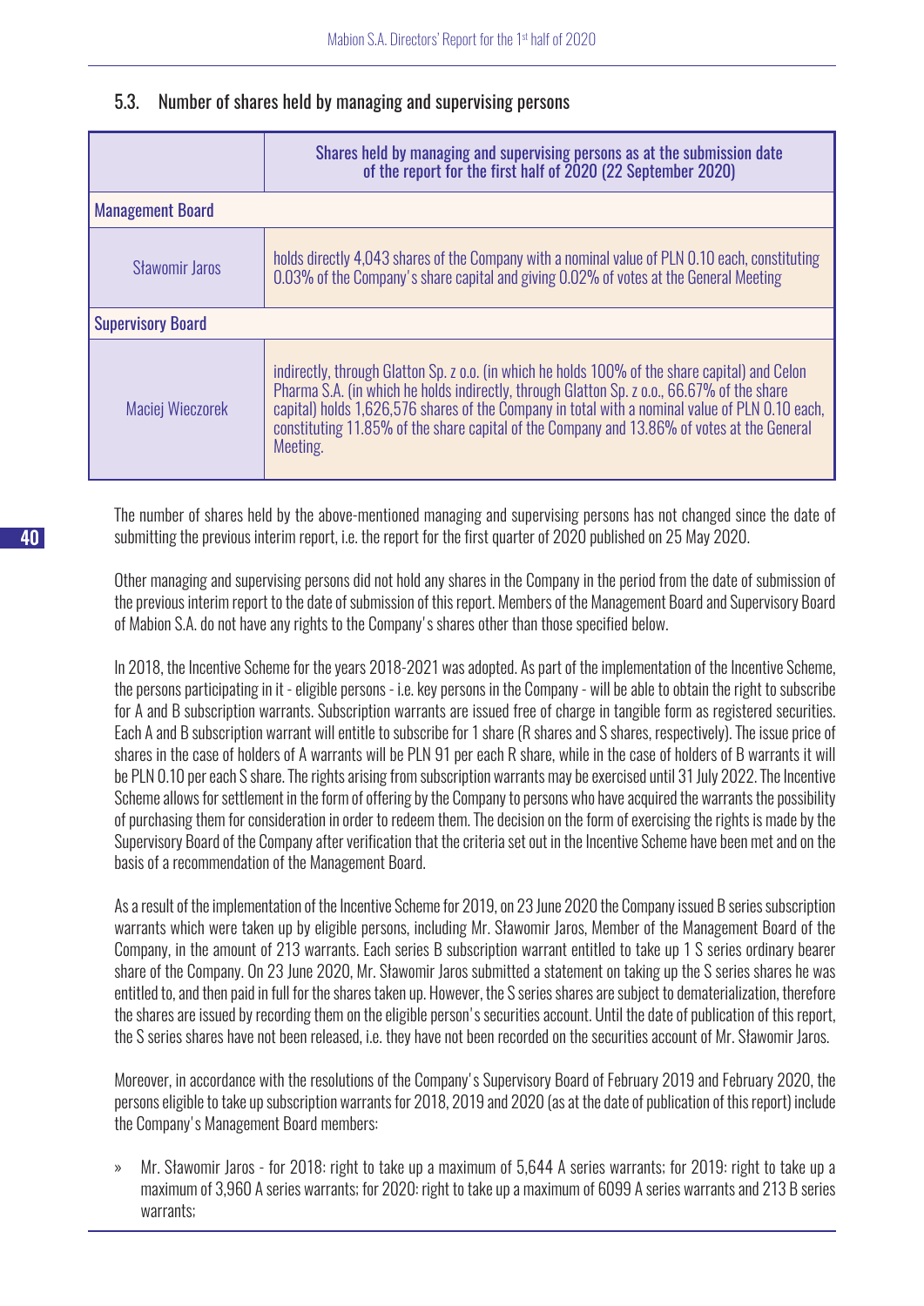## 5.3. Number of shares held by managing and supervising persons

| | Shares held by managing and supervising persons as at the submission date of the report for the first half of 2020 (22 September 2020) |
|---|---|
| **Management Board** | |
| Sławomir Jaros | holds directly 4,043 shares of the Company with a nominal value of PLN 0.10 each, constituting 0.03% of the Company's share capital and giving 0.02% of votes at the General Meeting |
| **Supervisory Board** | |
| Maciej Wieczorek | indirectly, through Glatton Sp. z o.o. (in which he holds 100% of the share capital) and Celon Pharma S.A. (in which he holds indirectly, through Glatton Sp. z o.o., 66.67% of the share capital) holds 1,626,576 shares of the Company in total with a nominal value of PLN 0.10 each, constituting 11.85% of the share capital of the Company and 13.86% of votes at the General Meeting. |

The number of shares held by the above-mentioned managing and supervising persons has not changed since the date of submitting the previous interim report, i.e. the report for the first quarter of 2020 published on 25 May 2020.

Other managing and supervising persons did not hold any shares in the Company in the period from the date of submission of the previous interim report to the date of submission of this report. Members of the Management Board and Supervisory Board of Mabion S.A. do not have any rights to the Company's shares other than those specified below.

In 2018, the Incentive Scheme for the years 2018-2021 was adopted. As part of the implementation of the Incentive Scheme, the persons participating in it - eligible persons - i.e. key persons in the Company - will be able to obtain the right to subscribe for A and B subscription warrants. Subscription warrants are issued free of charge in tangible form as registered securities. Each A and B subscription warrant will entitle to subscribe for 1 share (R shares and S shares, respectively). The issue price of shares in the case of holders of A warrants will be PLN 91 per each R share, while in the case of holders of B warrants it will be PLN 0.10 per each S share. The rights arising from subscription warrants may be exercised until 31 July 2022. The Incentive Scheme allows for settlement in the form of offering by the Company to persons who have acquired the warrants the possibility of purchasing them for consideration in order to redeem them. The decision on the form of exercising the rights is made by the Supervisory Board of the Company after verification that the criteria set out in the Incentive Scheme have been met and on the basis of a recommendation of the Management Board.

As a result of the implementation of the Incentive Scheme for 2019, on 23 June 2020 the Company issued B series subscription warrants which were taken up by eligible persons, including Mr. Sławomir Jaros, Member of the Management Board of the Company, in the amount of 213 warrants. Each series B subscription warrant entitled to take up 1 S series ordinary bearer share of the Company. On 23 June 2020, Mr. Sławomir Jaros submitted a statement on taking up the S series shares he was entitled to, and then paid in full for the shares taken up. However, the S series shares are subject to dematerialization, therefore the shares are issued by recording them on the eligible person's securities account. Until the date of publication of this report, the S series shares have not been released, i.e. they have not been recorded on the securities account of Mr. Sławomir Jaros.

Moreover, in accordance with the resolutions of the Company's Supervisory Board of February 2019 and February 2020, the persons eligible to take up subscription warrants for 2018, 2019 and 2020 (as at the date of publication of this report) include the Company's Management Board members:

» Mr. Sławomir Jaros - for 2018: right to take up a maximum of 5,644 A series warrants; for 2019: right to take up a maximum of 3,960 A series warrants; for 2020: right to take up a maximum of 6099 A series warrants and 213 B series warrants;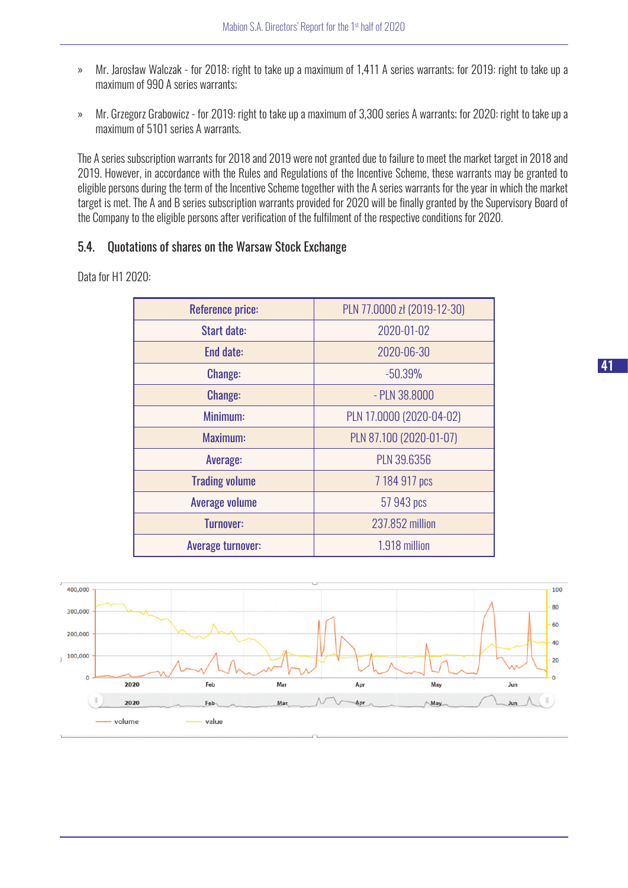» Mr. Jarosław Walczak - for 2018: right to take up a maximum of 1,411 A series warrants; for 2019: right to take up a maximum of 990 A series warrants;

» Mr. Grzegorz Grabowicz - for 2019: right to take up a maximum of 3,300 series A warrants; for 2020: right to take up a maximum of 5101 series A warrants.

The A series subscription warrants for 2018 and 2019 were not granted due to failure to meet the market target in 2018 and 2019. However, in accordance with the Rules and Regulations of the Incentive Scheme, these warrants may be granted to eligible persons during the term of the Incentive Scheme together with the A series warrants for the year in which the market target is met. The A and B series subscription warrants provided for 2020 will be finally granted by the Supervisory Board of the Company to the eligible persons after verification of the fulfilment of the respective conditions for 2020.

## 5.4. Quotations of shares on the Warsaw Stock Exchange

Data for H1 2020:

| Reference price: | PLN 77.0000 zł (2019-12-30) |
|---|---|
| Start date: | 2020-01-02 |
| End date: | 2020-06-30 |
| Change: | -50.39% |
| Change: | - PLN 38.8000 |
| Minimum: | PLN 17.0000 (2020-04-02) |
| Maximum: | PLN 87.100 (2020-01-07) |
| Average: | PLN 39.6356 |
| Trading volume | 7 184 917 pcs |
| Average volume | 57 943 pcs |
| Turnover: | 237.852 million |
| Average turnover: | 1.918 million |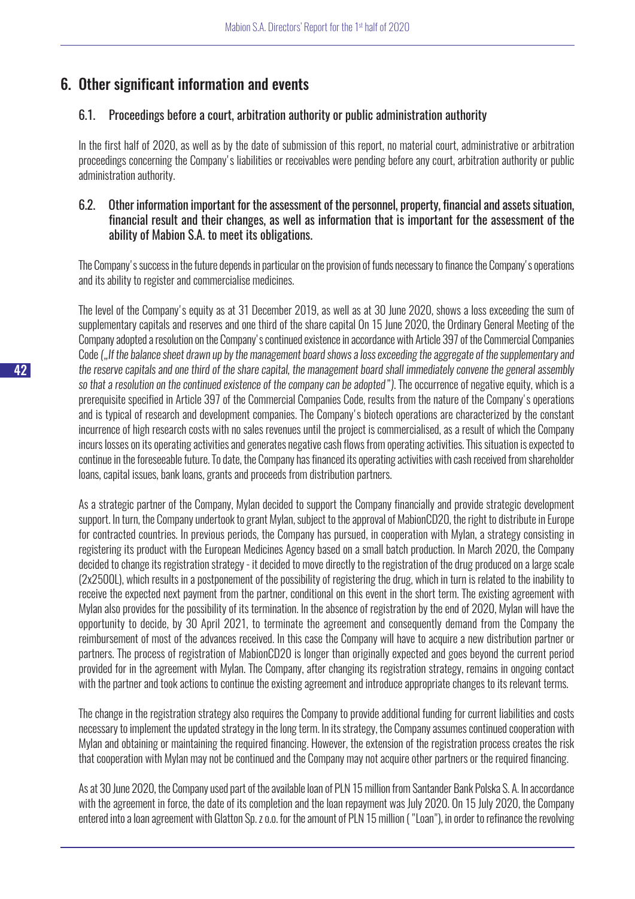## 6. Other significant information and events

### 6.1. Proceedings before a court, arbitration authority or public administration authority

In the first half of 2020, as well as by the date of submission of this report, no material court, administrative or arbitration proceedings concerning the Company's liabilities or receivables were pending before any court, arbitration authority or public administration authority.

### 6.2. Other information important for the assessment of the personnel, property, financial and assets situation, financial result and their changes, as well as information that is important for the assessment of the ability of Mabion S.A. to meet its obligations.

The Company's success in the future depends in particular on the provision of funds necessary to finance the Company's operations and its ability to register and commercialise medicines.

The level of the Company's equity as at 31 December 2019, as well as at 30 June 2020, shows a loss exceeding the sum of supplementary capitals and reserves and one third of the share capital On 15 June 2020, the Ordinary General Meeting of the Company adopted a resolution on the Company's continued existence in accordance with Article 397 of the Commercial Companies Code *("If the balance sheet drawn up by the management board shows a loss exceeding the aggregate of the supplementary and the reserve capitals and one third of the share capital, the management board shall immediately convene the general assembly so that a resolution on the continued existence of the company can be adopted")*. The occurrence of negative equity, which is a prerequisite specified in Article 397 of the Commercial Companies Code, results from the nature of the Company's operations and is typical of research and development companies. The Company's biotech operations are characterized by the constant incurrence of high research costs with no sales revenues until the project is commercialised, as a result of which the Company incurs losses on its operating activities and generates negative cash flows from operating activities. This situation is expected to continue in the foreseeable future. To date, the Company has financed its operating activities with cash received from shareholder loans, capital issues, bank loans, grants and proceeds from distribution partners.

As a strategic partner of the Company, Mylan decided to support the Company financially and provide strategic development support. In turn, the Company undertook to grant Mylan, subject to the approval of MabionCD20, the right to distribute in Europe for contracted countries. In previous periods, the Company has pursued, in cooperation with Mylan, a strategy consisting in registering its product with the European Medicines Agency based on a small batch production. In March 2020, the Company decided to change its registration strategy - it decided to move directly to the registration of the drug produced on a large scale (2x2500L), which results in a postponement of the possibility of registering the drug, which in turn is related to the inability to receive the expected next payment from the partner, conditional on this event in the short term. The existing agreement with Mylan also provides for the possibility of its termination. In the absence of registration by the end of 2020, Mylan will have the opportunity to decide, by 30 April 2021, to terminate the agreement and consequently demand from the Company the reimbursement of most of the advances received. In this case the Company will have to acquire a new distribution partner or partners. The process of registration of MabionCD20 is longer than originally expected and goes beyond the current period provided for in the agreement with Mylan. The Company, after changing its registration strategy, remains in ongoing contact with the partner and took actions to continue the existing agreement and introduce appropriate changes to its relevant terms.

The change in the registration strategy also requires the Company to provide additional funding for current liabilities and costs necessary to implement the updated strategy in the long term. In its strategy, the Company assumes continued cooperation with Mylan and obtaining or maintaining the required financing. However, the extension of the registration process creates the risk that cooperation with Mylan may not be continued and the Company may not acquire other partners or the required financing.

As at 30 June 2020, the Company used part of the available loan of PLN 15 million from Santander Bank Polska S. A. In accordance with the agreement in force, the date of its completion and the loan repayment was July 2020. On 15 July 2020, the Company entered into a loan agreement with Glatton Sp. z o.o. for the amount of PLN 15 million ( "Loan"), in order to refinance the revolving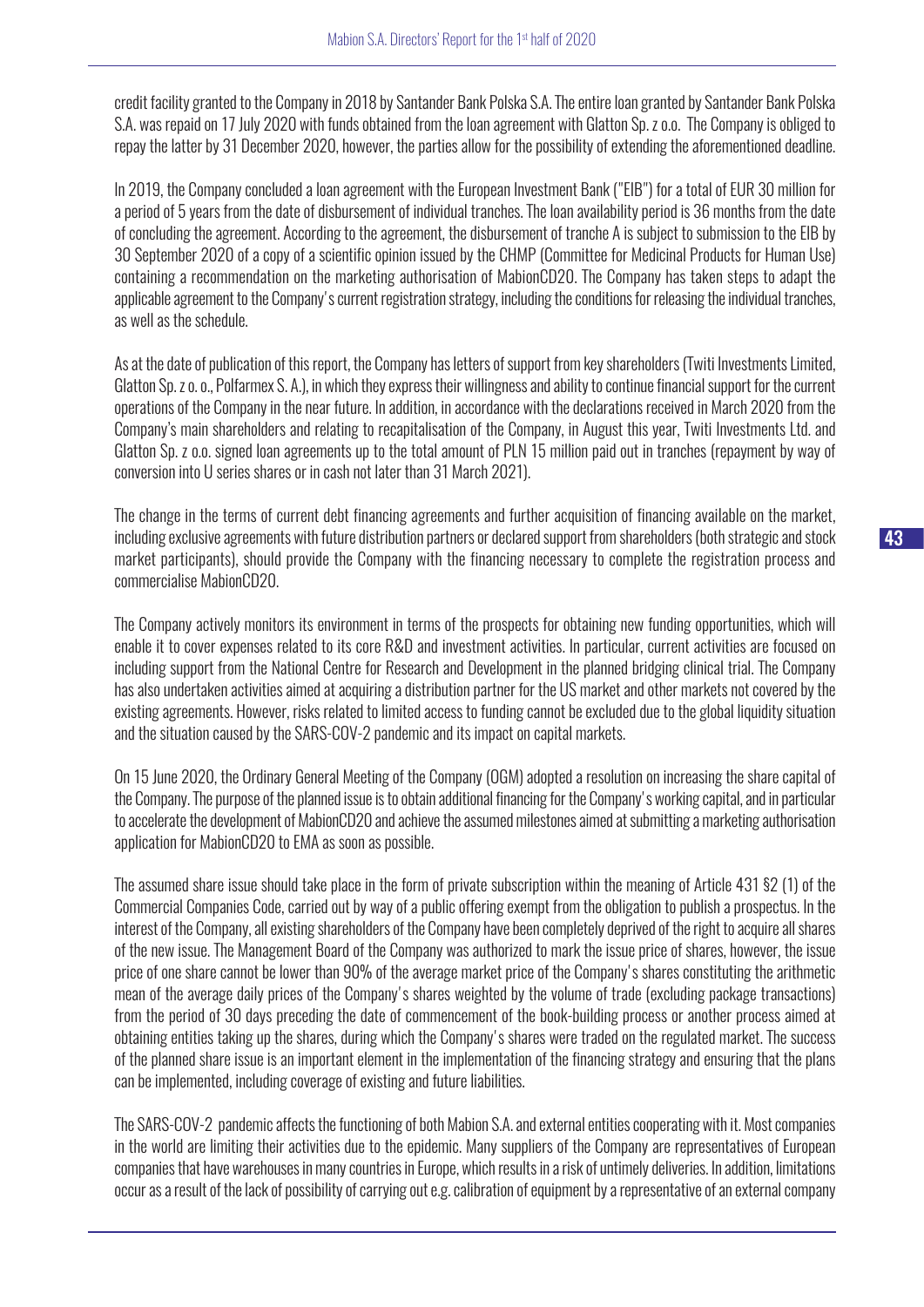credit facility granted to the Company in 2018 by Santander Bank Polska S.A. The entire loan granted by Santander Bank Polska S.A. was repaid on 17 July 2020 with funds obtained from the loan agreement with Glatton Sp. z o.o. The Company is obliged to repay the latter by 31 December 2020, however, the parties allow for the possibility of extending the aforementioned deadline.

In 2019, the Company concluded a loan agreement with the European Investment Bank ("EIB") for a total of EUR 30 million for a period of 5 years from the date of disbursement of individual tranches. The loan availability period is 36 months from the date of concluding the agreement. According to the agreement, the disbursement of tranche A is subject to submission to the EIB by 30 September 2020 of a copy of a scientific opinion issued by the CHMP (Committee for Medicinal Products for Human Use) containing a recommendation on the marketing authorisation of MabionCD20. The Company has taken steps to adapt the applicable agreement to the Company's current registration strategy, including the conditions for releasing the individual tranches, as well as the schedule.

As at the date of publication of this report, the Company has letters of support from key shareholders (Twiti Investments Limited, Glatton Sp. z o. o., Polfarmex S. A.), in which they express their willingness and ability to continue financial support for the current operations of the Company in the near future. In addition, in accordance with the declarations received in March 2020 from the Company's main shareholders and relating to recapitalisation of the Company, in August this year, Twiti Investments Ltd. and Glatton Sp. z o.o. signed loan agreements up to the total amount of PLN 15 million paid out in tranches (repayment by way of conversion into U series shares or in cash not later than 31 March 2021).

The change in the terms of current debt financing agreements and further acquisition of financing available on the market, including exclusive agreements with future distribution partners or declared support from shareholders (both strategic and stock market participants), should provide the Company with the financing necessary to complete the registration process and commercialise MabionCD20.

The Company actively monitors its environment in terms of the prospects for obtaining new funding opportunities, which will enable it to cover expenses related to its core R&D and investment activities. In particular, current activities are focused on including support from the National Centre for Research and Development in the planned bridging clinical trial. The Company has also undertaken activities aimed at acquiring a distribution partner for the US market and other markets not covered by the existing agreements. However, risks related to limited access to funding cannot be excluded due to the global liquidity situation and the situation caused by the SARS-COV-2 pandemic and its impact on capital markets.

On 15 June 2020, the Ordinary General Meeting of the Company (OGM) adopted a resolution on increasing the share capital of the Company. The purpose of the planned issue is to obtain additional financing for the Company's working capital, and in particular to accelerate the development of MabionCD20 and achieve the assumed milestones aimed at submitting a marketing authorisation application for MabionCD20 to EMA as soon as possible.

The assumed share issue should take place in the form of private subscription within the meaning of Article 431 §2 (1) of the Commercial Companies Code, carried out by way of a public offering exempt from the obligation to publish a prospectus. In the interest of the Company, all existing shareholders of the Company have been completely deprived of the right to acquire all shares of the new issue. The Management Board of the Company was authorized to mark the issue price of shares, however, the issue price of one share cannot be lower than 90% of the average market price of the Company's shares constituting the arithmetic mean of the average daily prices of the Company's shares weighted by the volume of trade (excluding package transactions) from the period of 30 days preceding the date of commencement of the book-building process or another process aimed at obtaining entities taking up the shares, during which the Company's shares were traded on the regulated market. The success of the planned share issue is an important element in the implementation of the financing strategy and ensuring that the plans can be implemented, including coverage of existing and future liabilities.

The SARS-COV-2 pandemic affects the functioning of both Mabion S.A. and external entities cooperating with it. Most companies in the world are limiting their activities due to the epidemic. Many suppliers of the Company are representatives of European companies that have warehouses in many countries in Europe, which results in a risk of untimely deliveries. In addition, limitations occur as a result of the lack of possibility of carrying out e.g. calibration of equipment by a representative of an external company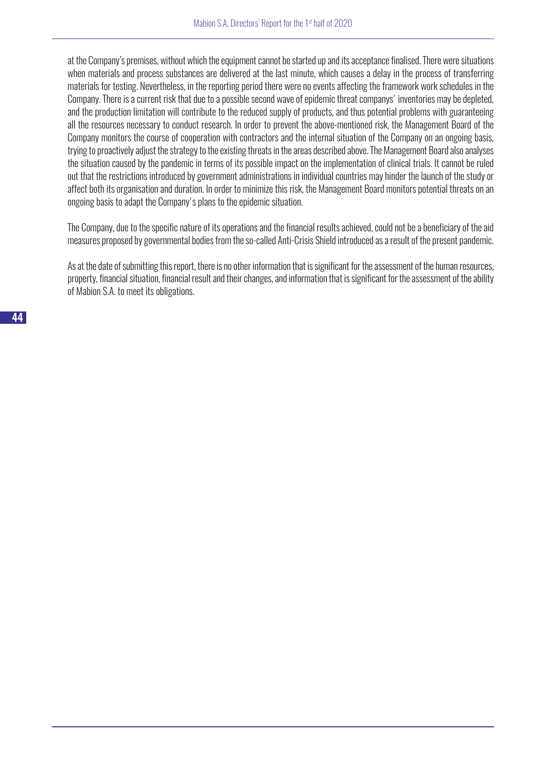at the Company's premises, without which the equipment cannot be started up and its acceptance finalised. There were situations when materials and process substances are delivered at the last minute, which causes a delay in the process of transferring materials for testing. Nevertheless, in the reporting period there were no events affecting the framework work schedules in the Company. There is a current risk that due to a possible second wave of epidemic threat companys' inventories may be depleted, and the production limitation will contribute to the reduced supply of products, and thus potential problems with guaranteeing all the resources necessary to conduct research. In order to prevent the above-mentioned risk, the Management Board of the Company monitors the course of cooperation with contractors and the internal situation of the Company on an ongoing basis, trying to proactively adjust the strategy to the existing threats in the areas described above. The Management Board also analyses the situation caused by the pandemic in terms of its possible impact on the implementation of clinical trials. It cannot be ruled out that the restrictions introduced by government administrations in individual countries may hinder the launch of the study or affect both its organisation and duration. In order to minimize this risk, the Management Board monitors potential threats on an ongoing basis to adapt the Company's plans to the epidemic situation.

The Company, due to the specific nature of its operations and the financial results achieved, could not be a beneficiary of the aid measures proposed by governmental bodies from the so-called Anti-Crisis Shield introduced as a result of the present pandemic.

As at the date of submitting this report, there is no other information that is significant for the assessment of the human resources, property, financial situation, financial result and their changes, and information that is significant for the assessment of the ability of Mabion S.A. to meet its obligations.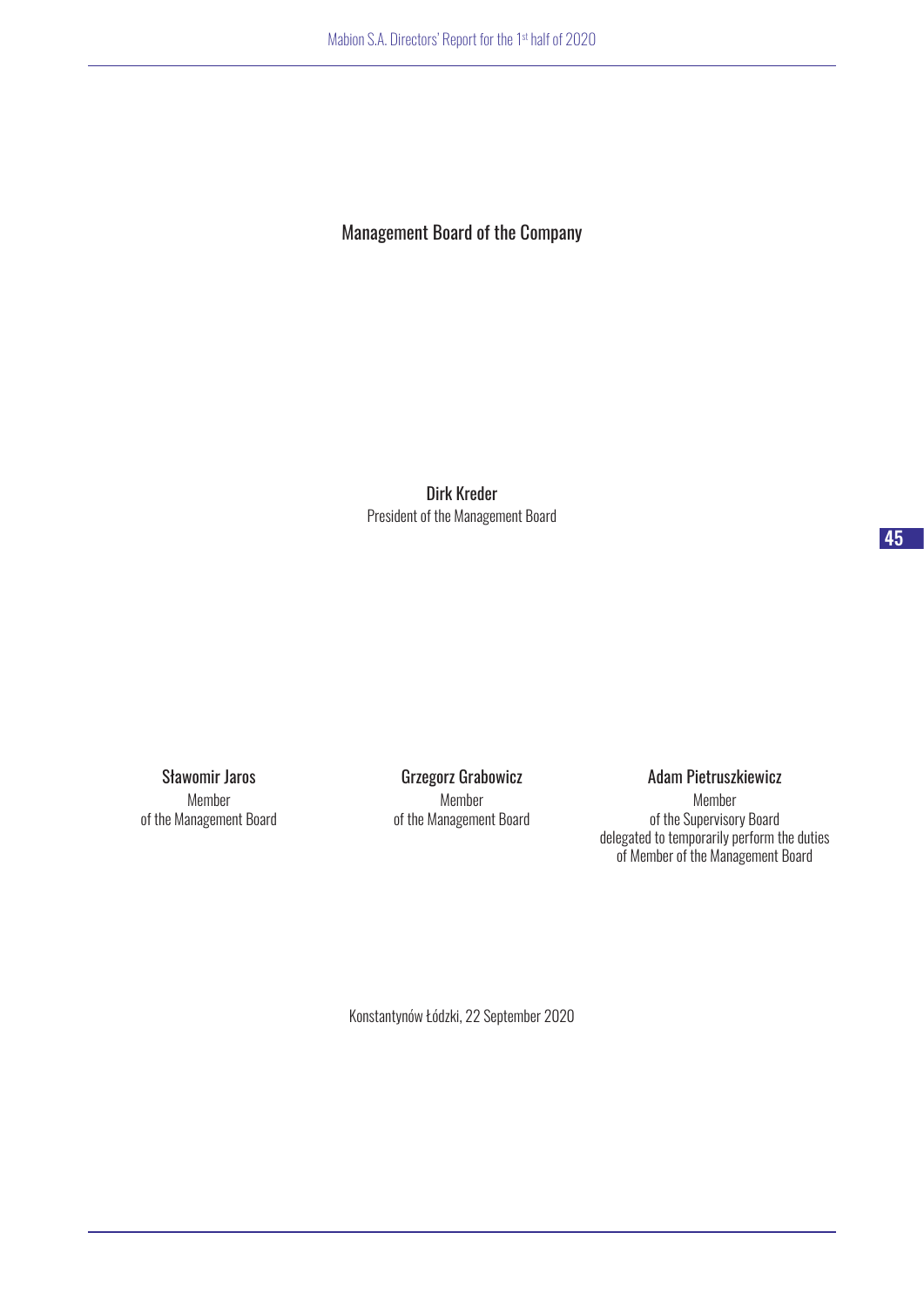Management Board of the Company

**Dirk Kreder**
President of the Management Board

**Sławomir Jaros**
Member
of the Management Board

**Grzegorz Grabowicz**
Member
of the Management Board

**Adam Pietruszkiewicz**
Member
of the Supervisory Board
delegated to temporarily perform the duties
of Member of the Management Board

Konstantynów Łódzki, 22 September 2020